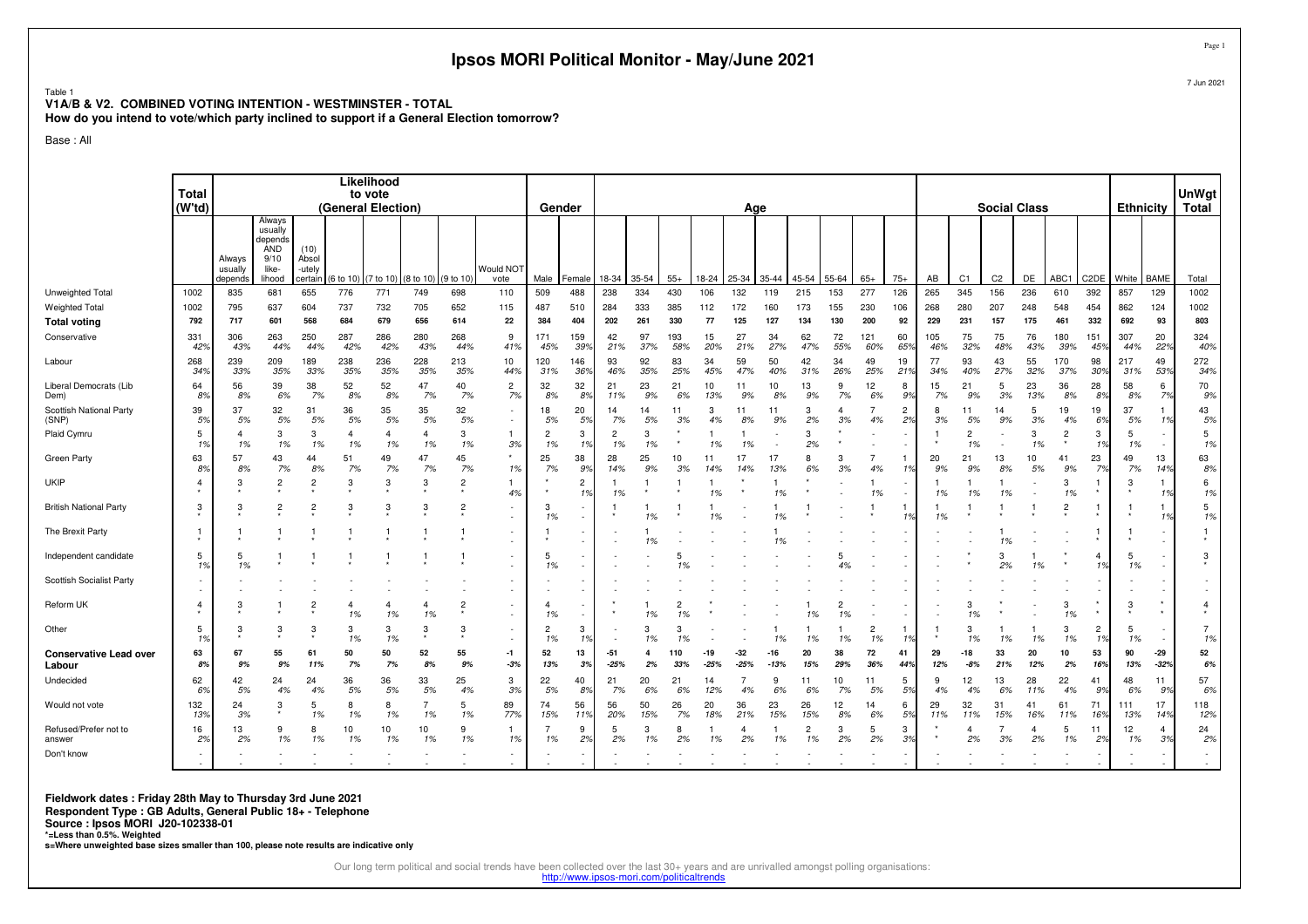# Ipsos MORI Political Monitor - May/June 2021

7 Jun 2021

Table 1
**V1A/B & V2. COMBINED VOTING INTENTION - WESTMINSTER - TOTAL**
**How do you intend to vote/which party inclined to support if a General Election tomorrow?**

Base : All

| | Total (W'td) | Likelihood to vote (General Election) | | | | | | | | Gender | | Age | | | | | | | | | | Social Class | | | | | | Ethnicity | | UnWgt Total |
|---|---|---|---|---|---|---|---|---|---|---|---|---|---|---|---|---|---|---|---|---|---|---|---|---|---|---|---|---|---|---|
| | | Always usually depends | Always usually depends AND 9/10 like-lihood | (10) Absol-utely certain | (6 to 10) | (7 to 10) | (8 to 10) | (9 to 10) | Would NOT vote | Male | Female | 18-34 | 35-54 | 55+ | 18-24 | 25-34 | 35-44 | 45-54 | 55-64 | 65+ | 75+ | AB | C1 | C2 | DE | ABC1 | C2DE | White | BAME | Total |
| Unweighted Total | 1002 | 835 | 681 | 655 | 776 | 771 | 749 | 698 | 110 | 509 | 488 | 238 | 334 | 430 | 106 | 132 | 119 | 215 | 153 | 277 | 126 | 265 | 345 | 156 | 236 | 610 | 392 | 857 | 129 | 1002 |
| Weighted Total | 1002 | 795 | 637 | 604 | 737 | 732 | 705 | 652 | 115 | 487 | 510 | 284 | 333 | 385 | 112 | 172 | 160 | 173 | 155 | 230 | 106 | 268 | 280 | 207 | 248 | 548 | 454 | 862 | 124 | 1002 |
| **Total voting** | **792** | **717** | **601** | **568** | **684** | **679** | **656** | **614** | **22** | **384** | **404** | **202** | **261** | **330** | **77** | **125** | **127** | **134** | **130** | **200** | **92** | **229** | **231** | **157** | **175** | **461** | **332** | **692** | **93** | **803** |
| Conservative | 331 42% | 306 43% | 263 44% | 250 44% | 287 42% | 286 42% | 280 43% | 268 44% | 9 41% | 171 45% | 159 39% | 42 21% | 97 37% | 193 58% | 15 20% | 27 21% | 34 27% | 62 47% | 72 55% | 121 60% | 60 65% | 105 46% | 75 32% | 75 48% | 76 43% | 180 39% | 151 45% | 307 44% | 20 22% | 324 40% |
| Labour | 268 34% | 239 33% | 209 35% | 189 33% | 238 35% | 236 35% | 228 35% | 213 35% | 10 44% | 120 31% | 146 36% | 93 46% | 92 35% | 83 25% | 34 45% | 59 47% | 50 40% | 42 31% | 34 26% | 49 25% | 19 21% | 77 34% | 93 40% | 43 27% | 55 32% | 170 37% | 98 30% | 217 31% | 49 53% | 272 34% |
| Liberal Democrats (Lib Dem) | 64 8% | 56 8% | 39 6% | 38 7% | 52 8% | 52 8% | 47 7% | 40 7% | 2 7% | 32 8% | 32 8% | 21 11% | 23 9% | 21 6% | 10 13% | 11 9% | 10 8% | 13 9% | 9 7% | 12 6% | 8 9% | 15 7% | 21 9% | 5 3% | 23 13% | 36 8% | 28 8% | 58 8% | 6 7% | 70 9% |
| Scottish National Party (SNP) | 39 5% | 37 5% | 32 5% | 31 5% | 36 5% | 35 5% | 35 5% | 32 5% | - - | 18 5% | 20 5% | 14 7% | 14 5% | 11 3% | 3 4% | 11 8% | 11 9% | 3 2% | 4 3% | 7 4% | 2 2% | 8 3% | 11 5% | 14 9% | 5 3% | 19 4% | 19 6% | 37 5% | 1 1% | 43 5% |
| Plaid Cymru | 5 1% | 4 1% | 3 1% | 3 1% | 4 1% | 4 1% | 4 1% | 3 1% | 1 3% | 2 1% | 3 1% | 2 1% | 3 1% | * * | 1 1% | 1 1% | - - | 3 2% | * * | - - | - - | 1 * | 2 1% | - - | 3 1% | 2 * | 3 1% | 5 1% | - - | 5 1% |
| Green Party | 63 8% | 57 8% | 43 7% | 44 8% | 51 7% | 49 7% | 47 7% | 45 7% | * 1% | 25 7% | 38 9% | 28 14% | 25 9% | 10 3% | 11 14% | 17 14% | 17 13% | 8 6% | 3 3% | 7 4% | 1 1% | 20 9% | 21 9% | 13 8% | 10 5% | 41 9% | 23 7% | 49 7% | 13 14% | 63 8% |
| UKIP | 4 * | 3 * | 2 * | 2 * | 3 * | 3 * | 3 * | 2 * | 1 4% | * * | 2 1% | 1 1% | 1 * | 1 * | 1 1% | * * | 1 1% | * * | - - | 1 1% | - - | 1 1% | 1 1% | 1 1% | - - | 3 1% | 1 * | 3 * | 1 1% | 6 1% |
| British National Party | 3 * | 3 * | 2 * | 2 * | 3 * | 3 * | 3 * | 2 * | - - | 3 1% | - - | 1 * | 1 1% | 1 * | 1 1% | - - | 1 1% | 1 * | - - | 1 * | 1 1% | 1 1% | 1 * | 1 * | 1 * | 2 * | 1 * | 1 * | 1 1% | 5 1% |
| The Brexit Party | 1 * | 1 * | 1 * | 1 * | 1 * | 1 * | 1 * | 1 * | - - | 1 * | - - | - - | 1 1% | - - | - - | - - | 1 1% | - - | - - | - - | - - | - - | - - | 1 1% | - - | - - | 1 * | 1 * | - - | 1 * |
| Independent candidate | 5 1% | 5 1% | 1 * | 1 * | 1 * | 1 * | 1 * | 1 * | - - | 5 1% | - - | - - | - - | 5 1% | - - | - - | - - | - - | 5 4% | - - | - - | - - | * * | 3 2% | 1 1% | * * | 4 1% | 5 1% | - - | 3 * |
| Scottish Socialist Party | - - | - - | - - | - - | - - | - - | - - | - - | - - | - - | - - | - - | - - | - - | - - | - - | - - | - - | - - | - - | - - | - - | - - | - - | - - | - - | - - | - - | - - | - - |
| Reform UK | 4 * | 3 * | 1 * | 2 * | 4 1% | 4 1% | 4 1% | 2 * | - - | 4 1% | - - | * * | 1 1% | 2 1% | * * | - - | - - | 1 1% | 2 1% | - - | - - | - - | 3 1% | * * | - - | 3 1% | * * | 3 * | * * | 4 * |
| Other | 5 1% | 3 * | 3 * | 3 * | 3 1% | 3 1% | 3 * | 3 * | - - | 2 1% | 3 1% | - - | 3 1% | 3 1% | - - | - - | 1 1% | 1 1% | 1 1% | 2 1% | 1 1% | 1 * | 3 1% | 1 1% | 1 1% | 3 1% | 2 1% | 5 1% | - - | 7 1% |
| **Conservative Lead over Labour** | **63 8%** | **67 9%** | **55 9%** | **61 11%** | **50 7%** | **50 7%** | **52 8%** | **55 9%** | **-1 -3%** | **52 13%** | **13 3%** | **-51 -25%** | **4 2%** | **110 33%** | **-19 -25%** | **-32 -25%** | **-16 -13%** | **20 15%** | **38 29%** | **72 36%** | **41 44%** | **29 12%** | **-18 -8%** | **33 21%** | **20 12%** | **10 2%** | **53 16%** | **90 13%** | **-29 -32%** | **52 6%** |
| Undecided | 62 6% | 42 5% | 24 4% | 24 4% | 36 5% | 36 5% | 33 5% | 25 4% | 3 3% | 22 5% | 40 8% | 21 7% | 20 6% | 21 6% | 14 12% | 7 4% | 9 6% | 11 6% | 10 7% | 11 5% | 5 5% | 9 4% | 12 4% | 13 6% | 28 11% | 22 4% | 41 9% | 48 6% | 11 9% | 57 6% |
| Would not vote | 132 13% | 24 3% | 3 * | 5 1% | 8 1% | 8 1% | 7 1% | 5 1% | 89 77% | 74 15% | 56 11% | 56 20% | 50 15% | 26 7% | 20 18% | 36 21% | 23 15% | 26 15% | 12 8% | 14 6% | 6 5% | 29 11% | 32 11% | 31 15% | 41 16% | 61 11% | 71 16% | 111 13% | 17 14% | 118 12% |
| Refused/Prefer not to answer | 16 2% | 13 2% | 9 1% | 8 1% | 10 1% | 10 1% | 10 1% | 9 1% | 1 1% | 7 1% | 9 2% | 5 2% | 3 1% | 8 2% | 1 1% | 4 2% | 1 1% | 2 1% | 3 2% | 5 2% | 3 3% | * * | 4 2% | 7 3% | 4 2% | 5 1% | 11 2% | 12 1% | 4 3% | 24 2% |
| Don't know | - - | - - | - - | - - | - - | - - | - - | - - | - - | - - | - - | - - | - - | - - | - - | - - | - - | - - | - - | - - | - - | - - | - - | - - | - - | - - | - - | - - | - - | - - |

**Fieldwork dates : Friday 28th May to Thursday 3rd June 2021**
**Respondent Type : GB Adults, General Public 18+ - Telephone**
**Source : Ipsos MORI J20-102338-01**
***=Less than 0.5%. Weighted**
**s=Where unweighted base sizes smaller than 100, please note results are indicative only**

Our long term political and social trends have been collected over the last 30+ years and are unrivalled amongst polling organisations:
http://www.ipsos-mori.com/politicaltrends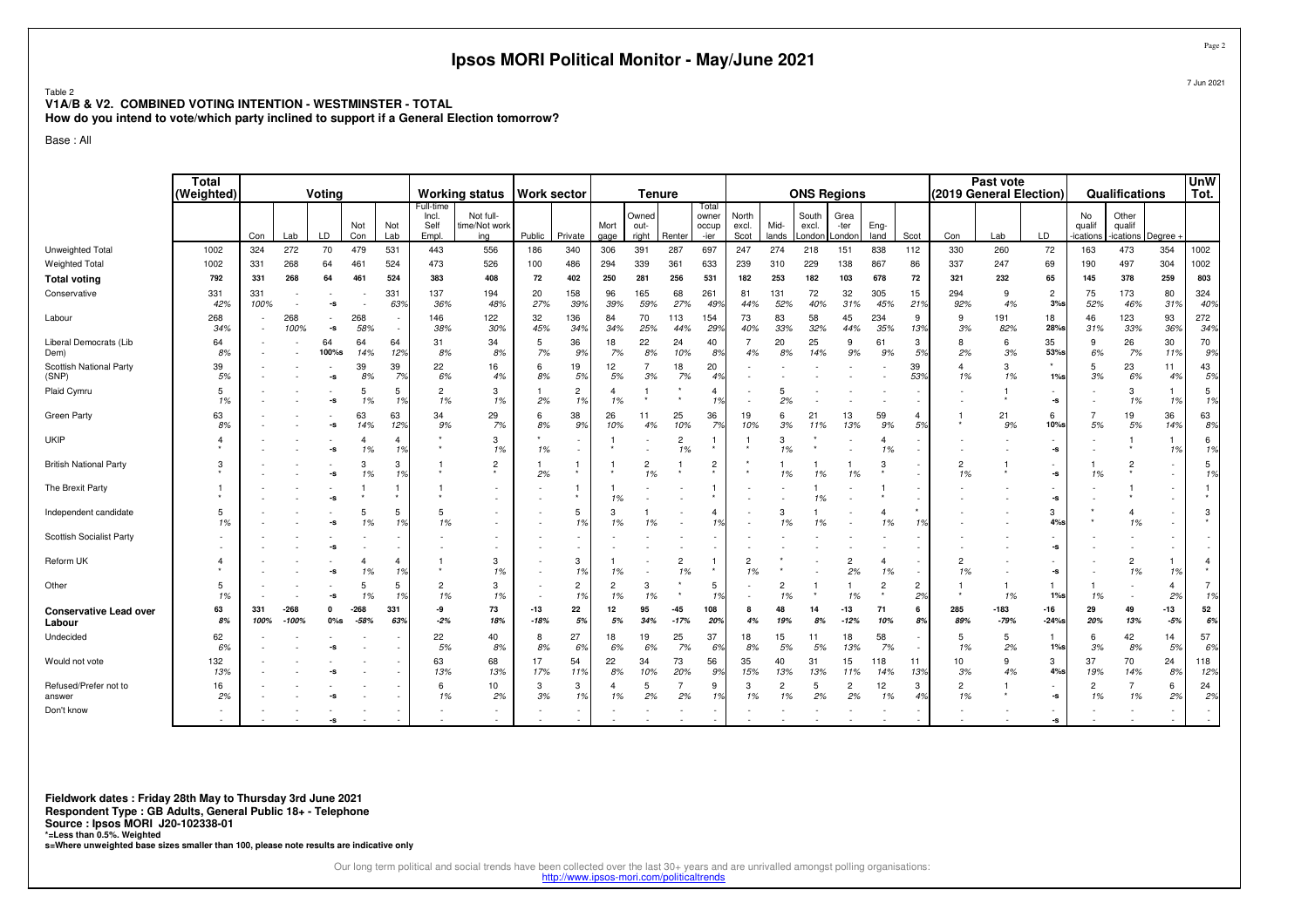# Ipsos MORI Political Monitor - May/June 2021

Table 2
**V1A/B & V2. COMBINED VOTING INTENTION - WESTMINSTER - TOTAL**
**How do you intend to vote/which party inclined to support if a General Election tomorrow?**

Base : All

| | Total (Weighted) | Voting | | | | | Working status | | Work sector | | Tenure | | | | ONS Regions | | | | | | Past vote (2019 General Election) | | | Qualifications | | | UnW Tot. |
|---|---|---|---|---|---|---|---|---|---|---|---|---|---|---|---|---|---|---|---|---|---|---|---|---|---|---|---|
| | | Con | Lab | LD | Not Con | Not Lab | Full-time Incl. Self Empl. | Not full-time/Not working | Public | Private | Mortgage | Owned outright | Renter | Total owner occupier | North excl. Scot | Midlands | South excl. London | Greater London | England | Scot | Con | Lab | LD | No qualifications | Other qualifications | Degree + | |
| Unweighted Total | 1002 | 324 | 272 | 70 | 479 | 531 | 443 | 556 | 186 | 340 | 306 | 391 | 287 | 697 | 247 | 274 | 218 | 151 | 838 | 112 | 330 | 260 | 72 | 163 | 473 | 354 | 1002 |
| Weighted Total | 1002 | 331 | 268 | 64 | 461 | 524 | 473 | 526 | 100 | 486 | 294 | 339 | 361 | 633 | 239 | 310 | 229 | 138 | 867 | 86 | 337 | 247 | 69 | 190 | 497 | 304 | 1002 |
| **Total voting** | **792** | **331** | **268** | **64** | **461** | **524** | **383** | **408** | **72** | **402** | **250** | **281** | **256** | **531** | **182** | **253** | **182** | **103** | **678** | **72** | **321** | **232** | **65** | **145** | **378** | **259** | **803** |
| Conservative | 331 | 331 | - | - | - | 331 | 137 | 194 | 20 | 158 | 96 | 165 | 68 | 261 | 81 | 131 | 72 | 32 | 305 | 15 | 294 | 9 | 2 | 75 | 173 | 80 | 324 |
| | 42% | 100% | - | -s | - | 63% | 36% | 48% | 27% | 39% | 39% | 59% | 27% | 49% | 44% | 52% | 40% | 31% | 45% | 21% | 92% | 4% | 3%s | 52% | 46% | 31% | 40% |
| Labour | 268 | - | 268 | - | 268 | - | 146 | 122 | 32 | 136 | 84 | 70 | 113 | 154 | 73 | 83 | 58 | 45 | 234 | 9 | 9 | 191 | 18 | 46 | 123 | 93 | 272 |
| | 34% | - | 100% | -s | 58% | - | 38% | 30% | 45% | 34% | 34% | 25% | 44% | 29% | 40% | 33% | 32% | 44% | 35% | 13% | 3% | 82% | 28%s | 31% | 33% | 36% | 34% |
| Liberal Democrats (Lib Dem) | 64 | - | - | 64 | 64 | 64 | 31 | 34 | 5 | 36 | 18 | 22 | 24 | 40 | 7 | 20 | 25 | 9 | 61 | 3 | 8 | 6 | 35 | 9 | 26 | 30 | 70 |
| | 8% | - | - | 100%s | 14% | 12% | 8% | 8% | 7% | 9% | 7% | 8% | 10% | 8% | 4% | 8% | 14% | 9% | 9% | 5% | 2% | 3% | 53%s | 6% | 7% | 11% | 9% |
| Scottish National Party (SNP) | 39 | - | - | - | 39 | 39 | 22 | 16 | 6 | 19 | 12 | 7 | 18 | 20 | - | - | - | - | - | 39 | 4 | 3 | * | 5 | 23 | 11 | 43 |
| | 5% | - | - | -s | 8% | 7% | 6% | 4% | 8% | 5% | 5% | 3% | 7% | 4% | - | - | - | - | - | 53% | 1% | 1% | 1%s | 3% | 6% | 4% | 5% |
| Plaid Cymru | 5 | - | - | - | 5 | 5 | 2 | 3 | 1 | 2 | 4 | 1 | * | 4 | - | 5 | - | - | - | - | - | 1 | - | - | 3 | 1 | 5 |
| | 1% | - | - | -s | 1% | 1% | 1% | 1% | 2% | 1% | 1% | * | * | 1% | - | 2% | - | - | - | - | - | * | -s | - | 1% | 1% | 1% |
| Green Party | 63 | - | - | - | 63 | 63 | 34 | 29 | 6 | 38 | 26 | 11 | 25 | 36 | 19 | 6 | 21 | 13 | 59 | 4 | 1 | 21 | 6 | 7 | 19 | 36 | 63 |
| | 8% | - | - | -s | 14% | 12% | 9% | 7% | 8% | 9% | 10% | 4% | 10% | 7% | 10% | 3% | 11% | 13% | 9% | 5% | * | 9% | 10%s | 5% | 5% | 14% | 8% |
| UKIP | 4 | - | - | - | 4 | 4 | * | 3 | * | - | 1 | - | 2 | 1 | 1 | 3 | * | - | 4 | - | - | - | - | - | 1 | 1 | 6 |
| | * | - | - | -s | 1% | 1% | * | 1% | 1% | - | * | - | 1% | * | * | 1% | * | - | 1% | - | - | - | -s | - | * | 1% | 1% |
| British National Party | 3 | - | - | - | 3 | 3 | 1 | 2 | 1 | 1 | 1 | 2 | 1 | 2 | * | 1 | 1 | 1 | 3 | - | 2 | 1 | - | 1 | 2 | - | 5 |
| | * | - | - | -s | 1% | 1% | * | * | 2% | * | * | 1% | * | * | * | 1% | 1% | 1% | * | - | 1% | * | -s | 1% | * | - | 1% |
| The Brexit Party | 1 | - | - | - | 1 | 1 | 1 | - | - | 1 | 1 | - | - | 1 | - | - | 1 | - | 1 | - | - | - | - | - | 1 | - | 1 |
| | * | - | - | -s | * | * | * | - | - | * | 1% | - | - | * | - | - | 1% | - | * | - | - | - | -s | - | * | - | * |
| Independent candidate | 5 | - | - | - | 5 | 5 | 5 | - | - | 5 | 3 | 1 | - | 4 | - | 3 | 1 | - | 4 | * | - | - | 3 | * | 4 | - | 3 |
| | 1% | - | - | -s | 1% | 1% | 1% | - | - | 1% | 1% | 1% | - | 1% | - | 1% | 1% | - | 1% | 1% | - | - | 4%s | * | 1% | - | * |
| Scottish Socialist Party | - | - | - | - | - | - | - | - | - | - | - | - | - | - | - | - | - | - | - | - | - | - | - | - | - | - | - |
| | - | - | - | -s | - | - | - | - | - | - | - | - | - | - | - | - | - | - | - | - | - | - | -s | - | - | - | - |
| Reform UK | 4 | - | - | - | 4 | 4 | 1 | 3 | - | 3 | 1 | - | 2 | 1 | 2 | * | - | 2 | 4 | - | 2 | - | - | - | 2 | 1 | 4 |
| | * | - | - | -s | 1% | 1% | * | 1% | - | 1% | 1% | - | 1% | * | 1% | * | - | 2% | 1% | - | 1% | - | -s | - | 1% | 1% | * |
| Other | 5 | - | - | - | 5 | 5 | 2 | 3 | - | 2 | 2 | 3 | * | 5 | - | 2 | 1 | 1 | 2 | 2 | 1 | 1 | 1 | 1 | - | 4 | 7 |
| | 1% | - | - | -s | 1% | 1% | 1% | 1% | - | 1% | 1% | 1% | * | 1% | - | 1% | * | 1% | * | 2% | * | 1% | 1%s | 1% | - | 2% | 1% |
| **Conservative Lead over Labour** | **63** | **331** | **-268** | **0** | **-268** | **331** | **-9** | **73** | **-13** | **22** | **12** | **95** | **-45** | **108** | **8** | **48** | **14** | **-13** | **71** | **6** | **285** | **-183** | **-16** | **29** | **49** | **-13** | **52** |
| | **8%** | **100%** | **-100%** | **0%s** | **-58%** | **63%** | **-2%** | **18%** | **-18%** | **5%** | **5%** | **34%** | **-17%** | **20%** | **4%** | **19%** | **8%** | **-12%** | **10%** | **8%** | **89%** | **-79%** | **-24%s** | **20%** | **13%** | **-5%** | **6%** |
| Undecided | 62 | - | - | - | - | - | 22 | 40 | 8 | 27 | 18 | 19 | 25 | 37 | 18 | 15 | 11 | 18 | 58 | - | 5 | 5 | 1 | 6 | 42 | 14 | 57 |
| | 6% | - | - | -s | - | - | 5% | 8% | 8% | 6% | 6% | 6% | 7% | 6% | 8% | 5% | 5% | 13% | 7% | - | 1% | 2% | 1%s | 3% | 8% | 5% | 6% |
| Would not vote | 132 | - | - | - | - | - | 63 | 68 | 17 | 54 | 22 | 34 | 73 | 56 | 35 | 40 | 31 | 15 | 118 | 11 | 10 | 9 | 3 | 37 | 70 | 24 | 118 |
| | 13% | - | - | -s | - | - | 13% | 13% | 17% | 11% | 8% | 10% | 20% | 9% | 15% | 13% | 13% | 11% | 14% | 13% | 3% | 4% | 4%s | 19% | 14% | 8% | 12% |
| Refused/Prefer not to answer | 16 | - | - | - | - | - | 6 | 10 | 3 | 3 | 4 | 5 | 7 | 9 | 3 | 2 | 5 | 2 | 12 | 3 | 2 | 1 | - | 2 | 7 | 6 | 24 |
| | 2% | - | - | -s | - | - | 1% | 2% | 3% | 1% | 1% | 2% | 2% | 1% | 1% | 1% | 2% | 2% | 1% | 4% | 1% | * | -s | 1% | 1% | 2% | 2% |
| Don't know | - | - | - | - | - | - | - | - | - | - | - | - | - | - | - | - | - | - | - | - | - | - | - | - | - | - | - |
| | - | - | - | -s | - | - | - | - | - | - | - | - | - | - | - | - | - | - | - | - | - | - | -s | - | - | - | - |

**Fieldwork dates : Friday 28th May to Thursday 3rd June 2021**
**Respondent Type : GB Adults, General Public 18+ - Telephone**
**Source : Ipsos MORI J20-102338-01**
***=Less than 0.5%. Weighted**
**s=Where unweighted base sizes smaller than 100, please note results are indicative only**

Our long term political and social trends have been collected over the last 30+ years and are unrivalled amongst polling organisations:
http://www.ipsos-mori.com/politicaltrends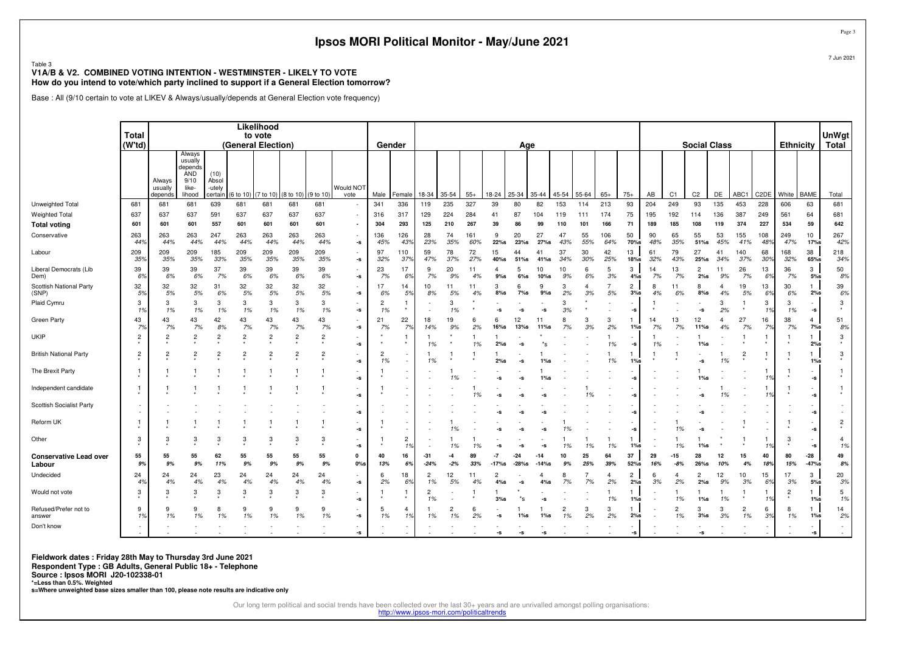# Ipsos MORI Political Monitor - May/June 2021

Table 3
**V1A/B & V2. COMBINED VOTING INTENTION - WESTMINSTER - LIKELY TO VOTE**
**How do you intend to vote/which party inclined to support if a General Election tomorrow?**

Base : All (9/10 certain to vote at LIKEV & Always/usually/depends at General Election vote frequency)

| | Total (W'td) | Likelihood to vote (General Election) | | | | | | | | Gender | | Age | | | | | | | | | | Social Class | | | | | | Ethnicity | | UnWgt Total |
|---|---|---|---|---|---|---|---|---|---|---|---|---|---|---|---|---|---|---|---|---|---|---|---|---|---|---|---|---|---|---|
| | | Always usually depends | Always usually depends AND 9/10 like-lihood | (10) Absol-utely certain | (6 to 10) | (7 to 10) | (8 to 10) | (9 to 10) | Would NOT vote | Male | Female | 18-34 | 35-54 | 55+ | 18-24 | 25-34 | 35-44 | 45-54 | 55-64 | 65+ | 75+ | AB | C1 | C2 | DE | ABC1 | C2DE | White | BAME | Total |
| Unweighted Total | 681 | 681 | 681 | 639 | 681 | 681 | 681 | 681 | - | 341 | 336 | 119 | 235 | 327 | 39 | 80 | 82 | 153 | 114 | 213 | 93 | 204 | 249 | 93 | 135 | 453 | 228 | 606 | 63 | 681 |
| Weighted Total | 637 | 637 | 637 | 591 | 637 | 637 | 637 | 637 | - | 316 | 317 | 129 | 224 | 284 | 41 | 87 | 104 | 119 | 111 | 174 | 75 | 195 | 192 | 114 | 136 | 387 | 249 | 561 | 64 | 681 |
| **Total voting** | **601** | **601** | **601** | **557** | **601** | **601** | **601** | **601** | **-** | **304** | **293** | **125** | **210** | **267** | **39** | **86** | **99** | **110** | **101** | **166** | **71** | **189** | **185** | **108** | **119** | **374** | **227** | **534** | **59** | **642** |
| Conservative | 263 | 263 | 263 | 247 | 263 | 263 | 263 | 263 | - | 136 | 126 | 28 | 74 | 161 | 9 | 20 | 27 | 47 | 55 | 106 | 50 | 90 | 65 | 55 | 53 | 155 | 108 | 249 | 10 | 267 |
| | 44% | 44% | 44% | 44% | 44% | 44% | 44% | 44% | -s | 45% | 43% | 23% | 35% | 60% | 22%s | 23%s | 27%s | 43% | 55% | 64% | 70%s | 48% | 35% | 51%s | 45% | 41% | 48% | 47% | 17%s | 42% |
| Labour | 209 | 209 | 209 | 185 | 209 | 209 | 209 | 209 | - | 97 | 110 | 59 | 78 | 72 | 15 | 44 | 41 | 37 | 30 | 42 | 13 | 61 | 79 | 27 | 41 | 140 | 68 | 168 | 38 | 218 |
| | 35% | 35% | 35% | 33% | 35% | 35% | 35% | 35% | -s | 32% | 37% | 47% | 37% | 27% | 40%s | 51%s | 41%s | 34% | 30% | 25% | 18%s | 32% | 43% | 25%s | 34% | 37% | 30% | 32% | 65%s | 34% |
| Liberal Democrats (Lib Dem) | 39 | 39 | 39 | 37 | 39 | 39 | 39 | 39 | - | 23 | 17 | 9 | 20 | 11 | 4 | 5 | 10 | 10 | 6 | 5 | 3 | 14 | 13 | 2 | 11 | 26 | 13 | 36 | 3 | 50 |
| | 6% | 6% | 6% | 7% | 6% | 6% | 6% | 6% | -s | 7% | 6% | 7% | 9% | 4% | 9%s | 6%s | 10%s | 9% | 6% | 3% | 4%s | 7% | 7% | 2%s | 9% | 7% | 6% | 7% | 5%s | 8% |
| Scottish National Party (SNP) | 32 | 32 | 32 | 31 | 32 | 32 | 32 | 32 | - | 17 | 14 | 10 | 11 | 11 | 3 | 6 | 9 | 3 | 4 | 7 | 2 | 8 | 11 | 8 | 4 | 19 | 13 | 30 | 1 | 39 |
| | 5% | 5% | 5% | 6% | 5% | 5% | 5% | 5% | -s | 6% | 5% | 8% | 5% | 4% | 8%s | 7%s | 9%s | 2% | 3% | 5% | 3%s | 4% | 6% | 8%s | 4% | 5% | 6% | 6% | 2%s | 6% |
| Plaid Cymru | 3 | 3 | 3 | 3 | 3 | 3 | 3 | 3 | - | 2 | 1 | - | 3 | * | - | - | - | 3 | * | - | - | 1 | - | - | 3 | 1 | 3 | 3 | - | 3 |
| | 1% | 1% | 1% | 1% | 1% | 1% | 1% | 1% | -s | 1% | * | - | 1% | * | -s | -s | -s | 3% | * | - | -s | * | - | -s | 2% | * | 1% | 1% | -s | * |
| Green Party | 43 | 43 | 43 | 42 | 43 | 43 | 43 | 43 | - | 21 | 22 | 18 | 19 | 6 | 6 | 12 | 11 | 8 | 3 | 3 | 1 | 14 | 13 | 12 | 4 | 27 | 16 | 38 | 4 | 51 |
| | 7% | 7% | 7% | 8% | 7% | 7% | 7% | 7% | -s | 7% | 7% | 14% | 9% | 2% | 16%s | 13%s | 11%s | 7% | 3% | 2% | 1%s | 7% | 7% | 11%s | 4% | 7% | 7% | 7% | 7%s | 8% |
| UKIP | 2 | 2 | 2 | 2 | 2 | 2 | 2 | 2 | - | * | 1 | 1 | * | 1 | 1 | - | * | - | - | 1 | - | 1 | - | 1 | - | 1 | 1 | 1 | 1 | 3 |
| | * | * | * | * | * | * | * | * | -s | * | * | 1% | * | 1% | 2%s | -s | *s | - | - | 1% | -s | 1% | - | 1%s | - | * | * | * | 2%s | * |
| British National Party | 2 | 2 | 2 | 2 | 2 | 2 | 2 | 2 | - | 2 | - | 1 | 1 | 1 | 1 | - | 1 | - | - | 1 | 1 | 1 | 1 | - | 1 | 2 | 1 | 1 | 1 | 3 |
| | * | * | * | * | * | * | * | * | -s | 1% | - | 1% | * | * | 2%s | -s | 1%s | - | - | 1% | 1%s | * | * | -s | 1% | * | * | * | 1%s | * |
| The Brexit Party | 1 | 1 | 1 | 1 | 1 | 1 | 1 | 1 | - | 1 | - | - | 1 | - | - | - | 1 | - | - | - | - | - | - | 1 | - | - | 1 | 1 | - | 1 |
| | * | * | * | * | * | * | * | * | -s | * | - | - | 1% | - | -s | -s | 1%s | - | - | - | -s | - | - | 1%s | - | - | 1% | * | -s | * |
| Independent candidate | 1 | 1 | 1 | 1 | 1 | 1 | 1 | 1 | - | 1 | - | - | - | 1 | - | - | - | - | 1 | - | - | - | - | - | 1 | - | 1 | 1 | - | 1 |
| | * | * | * | * | * | * | * | * | -s | * | - | - | - | 1% | -s | -s | -s | - | 1% | - | -s | - | - | -s | 1% | - | 1% | * | -s | * |
| Scottish Socialist Party | - | - | - | - | - | - | - | - | - | - | - | - | - | - | - | - | - | - | - | - | - | - | - | - | - | - | - | - | - | - |
| | - | - | - | - | - | - | - | - | -s | - | - | - | - | - | -s | -s | -s | - | - | - | -s | - | - | -s | - | - | - | - | -s | - |
| Reform UK | 1 | 1 | 1 | 1 | 1 | 1 | 1 | 1 | - | 1 | - | - | 1 | - | - | - | - | 1 | - | - | - | - | 1 | - | - | 1 | - | 1 | - | 2 |
| | * | * | * | * | * | * | * | * | -s | * | - | - | 1% | - | -s | -s | -s | 1% | - | - | -s | - | 1% | -s | - | * | - | * | -s | * |
| Other | 3 | 3 | 3 | 3 | 3 | 3 | 3 | 3 | - | 1 | 2 | - | 1 | 1 | - | - | - | 1 | 1 | 1 | 1 | - | 1 | 1 | * | 1 | 1 | 3 | - | 4 |
| | * | * | * | * | * | * | * | * | -s | * | 1% | - | 1% | 1% | -s | -s | -s | 1% | 1% | 1% | 1%s | - | 1% | 1%s | * | * | 1% | * | -s | 1% |
| **Conservative Lead over Labour** | **55** | **55** | **55** | **62** | **55** | **55** | **55** | **55** | **0** | **40** | **16** | **-31** | **-4** | **89** | **-7** | **-24** | **-14** | **10** | **25** | **64** | **37** | **29** | **-15** | **28** | **12** | **15** | **40** | **80** | **-28** | **49** |
| | *9%* | *9%* | *9%* | *11%* | *9%* | *9%* | *9%* | *9%* | *0%s* | *13%* | *6%* | *-24%* | *-2%* | *33%* | *-17%s* | *-28%s* | *-14%s* | *9%* | *25%* | *39%* | *52%s* | *16%* | *-8%* | *26%s* | *10%* | *4%* | *18%* | *15%* | *-47%s* | *8%* |
| Undecided | 24 | 24 | 24 | 23 | 24 | 24 | 24 | 24 | - | 6 | 18 | 2 | 12 | 11 | 2 | - | 4 | 8 | 7 | 4 | 2 | 6 | 4 | 2 | 12 | 10 | 15 | 17 | 3 | 20 |
| | 4% | 4% | 4% | 4% | 4% | 4% | 4% | 4% | -s | 2% | 6% | 1% | 5% | 4% | 4%s | -s | 4%s | 7% | 7% | 2% | 2%s | 3% | 2% | 2%s | 9% | 3% | 6% | 3% | 5%s | 3% |
| Would not vote | 3 | 3 | 3 | 3 | 3 | 3 | 3 | 3 | - | 1 | 1 | 2 | - | 1 | 1 | * | - | - | - | 1 | 1 | - | 1 | 1 | 1 | 1 | 1 | 2 | 1 | 5 |
| | * | * | * | * | * | * | * | * | -s | * | * | 1% | - | * | 3%s | *s | -s | - | - | 1% | 1%s | - | 1% | 1%s | 1% | * | 1% | * | 1%s | 1% |
| Refused/Prefer not to answer | 9 | 9 | 9 | 8 | 9 | 9 | 9 | 9 | - | 5 | 4 | 1 | 2 | 6 | - | 1 | 1 | 2 | 3 | 3 | 1 | - | 2 | 3 | 3 | 2 | 6 | 8 | 1 | 14 |
| | 1% | 1% | 1% | 1% | 1% | 1% | 1% | 1% | -s | 1% | 1% | 1% | 1% | 2% | -s | 1%s | 1%s | 1% | 2% | 2% | 2%s | - | 1% | 3%s | 3% | 1% | 3% | 1% | 1%s | 2% |
| Don't know | - | - | - | - | - | - | - | - | - | - | - | - | - | - | - | - | - | - | - | - | - | - | - | - | - | - | - | - | - | - |
| | - | - | - | - | - | - | - | - | -s | - | - | - | - | - | -s | -s | -s | - | - | - | -s | - | - | -s | - | - | - | - | -s | - |

**Fieldwork dates : Friday 28th May to Thursday 3rd June 2021**
**Respondent Type : GB Adults, General Public 18+ - Telephone**
**Source : Ipsos MORI J20-102338-01**
***=Less than 0.5%. Weighted**
**s=Where unweighted base sizes smaller than 100, please note results are indicative only**

Our long term political and social trends have been collected over the last 30+ years and are unrivalled amongst polling organisations:
http://www.ipsos-mori.com/politicaltrends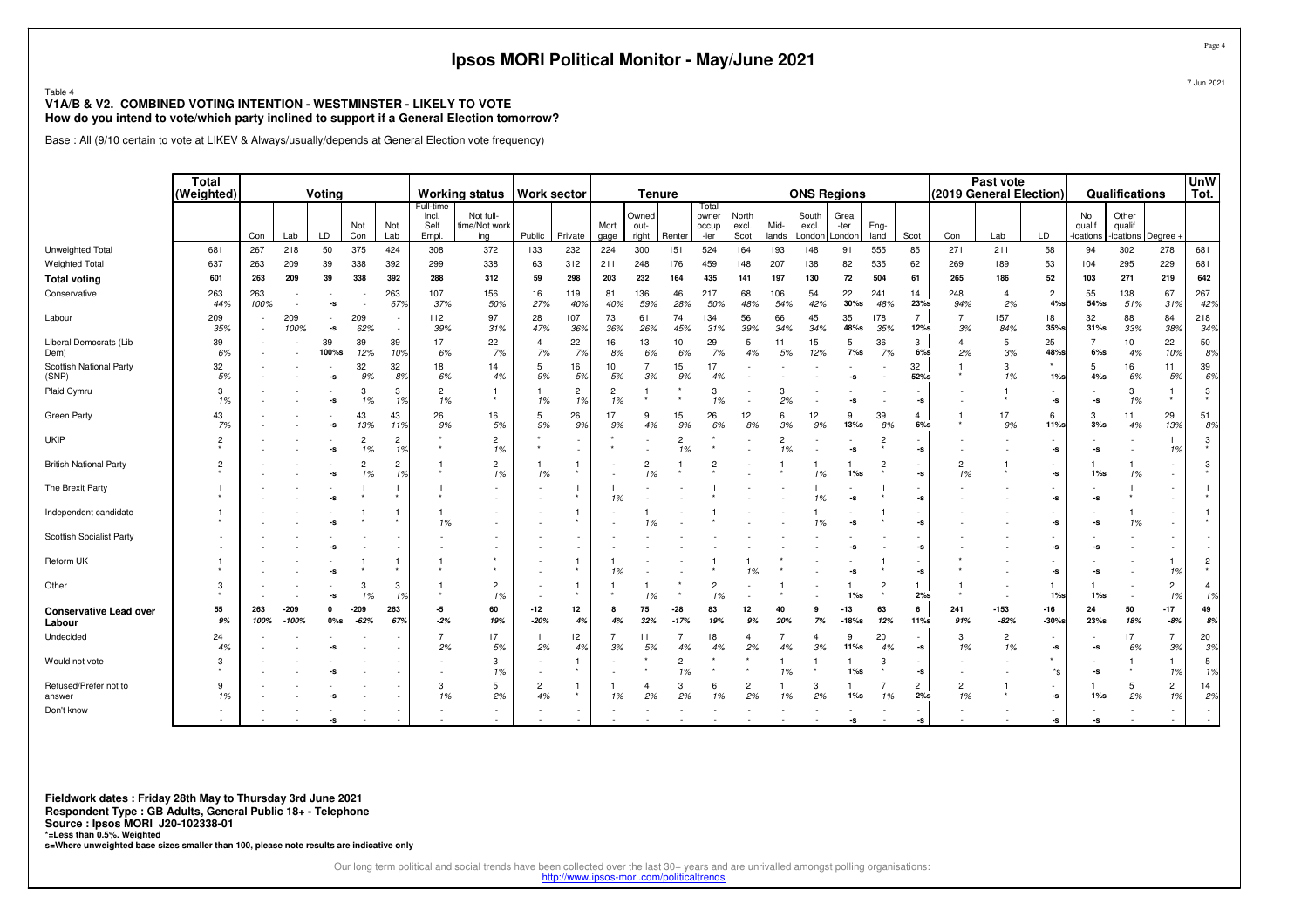# Ipsos MORI Political Monitor - May/June 2021

Table 4
**V1A/B & V2. COMBINED VOTING INTENTION - WESTMINSTER - LIKELY TO VOTE**
**How do you intend to vote/which party inclined to support if a General Election tomorrow?**

Base : All (9/10 certain to vote at LIKEV & Always/usually/depends at General Election vote frequency)

| | Total (Weighted) | Voting | | | | | | Working status | | Work sector | | Tenure | | | | ONS Regions | | | | | | Past vote (2019 General Election) | | | Qualifications | | | UnW Tot. |
|---|---|---|---|---|---|---|---|---|---|---|---|---|---|---|---|---|---|---|---|---|---|---|---|---|---|---|---|---|
| | | Con | Lab | LD | Not Con | Not Lab | Full-time Incl. Self Empl. | Not full-time/Not working | Public | Private | Mort gage | Owned out-right | Renter | Total owner occup -ier | North excl. Scot | Mid-lands | South excl. London | Grea -ter London | Eng-land | Scot | Con | Lab | LD | No qualif -ications | Other qualif -ications | Degree + | |
| Unweighted Total | 681 | 267 | 218 | 50 | 375 | 424 | 308 | 372 | 133 | 232 | 224 | 300 | 151 | 524 | 164 | 193 | 148 | 91 | 555 | 85 | 271 | 211 | 58 | 94 | 302 | 278 | 681 |
| Weighted Total | 637 | 263 | 209 | 39 | 338 | 392 | 299 | 338 | 63 | 312 | 211 | 248 | 176 | 459 | 148 | 207 | 138 | 82 | 535 | 62 | 269 | 189 | 53 | 104 | 295 | 229 | 681 |
| **Total voting** | **601** | **263** | **209** | **39** | **338** | **392** | **288** | **312** | **59** | **298** | **203** | **232** | **164** | **435** | **141** | **197** | **130** | **72** | **504** | **61** | **265** | **186** | **52** | **103** | **271** | **219** | **642** |
| Conservative | 263<br>44% | 263<br>100% | -<br>- | -<br>-s | -<br>- | 263<br>67% | 107<br>37% | 156<br>50% | 16<br>27% | 119<br>40% | 81<br>40% | 136<br>59% | 46<br>28% | 217<br>50% | 68<br>48% | 106<br>54% | 54<br>42% | 22<br>30%s | 241<br>48% | 14<br>23%s | 248<br>94% | 4<br>2% | 2<br>4%s | 55<br>54%s | 138<br>51% | 67<br>31% | 267<br>42% |
| Labour | 209<br>35% | -<br>- | 209<br>100% | -<br>-s | 209<br>62% | -<br>- | 112<br>39% | 97<br>31% | 28<br>47% | 107<br>36% | 73<br>36% | 61<br>26% | 74<br>45% | 134<br>31% | 56<br>39% | 66<br>34% | 45<br>34% | 35<br>48%s | 178<br>35% | 7<br>12%s | 7<br>3% | 157<br>84% | 18<br>35%s | 32<br>31%s | 88<br>33% | 84<br>38% | 218<br>34% |
| Liberal Democrats (Lib Dem) | 39<br>6% | - | - | 39<br>100%s | 39<br>12% | 39<br>10% | 17<br>6% | 22<br>7% | 4<br>7% | 22<br>7% | 16<br>8% | 13<br>6% | 10<br>6% | 29<br>7% | 5<br>4% | 11<br>5% | 15<br>12% | 5<br>7%s | 36<br>7% | 3<br>6%s | 4<br>2% | 5<br>3% | 25<br>48%s | 7<br>6%s | 10<br>4% | 22<br>10% | 50<br>8% |
| Scottish National Party (SNP) | 32<br>5% | - | - | -<br>-s | 32<br>9% | 32<br>8% | 18<br>6% | 14<br>4% | 5<br>9% | 16<br>5% | 10<br>5% | 7<br>3% | 15<br>9% | 17<br>4% | - | - | - | -<br>-s | - | 32<br>52%s | 1<br>* | 3<br>1% | *<br>1%s | 5<br>4%s | 16<br>6% | 11<br>5% | 39<br>6% |
| Plaid Cymru | 3<br>1% | - | - | -<br>-s | 3<br>1% | 3<br>1% | 2<br>1% | 1<br>* | 1<br>1% | 2<br>1% | 2<br>1% | 1<br>* | *<br>* | 3<br>1% | - | 3<br>2% | - | -<br>-s | - | -<br>-s | - | 1<br>* | -<br>-s | -<br>-s | 3<br>1% | 1<br>* | 3<br>* |
| Green Party | 43<br>7% | - | - | -<br>-s | 43<br>13% | 43<br>11% | 26<br>9% | 16<br>5% | 5<br>9% | 26<br>9% | 17<br>9% | 9<br>4% | 15<br>9% | 26<br>6% | 12<br>8% | 6<br>3% | 12<br>9% | 9<br>13%s | 39<br>8% | 4<br>6%s | 1<br>* | 17<br>9% | 6<br>11%s | 3<br>3%s | 11<br>4% | 29<br>13% | 51<br>8% |
| UKIP | 2<br>* | - | - | -<br>-s | 2<br>1% | 2<br>1% | *<br>* | 2<br>1% | *<br>* | - | *<br>* | - | 2<br>1% | *<br>* | - | 2<br>1% | - | -<br>-s | 2<br>* | -<br>-s | - | - | -<br>-s | -<br>-s | - | 1<br>1% | 3<br>* |
| British National Party | 2<br>* | - | - | -<br>-s | 2<br>1% | 2<br>1% | 1<br>* | 2<br>1% | 1<br>1% | 1<br>* | - | 2<br>1% | 1<br>* | 2<br>* | - | 1<br>* | 1<br>1% | 1<br>1%s | 2<br>* | -<br>-s | 2<br>1% | 1<br>* | -<br>-s | 1<br>1%s | 1<br>1% | - | 3<br>* |
| The Brexit Party | 1<br>* | - | - | -<br>-s | 1<br>* | 1<br>* | 1<br>* | - | - | 1<br>* | 1<br>1% | - | - | 1<br>* | - | - | 1<br>1% | -<br>-s | 1<br>* | -<br>-s | - | - | -<br>-s | -<br>-s | 1<br>* | - | 1<br>* |
| Independent candidate | 1<br>* | - | - | -<br>-s | 1<br>* | 1<br>* | 1<br>1% | - | - | 1<br>* | - | 1<br>1% | - | 1<br>* | - | - | 1<br>1% | -<br>-s | 1<br>* | -<br>-s | - | - | -<br>-s | -<br>-s | 1<br>1% | - | 1<br>* |
| Scottish Socialist Party | - | - | - | -<br>-s | - | - | - | - | - | - | - | - | - | - | - | - | - | -<br>-s | - | -<br>-s | - | - | -<br>-s | -<br>-s | - | - | - |
| Reform UK | 1<br>* | - | - | -<br>-s | 1<br>* | 1<br>* | 1<br>* | *<br>* | - | 1<br>* | 1<br>1% | - | - | 1<br>* | 1<br>1% | *<br>* | - | -<br>-s | 1<br>* | -<br>-s | *<br>* | - | -<br>-s | -<br>-s | - | 1<br>1% | 2<br>* |
| Other | 3<br>* | - | - | -<br>-s | 3<br>1% | 3<br>1% | 1<br>* | 2<br>1% | - | 1<br>* | 1<br>* | 1<br>1% | *<br>* | 2<br>1% | - | 1<br>* | - | 1<br>1%s | 2<br>* | 1<br>2%s | 1<br>* | - | 1<br>1%s | 1<br>1%s | - | 2<br>1% | 4<br>1% |
| **Conservative Lead over Labour** | **55**<br>**9%** | **263**<br>**100%** | **-209**<br>**-100%** | **0**<br>**0%s** | **-209**<br>**-62%** | **263**<br>**67%** | **-5**<br>**-2%** | **60**<br>**19%** | **-12**<br>**-20%** | **12**<br>**4%** | **8**<br>**4%** | **75**<br>**32%** | **-28**<br>**-17%** | **83**<br>**19%** | **12**<br>**9%** | **40**<br>**20%** | **9**<br>**7%** | **-13**<br>**-18%s** | **63**<br>**12%** | **6**<br>**11%s** | **241**<br>**91%** | **-153**<br>**-82%** | **-16**<br>**-30%s** | **24**<br>**23%s** | **50**<br>**18%** | **-17**<br>**-8%** | **49**<br>**8%** |
| Undecided | 24<br>4% | - | - | -s | - | - | 7<br>2% | 17<br>5% | 1<br>2% | 12<br>4% | 7<br>3% | 11<br>5% | 7<br>4% | 18<br>4% | 4<br>2% | 7<br>4% | 4<br>3% | 9<br>11%s | 20<br>4% | -<br>-s | 3<br>1% | 2<br>1% | -<br>-s | -<br>-s | 17<br>6% | 7<br>3% | 20<br>3% |
| Would not vote | 3<br>* | - | - | -s | - | - | - | 3<br>1% | - | 1<br>* | - | *<br>* | 2<br>1% | *<br>* | *<br>* | 1<br>1% | 1<br>* | 1<br>1%s | 3<br>* | -<br>-s | - | - | *<br>*s | -<br>-s | 1<br>* | 1<br>1% | 5<br>1% |
| Refused/Prefer not to answer | 9<br>1% | - | - | -s | - | - | 3<br>1% | 5<br>2% | 2<br>4% | 1<br>* | 1<br>1% | 4<br>2% | 3<br>2% | 6<br>1% | 2<br>2% | 1<br>1% | 3<br>2% | 1<br>1%s | 7<br>1% | 2<br>2%s | 2<br>1% | 1<br>* | -<br>-s | 1<br>1%s | 5<br>2% | 2<br>1% | 14<br>2% |
| Don't know | - | - | - | -s | - | - | - | - | - | - | - | - | - | - | - | - | - | -<br>-s | - | -<br>-s | - | - | -<br>-s | -<br>-s | - | - | - |

**Fieldwork dates : Friday 28th May to Thursday 3rd June 2021**
**Respondent Type : GB Adults, General Public 18+ - Telephone**
**Source : Ipsos MORI J20-102338-01**
**\*=Less than 0.5%. Weighted**
**s=Where unweighted base sizes smaller than 100, please note results are indicative only**

Our long term political and social trends have been collected over the last 30+ years and are unrivalled amongst polling organisations:
http://www.ipsos-mori.com/politicaltrends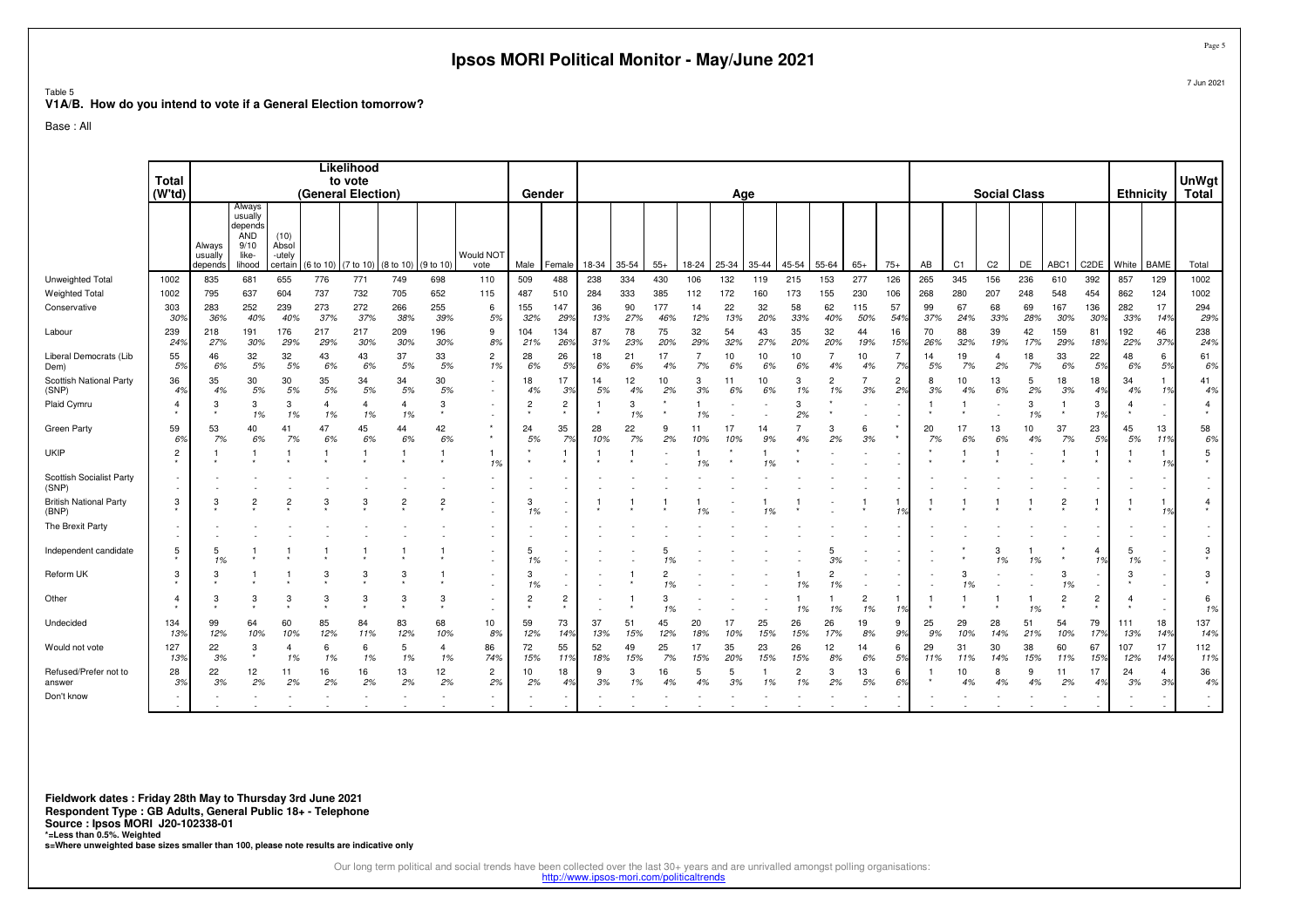# Ipsos MORI Political Monitor - May/June 2021

Table 5
**V1A/B. How do you intend to vote if a General Election tomorrow?**

Base : All

| | Total (W'td) | Likelihood to vote (General Election) | | | | | | | | Gender | | Age | | | | | | | | | | Social Class | | | | | | Ethnicity | | UnWgt Total |
|---|---|---|---|---|---|---|---|---|---|---|---|---|---|---|---|---|---|---|---|---|---|---|---|---|---|---|---|---|---|---|
| | | Always usually depends | Always usually depends AND 9/10 like-lihood | (10) Absol-utely certain | (6 to 10) | (7 to 10) | (8 to 10) | (9 to 10) | Would NOT vote | Male | Female | 18-34 | 35-54 | 55+ | 18-24 | 25-34 | 35-44 | 45-54 | 55-64 | 65+ | 75+ | AB | C1 | C2 | DE | ABC1 | C2DE | White | BAME | Total |
| Unweighted Total | 1002 | 835 | 681 | 655 | 776 | 771 | 749 | 698 | 110 | 509 | 488 | 238 | 334 | 430 | 106 | 132 | 119 | 215 | 153 | 277 | 126 | 265 | 345 | 156 | 236 | 610 | 392 | 857 | 129 | 1002 |
| Weighted Total | 1002 | 795 | 637 | 604 | 737 | 732 | 705 | 652 | 115 | 487 | 510 | 284 | 333 | 385 | 112 | 172 | 160 | 173 | 155 | 230 | 106 | 268 | 280 | 207 | 248 | 548 | 454 | 862 | 124 | 1002 |
| Conservative | 303 | 283 | 252 | 239 | 273 | 272 | 266 | 255 | 6 | 155 | 147 | 36 | 90 | 177 | 14 | 22 | 32 | 58 | 62 | 115 | 57 | 99 | 67 | 68 | 69 | 167 | 136 | 282 | 17 | 294 |
| | 30% | 36% | 40% | 40% | 37% | 37% | 38% | 39% | 5% | 32% | 29% | 13% | 27% | 46% | 12% | 13% | 20% | 33% | 40% | 50% | 54% | 37% | 24% | 33% | 28% | 30% | 30% | 33% | 14% | 29% |
| Labour | 239 | 218 | 191 | 176 | 217 | 217 | 209 | 196 | 9 | 104 | 134 | 87 | 78 | 75 | 32 | 54 | 43 | 35 | 32 | 44 | 16 | 70 | 88 | 39 | 42 | 159 | 81 | 192 | 46 | 238 |
| | 24% | 27% | 30% | 29% | 29% | 30% | 30% | 30% | 8% | 21% | 26% | 31% | 23% | 20% | 29% | 32% | 27% | 20% | 20% | 19% | 15% | 26% | 32% | 19% | 17% | 29% | 18% | 22% | 37% | 24% |
| Liberal Democrats (Lib Dem) | 55 | 46 | 32 | 32 | 43 | 43 | 37 | 33 | 2 | 28 | 26 | 18 | 21 | 17 | 7 | 10 | 10 | 10 | 7 | 10 | 7 | 14 | 19 | 4 | 18 | 33 | 22 | 48 | 6 | 61 |
| | 5% | 6% | 5% | 5% | 6% | 6% | 5% | 5% | 1% | 6% | 5% | 6% | 6% | 4% | 7% | 6% | 6% | 6% | 4% | 4% | 7% | 5% | 7% | 2% | 7% | 6% | 5% | 6% | 5% | 6% |
| Scottish National Party (SNP) | 36 | 35 | 30 | 30 | 35 | 34 | 34 | 30 | - | 18 | 17 | 14 | 12 | 10 | 3 | 11 | 10 | 3 | 2 | 7 | 2 | 8 | 10 | 13 | 5 | 18 | 18 | 34 | 1 | 41 |
| | 4% | 4% | 5% | 5% | 5% | 5% | 5% | 5% | - | 4% | 3% | 5% | 4% | 2% | 3% | 6% | 6% | 1% | 1% | 3% | 2% | 3% | 4% | 6% | 2% | 3% | 4% | 4% | 1% | 4% |
| Plaid Cymru | 4 | 3 | 3 | 3 | 4 | 4 | 4 | 3 | - | 2 | 2 | 1 | 3 | * | 1 | - | - | 3 | * | - | - | 1 | 1 | - | 3 | 1 | 3 | 4 | - | 4 |
| | * | * | 1% | 1% | 1% | 1% | 1% | * | - | * | * | * | 1% | * | 1% | - | - | 2% | * | - | - | * | * | - | 1% | * | 1% | * | - | * |
| Green Party | 59 | 53 | 40 | 41 | 47 | 45 | 44 | 42 | * | 24 | 35 | 28 | 22 | 9 | 11 | 17 | 14 | 7 | 3 | 6 | * | 20 | 17 | 13 | 10 | 37 | 23 | 45 | 13 | 58 |
| | 6% | 7% | 6% | 7% | 6% | 6% | 6% | 6% | * | 5% | 7% | 10% | 7% | 2% | 10% | 10% | 9% | 4% | 2% | 3% | * | 7% | 6% | 6% | 4% | 7% | 5% | 5% | 11% | 6% |
| UKIP | 2 | 1 | 1 | 1 | 1 | 1 | 1 | 1 | 1 | * | 1 | 1 | 1 | - | 1 | * | 1 | * | - | - | - | * | 1 | 1 | - | 1 | 1 | 1 | 1 | 5 |
| | * | * | * | * | * | * | * | * | 1% | * | * | * | * | - | 1% | * | 1% | * | - | - | - | * | * | * | - | * | * | * | 1% | * |
| Scottish Socialist Party (SSP) | - | - | - | - | - | - | - | - | - | - | - | - | - | - | - | - | - | - | - | - | - | - | - | - | - | - | - | - | - | - |
| | - | - | - | - | - | - | - | - | - | - | - | - | - | - | - | - | - | - | - | - | - | - | - | - | - | - | - | - | - | - |
| British National Party (BNP) | 3 | 3 | 2 | 2 | 3 | 3 | 2 | 2 | - | 3 | - | 1 | 1 | 1 | 1 | - | 1 | 1 | - | 1 | 1 | 1 | 1 | 1 | 1 | 2 | 1 | 1 | 1 | 4 |
| | * | * | * | * | * | * | * | * | - | 1% | - | * | * | * | 1% | - | 1% | * | - | * | 1% | * | * | * | * | * | * | * | 1% | * |
| The Brexit Party | - | - | - | - | - | - | - | - | - | - | - | - | - | - | - | - | - | - | - | - | - | - | - | - | - | - | - | - | - | - |
| | - | - | - | - | - | - | - | - | - | - | - | - | - | - | - | - | - | - | - | - | - | - | - | - | - | - | - | - | - | - |
| Independent candidate | 5 | 5 | 1 | 1 | 1 | 1 | 1 | 1 | - | 5 | - | - | - | 5 | - | - | - | - | 5 | - | - | - | * | 3 | 1 | * | 4 | 5 | - | 3 |
| | * | 1% | * | * | * | * | * | * | - | 1% | - | - | - | 1% | - | - | - | - | 3% | - | - | - | * | 1% | 1% | * | 1% | 1% | - | * |
| Reform UK | 3 | 3 | 1 | 1 | 3 | 3 | 3 | 1 | - | 3 | - | - | 1 | 2 | - | - | - | 1 | 2 | - | - | - | 3 | - | - | 3 | - | 3 | - | 3 |
| | * | * | * | * | * | * | * | * | - | 1% | - | - | * | 1% | - | - | - | 1% | 1% | - | - | - | 1% | - | - | 1% | - | * | - | * |
| Other | 4 | 3 | 3 | 3 | 3 | 3 | 3 | 3 | - | 2 | 2 | - | 1 | 3 | - | - | - | 1 | 1 | 2 | 1 | 1 | 1 | 1 | 1 | 2 | 2 | 4 | - | 6 |
| | * | * | * | * | * | * | * | * | - | * | * | - | * | 1% | - | - | - | 1% | 1% | 1% | 1% | * | * | * | 1% | * | * | * | - | 1% |
| Undecided | 134 | 99 | 64 | 60 | 85 | 84 | 83 | 68 | 10 | 59 | 73 | 37 | 51 | 45 | 20 | 17 | 25 | 26 | 26 | 19 | 9 | 25 | 29 | 28 | 51 | 54 | 79 | 111 | 18 | 137 |
| | 13% | 12% | 10% | 10% | 12% | 11% | 12% | 10% | 8% | 12% | 14% | 13% | 15% | 12% | 18% | 10% | 15% | 15% | 17% | 8% | 9% | 9% | 10% | 14% | 21% | 10% | 17% | 13% | 14% | 14% |
| Would not vote | 127 | 22 | 3 | 4 | 6 | 6 | 5 | 4 | 86 | 72 | 55 | 52 | 49 | 25 | 17 | 35 | 23 | 26 | 12 | 14 | 6 | 29 | 31 | 30 | 38 | 60 | 67 | 107 | 17 | 112 |
| | 13% | 3% | * | 1% | 1% | 1% | 1% | 1% | 74% | 15% | 11% | 18% | 15% | 7% | 15% | 20% | 15% | 15% | 8% | 6% | 5% | 11% | 11% | 15% | 15% | 11% | 15% | 12% | 14% | 11% |
| Refused/Prefer not to answer | 28 | 22 | 12 | 11 | 16 | 16 | 13 | 12 | 2 | 10 | 18 | 9 | 3 | 16 | 5 | 5 | 1 | 2 | 3 | 13 | 6 | 1 | 10 | 8 | 9 | 11 | 17 | 24 | 4 | 36 |
| | 3% | 3% | 2% | 2% | 2% | 2% | 2% | 2% | 2% | 2% | 4% | 3% | 1% | 4% | 4% | 3% | 1% | 1% | 2% | 5% | 6% | * | 4% | 4% | 4% | 2% | 4% | 3% | 3% | 4% |
| Don't know | - | - | - | - | - | - | - | - | - | - | - | - | - | - | - | - | - | - | - | - | - | - | - | - | - | - | - | - | - | - |
| | - | - | - | - | - | - | - | - | - | - | - | - | - | - | - | - | - | - | - | - | - | - | - | - | - | - | - | - | - | - |

**Fieldwork dates : Friday 28th May to Thursday 3rd June 2021**
**Respondent Type : GB Adults, General Public 18+ - Telephone**
**Source : Ipsos MORI J20-102338-01**
***=Less than 0.5%. Weighted**
**s=Where unweighted base sizes smaller than 100, please note results are indicative only**

Our long term political and social trends have been collected over the last 30+ years and are unrivalled amongst polling organisations:
http://www.ipsos-mori.com/politicaltrends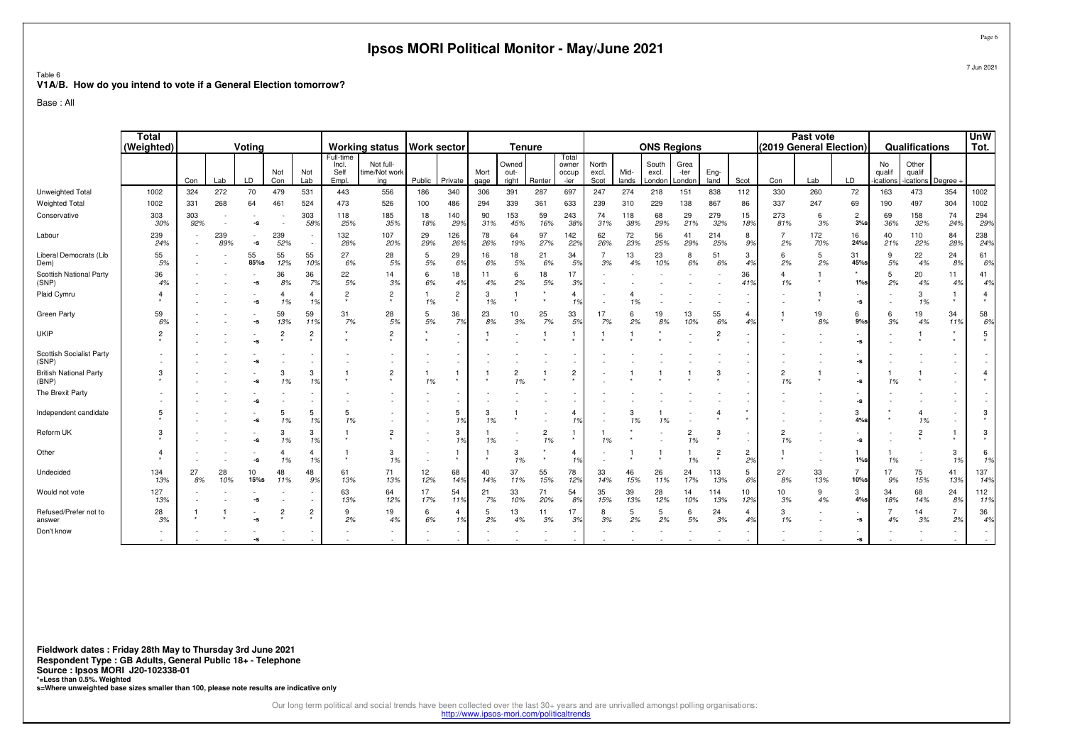# Ipsos MORI Political Monitor - May/June 2021

Table 6
**V1A/B. How do you intend to vote if a General Election tomorrow?**

Base : All

| | Total (Weighted) | Voting | | | | | Working status | | Work sector | | Tenure | | | | ONS Regions | | | | | | Past vote (2019 General Election) | | | Qualifications | | | UnW Tot. |
|---|---|---|---|---|---|---|---|---|---|---|---|---|---|---|---|---|---|---|---|---|---|---|---|---|---|---|---|
| | | Con | Lab | LD | Not Con | Not Lab | Full-time Incl. Self Empl. | Not full-time/Not working | Public | Private | Mortgage | Owned outright | Renter | Total owner occupier | North excl. Scot | Midlands | South excl. London | Greater London | England | Scot | Con | Lab | LD | No qualifications | Other qualifications | Degree + | |
| Unweighted Total | 1002 | 324 | 272 | 70 | 479 | 531 | 443 | 556 | 186 | 340 | 306 | 391 | 287 | 697 | 247 | 274 | 218 | 151 | 838 | 112 | 330 | 260 | 72 | 163 | 473 | 354 | 1002 |
| Weighted Total | 1002 | 331 | 268 | 64 | 461 | 524 | 473 | 526 | 100 | 486 | 294 | 339 | 361 | 633 | 239 | 310 | 229 | 138 | 867 | 86 | 337 | 247 | 69 | 190 | 497 | 304 | 1002 |
| Conservative | 303 | 303 | - | - | - | 303 | 118 | 185 | 18 | 140 | 90 | 153 | 59 | 243 | 74 | 118 | 68 | 29 | 279 | 15 | 273 | 6 | 2 | 69 | 158 | 74 | 294 |
| | 30% | 92% | - | -s | - | 58% | 25% | 35% | 18% | 29% | 31% | 45% | 16% | 38% | 31% | 38% | 29% | 21% | 32% | 18% | 81% | 3% | 3%s | 36% | 32% | 24% | 29% |
| Labour | 239 | - | 239 | - | 239 | - | 132 | 107 | 29 | 126 | 78 | 64 | 97 | 142 | 62 | 72 | 56 | 41 | 214 | 8 | 7 | 172 | 16 | 40 | 110 | 84 | 238 |
| | 24% | - | 89% | -s | 52% | - | 28% | 20% | 29% | 26% | 26% | 19% | 27% | 22% | 26% | 23% | 25% | 29% | 25% | 9% | 2% | 70% | 24%s | 21% | 22% | 28% | 24% |
| Liberal Democrats (Lib Dem) | 55 | - | - | 55 | 55 | 55 | 27 | 28 | 5 | 29 | 16 | 18 | 21 | 34 | 7 | 13 | 23 | 8 | 51 | 3 | 6 | 5 | 31 | 9 | 22 | 24 | 61 |
| | 5% | - | - | 85%s | 12% | 10% | 6% | 5% | 5% | 6% | 6% | 5% | 6% | 5% | 3% | 4% | 10% | 6% | 6% | 4% | 2% | 2% | 45%s | 5% | 4% | 8% | 6% |
| Scottish National Party (SNP) | 36 | - | - | - | 36 | 36 | 22 | 14 | 6 | 18 | 11 | 6 | 18 | 17 | - | - | - | - | - | 36 | 4 | 1 | * | 5 | 20 | 11 | 41 |
| | 4% | - | - | -s | 8% | 7% | 5% | 3% | 6% | 4% | 4% | 2% | 5% | 3% | - | - | - | - | - | 41% | 1% | * | 1%s | 2% | 4% | 4% | 4% |
| Plaid Cymru | 4 | - | - | - | 4 | 4 | 2 | 2 | 1 | 2 | 3 | 1 | * | 4 | - | 4 | - | - | - | - | - | 1 | - | - | 3 | 1 | 4 |
| | * | - | - | -s | 1% | 1% | * | * | 1% | * | 1% | * | * | 1% | - | 1% | - | - | - | - | - | * | -s | - | 1% | * | * |
| Green Party | 59 | - | - | - | 59 | 59 | 31 | 28 | 5 | 36 | 23 | 10 | 25 | 33 | 17 | 6 | 19 | 13 | 55 | 4 | 1 | 19 | 6 | 6 | 19 | 34 | 58 |
| | 6% | - | - | -s | 13% | 11% | 7% | 5% | 5% | 7% | 8% | 3% | 7% | 5% | 7% | 2% | 8% | 10% | 6% | 4% | * | 8% | 9%s | 3% | 4% | 11% | 6% |
| UKIP | 2 | - | - | - | 2 | 2 | * | 2 | * | - | 1 | - | 1 | 1 | 1 | 1 | * | - | 2 | - | - | - | - | - | 1 | * | 5 |
| | * | - | - | -s | * | * | * | * | * | - | * | - | * | * | * | * | * | - | * | - | - | - | -s | - | * | * | * |
| Scottish Socialist Party (SSP) | - | - | - | - | - | - | - | - | - | - | - | - | - | - | - | - | - | - | - | - | - | - | - | - | - | - | - |
| | - | - | - | -s | - | - | - | - | - | - | - | - | - | - | - | - | - | - | - | - | - | - | -s | - | - | - | - |
| British National Party (BNP) | 3 | - | - | - | 3 | 3 | 1 | 2 | 1 | 1 | 1 | 2 | 1 | 2 | - | 1 | 1 | 1 | 3 | - | 2 | 1 | - | 1 | 1 | - | 4 |
| | * | - | - | -s | 1% | 1% | * | * | 1% | * | * | 1% | * | * | - | * | * | * | * | - | 1% | * | -s | 1% | * | - | * |
| The Brexit Party | - | - | - | - | - | - | - | - | - | - | - | - | - | - | - | - | - | - | - | - | - | - | - | - | - | - | - |
| | - | - | - | -s | - | - | - | - | - | - | - | - | - | - | - | - | - | - | - | - | - | - | -s | - | - | - | - |
| Independent candidate | 5 | - | - | - | 5 | 5 | 5 | - | - | 5 | 3 | 1 | - | 4 | - | 3 | 1 | - | 4 | * | - | - | 3 | * | 4 | - | 3 |
| | * | - | - | -s | 1% | 1% | 1% | - | - | 1% | 1% | * | - | 1% | - | 1% | 1% | - | * | * | - | - | 4%s | * | 1% | - | * |
| Reform UK | 3 | - | - | - | 3 | 3 | 1 | 2 | - | 3 | 1 | - | 2 | 1 | 1 | * | - | 2 | 3 | - | 2 | - | - | - | 2 | 1 | 3 |
| | * | - | - | -s | 1% | 1% | * | * | - | 1% | 1% | - | 1% | * | 1% | * | - | 1% | * | - | 1% | - | -s | - | * | * | * |
| Other | 4 | - | - | - | 4 | 4 | 1 | 3 | - | 1 | 1 | 3 | * | 4 | - | 1 | 1 | 1 | 2 | 2 | 1 | - | 1 | 1 | - | 3 | 6 |
| | * | - | - | -s | 1% | 1% | * | 1% | - | * | * | 1% | * | 1% | - | * | * | 1% | * | 2% | * | - | 1%s | 1% | - | 1% | 1% |
| Undecided | 134 | 27 | 28 | 10 | 48 | 48 | 61 | 71 | 12 | 68 | 40 | 37 | 55 | 78 | 33 | 46 | 26 | 24 | 113 | 5 | 27 | 33 | 7 | 17 | 75 | 41 | 137 |
| | 13% | 8% | 10% | 15%s | 11% | 9% | 13% | 13% | 12% | 14% | 14% | 11% | 15% | 12% | 14% | 15% | 11% | 17% | 13% | 6% | 8% | 13% | 10%s | 9% | 15% | 13% | 14% |
| Would not vote | 127 | - | - | - | - | - | 63 | 64 | 17 | 54 | 21 | 33 | 71 | 54 | 35 | 39 | 28 | 14 | 114 | 10 | 10 | 9 | 3 | 34 | 68 | 24 | 112 |
| | 13% | - | - | -s | - | - | 13% | 12% | 17% | 11% | 7% | 10% | 20% | 8% | 15% | 13% | 12% | 10% | 13% | 12% | 3% | 4% | 4%s | 18% | 14% | 8% | 11% |
| Refused/Prefer not to answer | 28 | 1 | 1 | - | 2 | 2 | 9 | 19 | 6 | 4 | 5 | 13 | 11 | 17 | 8 | 5 | 5 | 6 | 24 | 4 | 3 | - | - | 7 | 14 | 7 | 36 |
| | 3% | * | * | -s | * | * | 2% | 4% | 6% | 1% | 2% | 4% | 3% | 3% | 3% | 2% | 2% | 5% | 3% | 4% | 1% | - | -s | 4% | 3% | 2% | 4% |
| Don't know | - | - | - | - | - | - | - | - | - | - | - | - | - | - | - | - | - | - | - | - | - | - | - | - | - | - | - |
| | - | - | - | -s | - | - | - | - | - | - | - | - | - | - | - | - | - | - | - | - | - | - | -s | - | - | - | - |

**Fieldwork dates : Friday 28th May to Thursday 3rd June 2021**
**Respondent Type : GB Adults, General Public 18+ - Telephone**
**Source : Ipsos MORI J20-102338-01**
**\*=Less than 0.5%. Weighted**
**s=Where unweighted base sizes smaller than 100, please note results are indicative only**

Our long term political and social trends have been collected over the last 30+ years and are unrivalled amongst polling organisations:
http://www.ipsos-mori.com/politicaltrends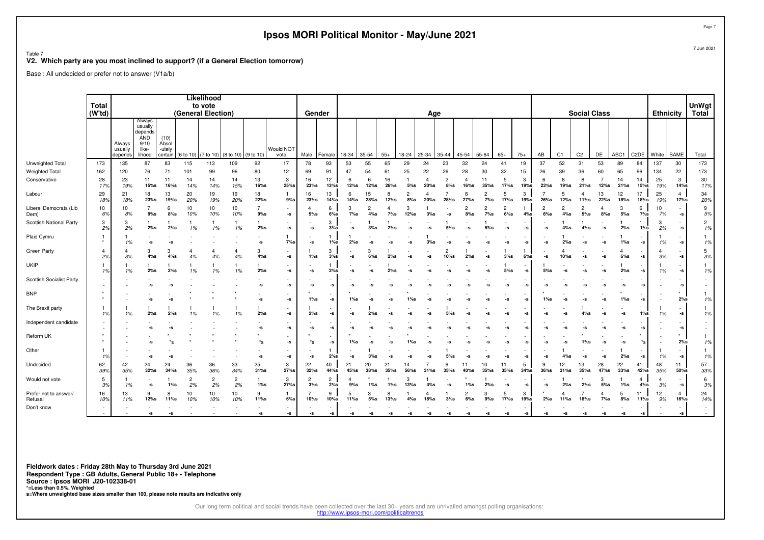# Ipsos MORI Political Monitor - May/June 2021

Table 7
**V2. Which party are you most inclined to support? (if a General Election tomorrow)**

Base : All undecided or prefer not to answer (V1a/b)

| | Total (W'td) | Likelihood to vote (General Election) | | | | | | | | Gender | | Age | | | | | | | | | | | Social Class | | | | | | Ethnicity | | UnWgt Total |
|---|---|---|---|---|---|---|---|---|---|---|---|---|---|---|---|---|---|---|---|---|---|---|---|---|---|---|---|---|---|---|---|
| | | Always usually depends | Always usually depends AND 9/10 like-lihood | (10) Absol-utely certain | (6 to 10) | (7 to 10) | (8 to 10) | (9 to 10) | Would NOT vote | Male | Female | 18-34 | 35-54 | 55+ | 18-24 | 25-34 | 35-44 | 45-54 | 55-64 | 65+ | 75+ | AB | C1 | C2 | DE | ABC1 | C2DE | White | BAME | Total |
| Unweighted Total | 173 | 135 | 87 | 83 | 115 | 113 | 109 | 92 | 17 | 78 | 93 | 53 | 55 | 65 | 29 | 24 | 23 | 32 | 24 | 41 | 19 | 37 | 52 | 31 | 53 | 89 | 84 | 137 | 30 | 173 |
| Weighted Total | 162 | 120 | 76 | 71 | 101 | 99 | 96 | 80 | 12 | 69 | 91 | 47 | 54 | 61 | 25 | 22 | 26 | 28 | 30 | 32 | 15 | 26 | 39 | 36 | 60 | 65 | 96 | 134 | 22 | 173 |
| Conservative | 28<br>17% | 23<br>19% | 11<br>15%s | 11<br>16%s | 14<br>14% | 14<br>14% | 14<br>15% | 13<br>16%s | 3<br>25%s | 16<br>23%s | 12<br>13%s | 6<br>12%s | 6<br>12%s | 16<br>26%s | 1<br>5%s | 4<br>20%s | 2<br>8%s | 4<br>16%s | 11<br>35%s | 5<br>17%s | 3<br>19%s | 6<br>23%s | 8<br>19%s | 8<br>21%s | 7<br>12%s | 14<br>21%s | 14<br>15%s | 25<br>19% | 3<br>14%s | 30<br>17% |
| Labour | 29<br>18% | 21<br>18% | 18<br>23%s | 13<br>19%s | 20<br>20% | 19<br>19% | 19<br>20% | 18<br>22%s | 1<br>9%s | 16<br>23%s | 13<br>14%s | 6<br>14%s | 15<br>28%s | 8<br>12%s | 2<br>8%s | 4<br>20%s | 7<br>28%s | 8<br>27%s | 2<br>7%s | 5<br>17%s | 3<br>19%s | 7<br>26%s | 5<br>12%s | 4<br>11%s | 13<br>22%s | 12<br>18%s | 17<br>18%s | 25<br>19% | 4<br>17%s | 34<br>20% |
| Liberal Democrats (Lib Dem) | 10<br>6% | 10<br>8% | 7<br>9%s | 6<br>8%s | 10<br>10% | 10<br>10% | 10<br>10% | 7<br>9%s | -<br>-s | 4<br>5%s | 6<br>6%s | 3<br>7%s | 2<br>4%s | 4<br>7%s | 3<br>12%s | 1<br>3%s | -<br>-s | 2<br>8%s | 2<br>7%s | 2<br>6%s | 1<br>4%s | 2<br>6%s | 2<br>4%s | 2<br>5%s | 4<br>8%s | 3<br>5%s | 6<br>7%s | 10<br>7% | -<br>-s | 9<br>5% |
| Scottish National Party | 3<br>2% | 3<br>2% | 1<br>2%s | 1<br>2%s | 1<br>1% | 1<br>1% | 1<br>1% | 1<br>2%s | -<br>-s | -<br>-s | 3<br>3%s | -<br>-s | 1<br>3%s | 1<br>2%s | -<br>-s | -<br>-s | 1<br>5%s | -<br>-s | 1<br>5%s | -<br>-s | -<br>-s | -<br>-s | 1<br>4%s | 1<br>4%s | -<br>-s | 1<br>2%s | 1<br>1%s | 3<br>2% | -<br>-s | 2<br>1% |
| Plaid Cymru | 1<br>* | 1<br>1% | -<br>-s | -<br>-s | - | - | - | -<br>-s | 1<br>7%s | -<br>-s | 1<br>1%s | 1<br>2%s | -<br>-s | -<br>-s | -<br>-s | 1<br>3%s | -<br>-s | -<br>-s | -<br>-s | -<br>-s | -<br>-s | -<br>-s | 1<br>2%s | -<br>-s | -<br>-s | 1<br>1%s | -<br>-s | 1<br>1% | -<br>-s | 1<br>1% |
| Green Party | 4<br>2% | 4<br>3% | 3<br>4%s | 3<br>4%s | 4<br>4% | 4<br>4% | 4<br>4% | 3<br>4%s | -<br>-s | 1<br>1%s | 3<br>3%s | -<br>-s | 3<br>6%s | 1<br>2%s | -<br>-s | -<br>-s | 2<br>10%s | 1<br>2%s | -<br>-s | 1<br>3%s | 1<br>6%s | -<br>-s | 4<br>10%s | -<br>-s | -<br>-s | 4<br>6%s | -<br>-s | 4<br>3% | -<br>-s | 5<br>3% |
| UKIP | 1<br>1% | 1<br>1% | 1<br>2%s | 1<br>2%s | 1<br>1% | 1<br>1% | 1<br>1% | 1<br>2%s | -<br>-s | -<br>-s | 1<br>2%s | -<br>-s | -<br>-s | 1<br>2%s | -<br>-s | -<br>-s | -<br>-s | -<br>-s | -<br>-s | 1<br>5%s | -<br>-s | 1<br>5%s | -<br>-s | -<br>-s | -<br>-s | 1<br>2%s | -<br>-s | 1<br>1% | -<br>-s | 1<br>1% |
| Scottish Socialist Party | -<br>- | - | -<br>-s | -<br>-s | - | - | - | -<br>-s | -<br>-s | -<br>-s | -<br>-s | -<br>-s | -<br>-s | -<br>-s | -<br>-s | -<br>-s | -<br>-s | -<br>-s | -<br>-s | -<br>-s | -<br>-s | -<br>-s | -<br>-s | -<br>-s | -<br>-s | -<br>-s | -<br>-s | - | -<br>-s | -<br>- |
| BNP | *<br>* | - | -<br>-s | -<br>-s | *<br>* | *<br>* | *<br>* | -<br>-s | -<br>-s | *<br>1%s | -<br>-s | *<br>1%s | -<br>-s | -<br>-s | *<br>1%s | -<br>-s | -<br>-s | -<br>-s | -<br>-s | -<br>-s | -<br>-s | *<br>1%s | -<br>-s | -<br>-s | -<br>-s | *<br>1%s | -<br>-s | - | *<br>2%s | 1<br>1% |
| The Brexit party | 1<br>1% | 1<br>1% | 1<br>2%s | 1<br>2%s | 1<br>1% | 1<br>1% | 1<br>1% | 1<br>2%s | -<br>-s | 1<br>2%s | -<br>-s | -<br>-s | 1<br>2%s | -<br>-s | -<br>-s | -<br>-s | 1<br>5%s | -<br>-s | -<br>-s | -<br>-s | -<br>-s | -<br>-s | -<br>-s | 1<br>4%s | -<br>-s | -<br>-s | 1<br>1%s | 1<br>1% | -<br>-s | 1<br>1% |
| Independent candidate | -<br>- | - | -<br>-s | -<br>-s | - | - | - | -<br>-s | -<br>-s | -<br>-s | -<br>-s | -<br>-s | -<br>-s | -<br>-s | -<br>-s | -<br>-s | -<br>-s | -<br>-s | -<br>-s | -<br>-s | -<br>-s | -<br>-s | -<br>-s | -<br>-s | -<br>-s | -<br>-s | -<br>-s | - | -<br>-s | -<br>- |
| Reform UK | *<br>* | - | -<br>-s | *<br>*s | *<br>* | *<br>* | *<br>* | *<br>*s | -<br>-s | *<br>*s | -<br>-s | *<br>1%s | -<br>-s | -<br>-s | *<br>1%s | -<br>-s | -<br>-s | -<br>-s | -<br>-s | -<br>-s | -<br>-s | -<br>-s | -<br>-s | *<br>1%s | -<br>-s | -<br>-s | *<br>*s | - | *<br>2%s | 1<br>1% |
| Other | 1<br>1% | - | -<br>-s | -<br>-s | - | - | - | -<br>-s | -<br>-s | -<br>-s | 1<br>2%s | -<br>-s | 1<br>3%s | -<br>-s | -<br>-s | -<br>-s | 1<br>5%s | -<br>-s | -<br>-s | -<br>-s | -<br>-s | -<br>-s | 1<br>4%s | -<br>-s | -<br>-s | 1<br>2%s | -<br>-s | 1<br>1% | -<br>-s | 1<br>1% |
| Undecided | 62<br>39% | 42<br>35% | 24<br>32%s | 24<br>34%s | 36<br>35% | 36<br>36% | 33<br>34% | 25<br>31%s | 3<br>27%s | 22<br>32%s | 40<br>44%s | 21<br>45%s | 20<br>38%s | 21<br>35%s | 14<br>56%s | 7<br>31%s | 9<br>35%s | 11<br>40%s | 10<br>35%s | 11<br>35%s | 5<br>34%s | 9<br>36%s | 12<br>31%s | 13<br>35%s | 28<br>47%s | 22<br>33%s | 41<br>42%s | 48<br>35% | 11<br>50%s | 57<br>33% |
| Would not vote | 5<br>3% | 1<br>1% | -<br>-s | 1<br>1%s | 2<br>2% | 2<br>2% | 2<br>2% | 1<br>1%s | 3<br>27%s | 2<br>3%s | 2<br>2%s | 4<br>9%s | *<br>1%s | 1<br>1%s | 3<br>13%s | 1<br>4%s | -<br>-s | *<br>1%s | 1<br>2%s | -<br>-s | -<br>-s | -<br>-s | 1<br>2%s | 1<br>2%s | 3<br>5%s | 1<br>1%s | 4<br>4%s | 4<br>3% | -<br>-s | 6<br>3% |
| Prefer not to answer/ Refusal | 16<br>10% | 13<br>11% | 9<br>12%s | 8<br>11%s | 10<br>10% | 10<br>10% | 10<br>10% | 9<br>11%s | 1<br>6%s | 7<br>10%s | 9<br>10%s | 5<br>11%s | 3<br>5%s | 8<br>13%s | 1<br>4%s | 4<br>18%s | 1<br>3%s | 2<br>6%s | 3<br>9%s | 5<br>17%s | 3<br>19%s | *<br>2%s | 4<br>11%s | 7<br>18%s | 4<br>7%s | 5<br>8%s | 11<br>11%s | 12<br>9% | 4<br>16%s | 24<br>14% |
| Don't know | -<br>- | - | -<br>-s | -<br>-s | - | - | - | -<br>-s | -<br>-s | -<br>-s | -<br>-s | -<br>-s | -<br>-s | -<br>-s | -<br>-s | -<br>-s | -<br>-s | -<br>-s | -<br>-s | -<br>-s | -<br>-s | -<br>-s | -<br>-s | -<br>-s | -<br>-s | -<br>-s | -<br>-s | - | -<br>-s | -<br>- |

**Fieldwork dates : Friday 28th May to Thursday 3rd June 2021**
**Respondent Type : GB Adults, General Public 18+ - Telephone**
**Source : Ipsos MORI J20-102338-01**
**\*=Less than 0.5%. Weighted**
**s=Where unweighted base sizes smaller than 100, please note results are indicative only**

Our long term political and social trends have been collected over the last 30+ years and are unrivalled amongst polling organisations:
http://www.ipsos-mori.com/politicaltrends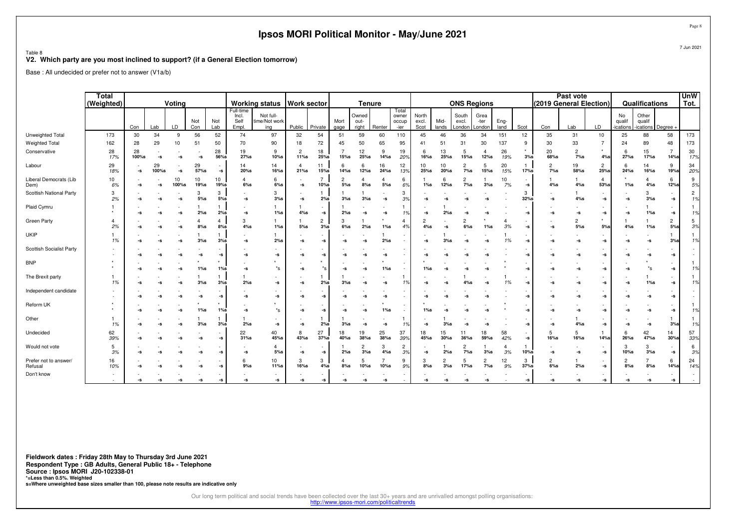# Ipsos MORI Political Monitor - May/June 2021

Table 8

**V2. Which party are you most inclined to support? (if a General Election tomorrow)**

Base : All undecided or prefer not to answer (V1a/b)

| | Total (Weighted) | Voting | | | | | Working status | | Work sector | | Tenure | | | | ONS Regions | | | | | | Past vote (2019 General Election) | | | Qualifications | | | UnW Tot. |
|---|---|---|---|---|---|---|---|---|---|---|---|---|---|---|---|---|---|---|---|---|---|---|---|---|---|---|---|
| | | Con | Lab | LD | Not Con | Not Lab | Full-time Incl. Self Empl. | Not full-time/Not working | Public | Private | Mort gage | Owned out-right | Renter | Total owner occup -ier | North excl. Scot | Mid-lands | South excl. London | Grea -ter London | Eng-land | Scot | Con | Lab | LD | No qualif -ications | Other qualif -ications | Degree + | |
| Unweighted Total | 173 | 30 | 34 | 9 | 56 | 52 | 74 | 97 | 32 | 54 | 51 | 59 | 60 | 110 | 45 | 46 | 36 | 34 | 151 | 12 | 35 | 31 | 10 | 25 | 88 | 58 | 173 |
| Weighted Total | 162 | 28 | 29 | 10 | 51 | 50 | 70 | 90 | 18 | 72 | 45 | 50 | 65 | 95 | 41 | 51 | 31 | 30 | 137 | 9 | 30 | 33 | 7 | 24 | 89 | 48 | 173 |
| Conservative | 28<br>17% | 28<br>100%s | -<br>-s | -<br>-s | -<br>-s | 28<br>56%s | 19<br>27%s | 9<br>10%s | 2<br>11%s | 18<br>25%s | 7<br>15%s | 12<br>25%s | 9<br>14%s | 19<br>20% | 6<br>16%s | 13<br>25%s | 5<br>15%s | 4<br>12%s | 26<br>19% | *<br>3%s | 20<br>68%s | 2<br>7%s | *<br>4%s | 6<br>27%s | 15<br>17%s | 7<br>14%s | 30<br>17% |
| Labour | 29<br>18% | -<br>-s | 29<br>100%s | -<br>-s | 29<br>57%s | -<br>-s | 14<br>20%s | 14<br>16%s | 4<br>21%s | 11<br>15%s | 6<br>14%s | 6<br>12%s | 16<br>24%s | 12<br>13% | 10<br>25%s | 10<br>20%s | 2<br>7%s | 5<br>15%s | 20<br>15% | 1<br>17%s | 2<br>7%s | 19<br>58%s | 2<br>25%s | 6<br>24%s | 14<br>16%s | 9<br>19%s | 34<br>20% |
| Liberal Democrats (Lib Dem) | 10<br>6% | -<br>-s | -<br>-s | 10<br>100%s | 10<br>19%s | 10<br>19%s | 4<br>6%s | 6<br>6%s | -<br>-s | 7<br>10%s | 2<br>5%s | 4<br>8%s | 4<br>5%s | 6<br>6% | 1<br>1%s | 6<br>12%s | 2<br>7%s | 1<br>3%s | 10<br>7% | -<br>-s | 1<br>4%s | 1<br>4%s | 4<br>53%s | *<br>1%s | 4<br>4%s | 6<br>12%s | 9<br>5% |
| Scottish National Party | 3<br>2% | -<br>-s | -<br>-s | -<br>-s | 3<br>5%s | 3<br>5%s | -<br>-s | 3<br>3%s | -<br>-s | 1<br>2%s | 1<br>3%s | 1<br>3%s | -<br>-s | 3<br>3% | -<br>-s | -<br>-s | -<br>-s | -<br>-s | - | 3<br>32%s | -<br>-s | 1<br>4%s | -<br>-s | -<br>-s | 3<br>3%s | -<br>-s | 2<br>1% |
| Plaid Cymru | 1<br>* | -<br>-s | -<br>-s | -<br>-s | 1<br>2%s | 1<br>2%s | -<br>-s | 1<br>1%s | 1<br>4%s | -<br>-s | 1<br>2%s | -<br>-s | -<br>-s | 1<br>1% | -<br>-s | 1<br>2%s | -<br>-s | -<br>-s | - | -<br>-s | -<br>-s | -<br>-s | -<br>-s | -<br>-s | 1<br>1%s | -<br>-s | 1<br>1% |
| Green Party | 4<br>2% | -<br>-s | -<br>-s | -<br>-s | 4<br>8%s | 4<br>8%s | 3<br>4%s | 1<br>1%s | 1<br>5%s | 2<br>3%s | 3<br>6%s | 1<br>2%s | *<br>1%s | 4<br>4% | 2<br>4%s | -<br>-s | 2<br>6%s | *<br>1%s | 4<br>3% | -<br>-s | -<br>-s | 2<br>5%s | *<br>5%s | 1<br>4%s | 1<br>1%s | 2<br>5%s | 5<br>3% |
| UKIP | 1<br>1% | -<br>-s | -<br>-s | -<br>-s | 1<br>3%s | 1<br>3%s | -<br>-s | 1<br>2%s | -<br>-s | -<br>-s | -<br>-s | -<br>-s | 1<br>2%s | - | -<br>-s | 1<br>3%s | -<br>-s | -<br>-s | 1<br>1% | -<br>-s | -<br>-s | -<br>-s | -<br>-s | -<br>-s | -<br>-s | 1<br>3%s | 1<br>1% |
| Scottish Socialist Party | -<br>- | -<br>-s | -<br>-s | -<br>-s | -<br>-s | -<br>-s | -<br>-s | -<br>-s | -<br>-s | -<br>-s | -<br>-s | -<br>-s | -<br>-s | - | -<br>-s | -<br>-s | -<br>-s | -<br>-s | - | -<br>-s | -<br>-s | -<br>-s | -<br>-s | -<br>-s | -<br>-s | -<br>-s | -<br>- |
| BNP | *<br>* | -<br>-s | -<br>-s | -<br>-s | *<br>1%s | *<br>1%s | -<br>-s | *<br>*s | -<br>-s | *<br>*s | -<br>-s | -<br>-s | *<br>1%s | - | *<br>1%s | -<br>-s | -<br>-s | -<br>-s | *<br>* | -<br>-s | -<br>-s | -<br>-s | -<br>-s | -<br>-s | *<br>*s | -<br>-s | 1<br>1% |
| The Brexit party | 1<br>1% | -<br>-s | -<br>-s | -<br>-s | 1<br>3%s | 1<br>3%s | 1<br>2%s | -<br>-s | -<br>-s | 1<br>2%s | 1<br>3%s | -<br>-s | -<br>-s | 1<br>1% | -<br>-s | -<br>-s | 1<br>4%s | -<br>-s | 1<br>1% | -<br>-s | -<br>-s | -<br>-s | -<br>-s | -<br>-s | 1<br>1%s | -<br>-s | 1<br>1% |
| Independent candidate | -<br>- | -<br>-s | -<br>-s | -<br>-s | -<br>-s | -<br>-s | -<br>-s | -<br>-s | -<br>-s | -<br>-s | -<br>-s | -<br>-s | -<br>-s | - | -<br>-s | -<br>-s | -<br>-s | -<br>-s | - | -<br>-s | -<br>-s | -<br>-s | -<br>-s | -<br>-s | -<br>-s | -<br>-s | -<br>- |
| Reform UK | *<br>* | -<br>-s | -<br>-s | -<br>-s | *<br>1%s | *<br>1%s | -<br>-s | *<br>*s | -<br>-s | -<br>-s | -<br>-s | -<br>-s | *<br>1%s | - | *<br>1%s | -<br>-s | -<br>-s | -<br>-s | *<br>* | -<br>-s | -<br>-s | -<br>-s | -<br>-s | -<br>-s | -<br>-s | -<br>-s | 1<br>1% |
| Other | 1<br>1% | -<br>-s | -<br>-s | -<br>-s | 1<br>3%s | 1<br>3%s | 1<br>2%s | -<br>-s | -<br>-s | 1<br>2%s | 1<br>3%s | -<br>-s | -<br>-s | 1<br>1% | -<br>-s | 1<br>3%s | -<br>-s | -<br>-s | - | -<br>-s | -<br>-s | 1<br>4%s | -<br>-s | -<br>-s | -<br>-s | 1<br>3%s | 1<br>1% |
| Undecided | 62<br>39% | -<br>-s | -<br>-s | -<br>-s | -<br>-s | -<br>-s | 22<br>31%s | 40<br>45%s | 8<br>43%s | 27<br>37%s | 18<br>40%s | 19<br>38%s | 25<br>38%s | 37<br>39% | 18<br>45%s | 15<br>30%s | 11<br>36%s | 18<br>59%s | 58<br>42% | -<br>-s | 5<br>16%s | 5<br>16%s | 1<br>14%s | 6<br>26%s | 42<br>47%s | 14<br>30%s | 57<br>33% |
| Would not vote | 5<br>3% | -<br>-s | -<br>-s | -<br>-s | -<br>-s | -<br>-s | -<br>-s | 4<br>5%s | -<br>-s | -<br>-s | 1<br>2%s | 2<br>3%s | 3<br>4%s | 2<br>3% | -<br>-s | 1<br>2%s | 2<br>7%s | 1<br>3%s | 4<br>3% | 1<br>10%s | -<br>-s | -<br>-s | -<br>-s | 3<br>10%s | 3<br>3%s | -<br>-s | 6<br>3% |
| Prefer not to answer/ Refusal | 16<br>10% | -<br>-s | -<br>-s | -<br>-s | -<br>-s | -<br>-s | 6<br>9%s | 10<br>11%s | 3<br>16%s | 3<br>4%s | 4<br>8%s | 5<br>10%s | 7<br>10%s | 9<br>9% | 3<br>8%s | 2<br>3%s | 5<br>17%s | 2<br>7%s | 12<br>9% | 3<br>37%s | 2<br>6%s | 1<br>2%s | -<br>-s | 2<br>8%s | 7<br>8%s | 6<br>14%s | 24<br>14% |
| Don't know | -<br>- | -<br>-s | -<br>-s | -<br>-s | -<br>-s | -<br>-s | -<br>-s | -<br>-s | -<br>-s | -<br>-s | -<br>-s | -<br>-s | -<br>-s | - | -<br>-s | -<br>-s | -<br>-s | -<br>-s | - | -<br>-s | -<br>-s | -<br>-s | -<br>-s | -<br>-s | -<br>-s | -<br>-s | -<br>- |

**Fieldwork dates : Friday 28th May to Thursday 3rd June 2021**
**Respondent Type : GB Adults, General Public 18+ - Telephone**
**Source : Ipsos MORI J20-102338-01**
***=Less than 0.5%. Weighted**
**s=Where unweighted base sizes smaller than 100, please note results are indicative only**

Our long term political and social trends have been collected over the last 30+ years and are unrivalled amongst polling organisations:
http://www.ipsos-mori.com/politicaltrends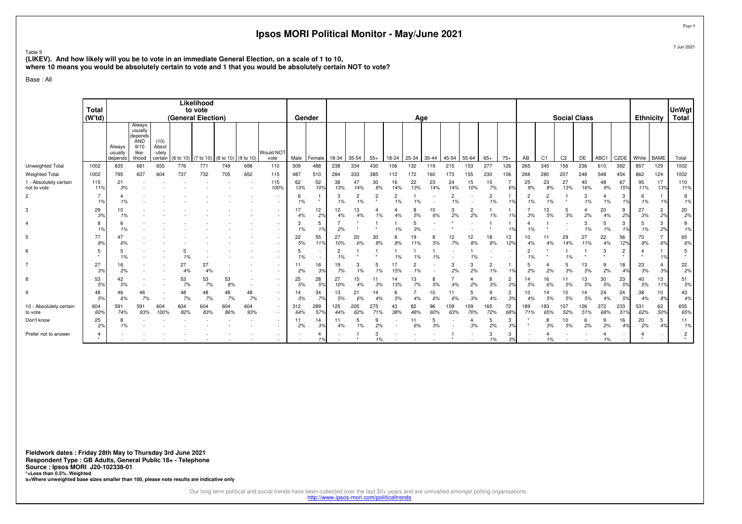# Ipsos MORI Political Monitor - May/June 2021

Table 9
**(LIKEV). And how likely will you be to vote in an immediate General Election, on a scale of 1 to 10, where 10 means you would be absolutely certain to vote and 1 that you would be absolutely certain NOT to vote?**

Base : All

| | Total (W'td) | Likelihood to vote (General Election) | | | | | | | | Gender | | Age | | | | | | | | | | | | Social Class | | | | | | Ethnicity | | UnWgt Total |
|---|---|---|---|---|---|---|---|---|---|---|---|---|---|---|---|---|---|---|---|---|---|---|---|---|---|---|---|---|---|---|---|---|
| | | Always usually depends | Always usually depends AND 9/10 like-lihood | (10) Absol-utely certain | (6 to 10) | (7 to 10) | (8 to 10) | (9 to 10) | Would NOT vote | Male | Female | 18-34 | 35-54 | 55+ | 18-24 | 25-34 | 35-44 | 45-54 | 55-64 | 65+ | 75+ | AB | C1 | C2 | DE | ABC1 | C2DE | White | BAME | Total |
| Unweighted Total | 1002 | 835 | 681 | 655 | 776 | 771 | 749 | 698 | 110 | 509 | 488 | 238 | 334 | 430 | 106 | 132 | 119 | 215 | 153 | 277 | 126 | 265 | 345 | 156 | 236 | 610 | 392 | 857 | 129 | 1002 |
| Weighted Total | 1002 | 795 | 637 | 604 | 737 | 732 | 705 | 652 | 115 | 487 | 510 | 284 | 333 | 385 | 112 | 172 | 160 | 173 | 155 | 230 | 106 | 268 | 280 | 207 | 248 | 548 | 454 | 862 | 124 | 1002 |
| 1 - Absolutely certain not to vote | 115<br>11% | 21<br>3% | - | - | - | - | - | - | 115<br>100% | 62<br>13% | 52<br>10% | 38<br>13% | 47<br>14% | 30<br>8% | 16<br>14% | 22<br>13% | 23<br>14% | 24<br>14% | 15<br>10% | 15<br>7% | 7<br>6% | 25<br>9% | 23<br>8% | 27<br>13% | 40<br>16% | 48<br>9% | 67<br>15% | 95<br>11% | 17<br>13% | 110<br>11% |
| 2 | 7<br>1% | 4<br>1% | - | - | - | - | - | - | - | 6<br>1% | 1<br>* | 3<br>1% | 2<br>1% | 2<br>* | 2<br>1% | 1<br>1% | - | 2<br>1% | - | 2<br>1% | 1<br>1% | 2<br>1% | 2<br>1% | 1<br>* | 3<br>1% | 4<br>1% | 3<br>1% | 6<br>1% | 1<br>1% | 9<br>1% |
| 3 | 29<br>3% | 10<br>1% | - | - | - | - | - | - | - | 17<br>4% | 12<br>2% | 12<br>4% | 13<br>4% | 4<br>1% | 4<br>4% | 8<br>5% | 10<br>6% | 3<br>2% | 2<br>2% | 1<br>1% | 1<br>1% | 7<br>3% | 13<br>5% | 5<br>3% | 4<br>2% | 20<br>4% | 9<br>2% | 27<br>3% | 2<br>2% | 20<br>2% |
| 4 | 8<br>1% | 6<br>1% | - | - | - | - | - | - | - | 3<br>1% | 5<br>1% | 7<br>2% | *<br>* | 1<br>* | 1<br>1% | 5<br>3% | - | *<br>* | - | 1<br>* | 1<br>1% | 4<br>1% | 1<br>* | - | 3<br>1% | 5<br>1% | 3<br>1% | 5<br>1% | 3<br>2% | 9<br>1% |
| 5 | 77<br>8% | 47<br>6% | - | - | - | - | - | - | - | 22<br>5% | 55<br>11% | 27<br>10% | 20<br>6% | 30<br>8% | 8<br>8% | 19<br>11% | 8<br>5% | 12<br>7% | 12<br>8% | 18<br>8% | 13<br>12% | 10<br>4% | 11<br>4% | 29<br>14% | 27<br>11% | 22<br>4% | 56<br>12% | 70<br>8% | 7<br>6% | 65<br>6% |
| 6 | 5<br>* | 5<br>1% | - | - | 5<br>1% | - | - | - | - | 5<br>1% | - | 2<br>1% | 1<br>* | 1<br>* | 1<br>1% | 1<br>1% | 1<br>1% | - | 1<br>1% | - | - | 2<br>1% | *<br>* | 1<br>1% | 1<br>* | 3<br>* | 2<br>* | 4<br>* | 1<br>1% | 5<br>* |
| 7 | 27<br>3% | 16<br>2% | - | - | 27<br>4% | 27<br>4% | - | - | - | 11<br>2% | 16<br>3% | 19<br>7% | 3<br>1% | 5<br>1% | 17<br>15% | 2<br>1% | - | 3<br>2% | 3<br>2% | 2<br>1% | 1<br>1% | 5<br>2% | 4<br>2% | 5<br>3% | 13<br>5% | 9<br>2% | 18<br>4% | 23<br>3% | 4<br>3% | 22<br>2% |
| 8 | 53<br>5% | 42<br>5% | - | - | 53<br>7% | 53<br>7% | 53<br>8% | - | - | 25<br>5% | 28<br>5% | 27<br>10% | 15<br>4% | 11<br>3% | 14<br>13% | 13<br>7% | 8<br>5% | 7<br>4% | 4<br>2% | 8<br>3% | 2<br>2% | 14<br>5% | 16<br>6% | 11<br>5% | 13<br>5% | 30<br>5% | 23<br>5% | 40<br>5% | 13<br>11% | 51<br>5% |
| 9 | 48<br>5% | 46<br>6% | 46<br>7% | - | 48<br>7% | 48<br>7% | 48<br>7% | 48<br>7% | - | 14<br>3% | 34<br>7% | 13<br>5% | 21<br>6% | 14<br>4% | 6<br>5% | 7<br>4% | 10<br>6% | 11<br>6% | 5<br>3% | 9<br>4% | 3<br>3% | 10<br>4% | 14<br>5% | 10<br>5% | 14<br>5% | 24<br>4% | 24<br>5% | 38<br>4% | 10<br>8% | 43<br>4% |
| 10 - Absolutely certain to vote | 604<br>60% | 591<br>74% | 591<br>93% | 604<br>100% | 604<br>82% | 604<br>83% | 604<br>86% | 604<br>93% | - | 312<br>64% | 289<br>57% | 125<br>44% | 205<br>62% | 275<br>71% | 43<br>38% | 82<br>48% | 96<br>60% | 109<br>63% | 109<br>70% | 165<br>72% | 72<br>68% | 189<br>71% | 183<br>65% | 107<br>52% | 126<br>51% | 372<br>68% | 233<br>51% | 531<br>62% | 62<br>50% | 655<br>65% |
| Don't know | 25<br>2% | 8<br>1% | - | - | - | - | - | - | - | 11<br>2% | 14<br>3% | 11<br>4% | 5<br>1% | 9<br>2% | - | 11<br>6% | 5<br>3% | - | 4<br>3% | 5<br>2% | 3<br>3% | *<br>* | 8<br>3% | 10<br>5% | 6<br>2% | 9<br>2% | 16<br>4% | 20<br>2% | 5<br>4% | 11<br>1% |
| Prefer not to answer | 4<br>* | - | - | - | - | - | - | - | - | - | 4<br>1% | - | 1<br>* | 3<br>1% | - | - | - | 1<br>* | - | 3<br>1% | 3<br>3% | - | 4<br>1% | - | - | 4<br>1% | - | 4<br>* | - | 2<br>* |

**Fieldwork dates : Friday 28th May to Thursday 3rd June 2021**
**Respondent Type : GB Adults, General Public 18+ - Telephone**
**Source : Ipsos MORI J20-102338-01**
***=Less than 0.5%. Weighted**
**s=Where unweighted base sizes smaller than 100, please note results are indicative only**

Our long term political and social trends have been collected over the last 30+ years and are unrivalled amongst polling organisations: http://www.ipsos-mori.com/politicaltrends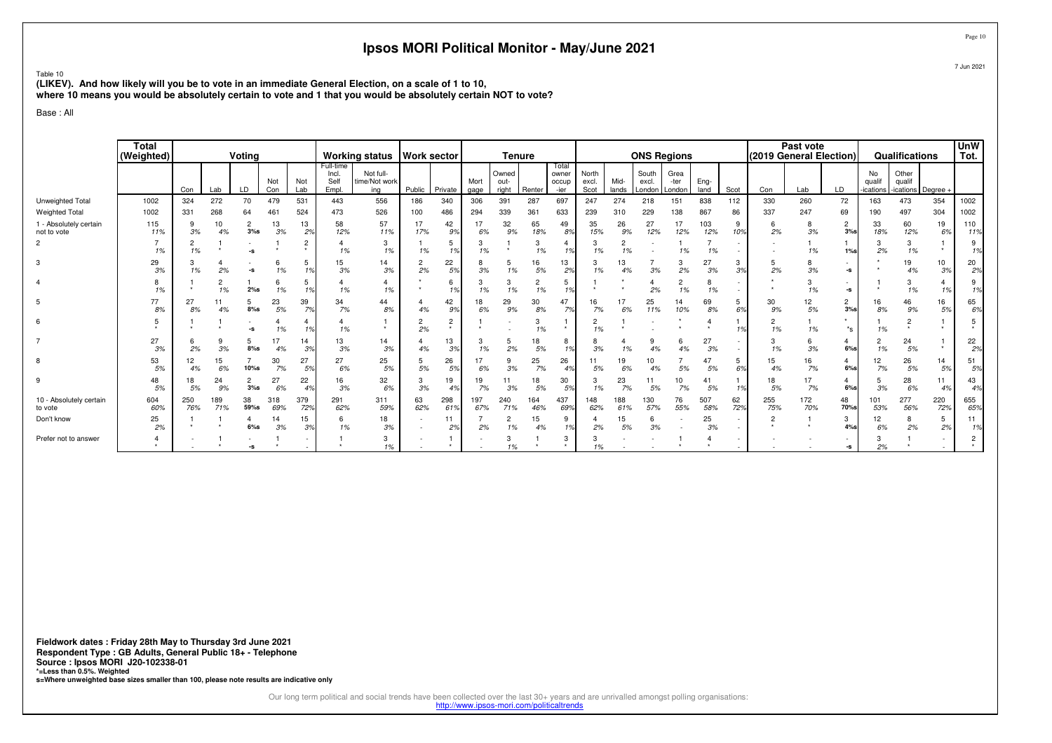# Ipsos MORI Political Monitor - May/June 2021

Table 10
**(LIKEV). And how likely will you be to vote in an immediate General Election, on a scale of 1 to 10, where 10 means you would be absolutely certain to vote and 1 that you would be absolutely certain NOT to vote?**

Base : All

| | Total (Weighted) | Voting | | | | | Working status | | Work sector | | Tenure | | | | ONS Regions | | | | | | Past vote (2019 General Election) | | | Qualifications | | | UnW Tot. |
|---|---|---|---|---|---|---|---|---|---|---|---|---|---|---|---|---|---|---|---|---|---|---|---|---|---|---|---|
| | | Con | Lab | LD | Not Con | Not Lab | Full-time Incl. Self Empl. | Not full-time/Not working | Public | Private | Mort gage | Owned out-right | Renter | Total owner occup-ier | North excl. Scot | Mid-lands | South excl. London | Grea-ter London | Eng-land | Scot | Con | Lab | LD | No qualif-ications | Other qualif-ications | Degree + | |
| Unweighted Total | 1002 | 324 | 272 | 70 | 479 | 531 | 443 | 556 | 186 | 340 | 306 | 391 | 287 | 697 | 247 | 274 | 218 | 151 | 838 | 112 | 330 | 260 | 72 | 163 | 473 | 354 | 1002 |
| Weighted Total | 1002 | 331 | 268 | 64 | 461 | 524 | 473 | 526 | 100 | 486 | 294 | 339 | 361 | 633 | 239 | 310 | 229 | 138 | 867 | 86 | 337 | 247 | 69 | 190 | 497 | 304 | 1002 |
| 1 - Absolutely certain not to vote | 115 11% | 9 3% | 10 4% | 2 3%s | 13 3% | 13 2% | 58 12% | 57 11% | 17 17% | 42 9% | 17 6% | 32 9% | 65 18% | 49 8% | 35 15% | 26 9% | 27 12% | 17 12% | 103 12% | 9 10% | 6 2% | 8 3% | 2 3%s | 33 18% | 60 12% | 19 6% | 110 11% |
| 2 | 7 1% | 2 1% | 1 * | - -s | 1 * | 2 * | 4 1% | 3 1% | 1 1% | 5 1% | 3 1% | 1 * | 3 1% | 4 1% | 3 1% | 2 1% | - - | 1 1% | 7 1% | - - | - - | 1 1% | 1 1%s | 3 2% | 3 1% | 1 * | 9 1% |
| 3 | 29 3% | 3 1% | 4 2% | - -s | 6 1% | 5 1% | 15 3% | 14 3% | 2 2% | 22 5% | 8 3% | 5 1% | 16 5% | 13 2% | 3 1% | 13 4% | 7 3% | 3 2% | 27 3% | 3 3% | 5 2% | 8 3% | - -s | * * | 19 4% | 10 3% | 20 2% |
| 4 | 8 1% | 1 * | 2 1% | 1 2%s | 6 1% | 5 1% | 4 1% | 4 1% | * * | 6 1% | 3 1% | 3 1% | 2 1% | 5 1% | 1 * | * * | 4 2% | 2 1% | 8 1% | - - | * * | 3 1% | - -s | 1 * | 3 1% | 4 1% | 9 1% |
| 5 | 77 8% | 27 8% | 11 4% | 5 8%s | 23 5% | 39 7% | 34 7% | 44 8% | 4 4% | 42 9% | 18 6% | 29 9% | 30 8% | 47 7% | 16 7% | 17 6% | 25 11% | 14 10% | 69 8% | 5 6% | 30 9% | 12 5% | 2 3%s | 16 8% | 46 9% | 16 5% | 65 6% |
| 6 | 5 * | 1 * | 1 * | - -s | 4 1% | 4 1% | 4 1% | 1 * | 2 2% | 2 * | 1 * | - - | 3 1% | 1 * | 2 1% | 1 * | - - | * * | 4 * | 1 1% | 2 1% | 1 1% | * *s | 1 1% | 2 * | 1 * | 5 * |
| 7 | 27 3% | 6 2% | 9 3% | 5 8%s | 17 4% | 14 3% | 13 3% | 14 3% | 4 4% | 13 3% | 3 1% | 5 2% | 18 5% | 8 1% | 8 3% | 4 1% | 9 4% | 6 4% | 27 3% | - - | 3 1% | 6 3% | 4 6%s | 2 1% | 24 5% | 1 * | 22 2% |
| 8 | 53 5% | 12 4% | 15 6% | 7 10%s | 30 7% | 27 5% | 27 6% | 25 5% | 5 5% | 26 5% | 17 6% | 9 3% | 25 7% | 26 4% | 11 5% | 19 6% | 10 4% | 7 5% | 47 5% | 5 6% | 15 4% | 16 7% | 4 6%s | 12 7% | 26 5% | 14 5% | 51 5% |
| 9 | 48 5% | 18 5% | 24 9% | 2 3%s | 27 6% | 22 4% | 16 3% | 32 6% | 3 3% | 19 4% | 19 7% | 11 3% | 18 5% | 30 5% | 3 1% | 23 7% | 11 5% | 10 7% | 41 5% | 1 1% | 18 5% | 17 7% | 4 6%s | 5 3% | 28 6% | 11 4% | 43 4% |
| 10 - Absolutely certain to vote | 604 60% | 250 76% | 189 71% | 38 59%s | 318 69% | 379 72% | 291 62% | 311 59% | 63 62% | 298 61% | 197 67% | 240 71% | 164 46% | 437 69% | 148 62% | 188 61% | 130 57% | 76 55% | 507 58% | 62 72% | 255 75% | 172 70% | 48 70%s | 101 53% | 277 56% | 220 72% | 655 65% |
| Don't know | 25 2% | 1 * | 1 * | 4 6%s | 14 3% | 15 3% | 6 1% | 18 3% | - - | 11 2% | 7 2% | 2 1% | 15 4% | 9 1% | 4 2% | 15 5% | 6 3% | - - | 25 3% | - - | 2 * | 1 * | 3 4%s | 12 6% | 8 2% | 5 2% | 11 1% |
| Prefer not to answer | 4 * | - - | 1 * | - -s | 1 * | - - | 1 * | 3 1% | - - | 1 * | - - | 3 1% | 1 * | 3 * | 3 1% | - - | - - | 1 * | 4 * | - - | - - | - - | - -s | 3 2% | 1 * | - - | 2 * |

**Fieldwork dates : Friday 28th May to Thursday 3rd June 2021**
**Respondent Type : GB Adults, General Public 18+ - Telephone**
**Source : Ipsos MORI J20-102338-01**
***=Less than 0.5%. Weighted**
**s=Where unweighted base sizes smaller than 100, please note results are indicative only**

Our long term political and social trends have been collected over the last 30+ years and are unrivalled amongst polling organisations:
http://www.ipsos-mori.com/politicaltrends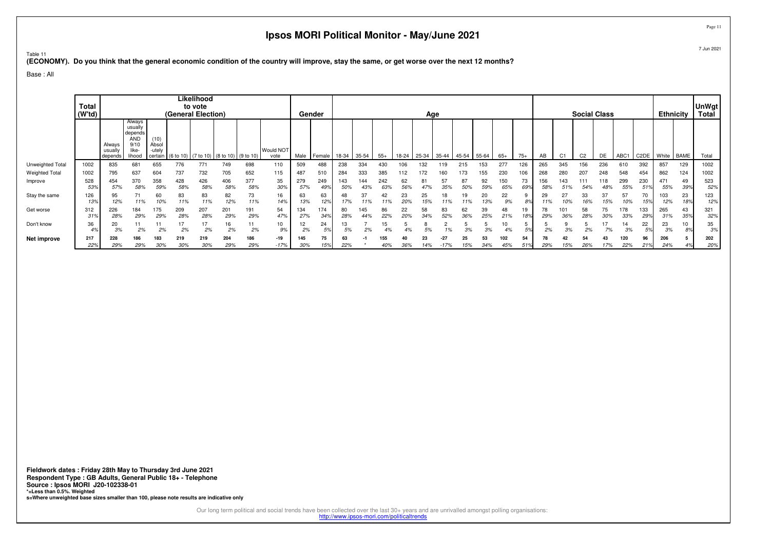# Ipsos MORI Political Monitor - May/June 2021

Table 11

**(ECONOMY). Do you think that the general economic condition of the country will improve, stay the same, or get worse over the next 12 months?**

Base : All

| | Total (W'td) | Likelihood to vote (General Election) | | | | | | | | Gender | | Age | | | | | | | | | | Social Class | | | | | | Ethnicity | | UnWgt Total |
|---|---|---|---|---|---|---|---|---|---|---|---|---|---|---|---|---|---|---|---|---|---|---|---|---|---|---|---|---|---|---|
| | | Always usually depends | Always usually depends AND 9/10 like-lihood | (10) Absol -utely certain | (6 to 10) | (7 to 10) | (8 to 10) | (9 to 10) | Would NOT vote | Male | Female | 18-34 | 35-54 | 55+ | 18-24 | 25-34 | 35-44 | 45-54 | 55-64 | 65+ | 75+ | AB | C1 | C2 | DE | ABC1 | C2DE | White | BAME | Total |
| Unweighted Total | 1002 | 835 | 681 | 655 | 776 | 771 | 749 | 698 | 110 | 509 | 488 | 238 | 334 | 430 | 106 | 132 | 119 | 215 | 153 | 277 | 126 | 265 | 345 | 156 | 236 | 610 | 392 | 857 | 129 | 1002 |
| Weighted Total | 1002 | 795 | 637 | 604 | 737 | 732 | 705 | 652 | 115 | 487 | 510 | 284 | 333 | 385 | 112 | 172 | 160 | 173 | 155 | 230 | 106 | 268 | 280 | 207 | 248 | 548 | 454 | 862 | 124 | 1002 |
| Improve | 528<br>53% | 454<br>57% | 370<br>58% | 358<br>59% | 428<br>58% | 426<br>58% | 406<br>58% | 377<br>58% | 35<br>30% | 279<br>57% | 249<br>49% | 143<br>50% | 144<br>43% | 242<br>63% | 62<br>56% | 81<br>47% | 57<br>35% | 87<br>50% | 92<br>59% | 150<br>65% | 73<br>69% | 156<br>58% | 143<br>51% | 111<br>54% | 118<br>48% | 299<br>55% | 230<br>51% | 471<br>55% | 49<br>39% | 523<br>52% |
| Stay the same | 126<br>13% | 95<br>12% | 71<br>11% | 60<br>10% | 83<br>11% | 83<br>11% | 82<br>12% | 73<br>11% | 16<br>14% | 63<br>13% | 63<br>12% | 48<br>17% | 37<br>11% | 42<br>11% | 23<br>20% | 25<br>15% | 18<br>11% | 19<br>11% | 20<br>13% | 22<br>9% | 9<br>8% | 29<br>11% | 27<br>10% | 33<br>16% | 37<br>15% | 57<br>10% | 70<br>15% | 103<br>12% | 23<br>18% | 123<br>12% |
| Get worse | 312<br>31% | 226<br>28% | 184<br>29% | 175<br>29% | 209<br>28% | 207<br>28% | 201<br>29% | 191<br>29% | 54<br>47% | 134<br>27% | 174<br>34% | 80<br>28% | 145<br>44% | 86<br>22% | 22<br>20% | 58<br>34% | 83<br>52% | 62<br>36% | 39<br>25% | 48<br>21% | 19<br>18% | 78<br>29% | 101<br>36% | 58<br>28% | 75<br>30% | 178<br>33% | 133<br>29% | 265<br>31% | 43<br>35% | 321<br>32% |
| Don't know | 36<br>4% | 20<br>3% | 11<br>2% | 11<br>2% | 17<br>2% | 17<br>2% | 16<br>2% | 11<br>2% | 10<br>9% | 12<br>2% | 24<br>5% | 13<br>5% | 7<br>2% | 15<br>4% | 5<br>4% | 8<br>5% | 2<br>1% | 5<br>3% | 5<br>3% | 10<br>4% | 5<br>5% | 5<br>2% | 9<br>3% | 5<br>2% | 17<br>7% | 14<br>3% | 22<br>5% | 23<br>3% | 10<br>8% | 35<br>3% |
| **Net improve** | **217**<br>22% | **228**<br>29% | **186**<br>29% | **183**<br>30% | **219**<br>30% | **219**<br>30% | **204**<br>29% | **186**<br>29% | **-19**<br>-17% | **145**<br>30% | **75**<br>15% | **63**<br>22% | **-1**<br>* | **155**<br>40% | **40**<br>36% | **23**<br>14% | **-27**<br>-17% | **25**<br>15% | **53**<br>34% | **102**<br>45% | **54**<br>51% | **78**<br>29% | **42**<br>15% | **54**<br>26% | **43**<br>17% | **120**<br>22% | **96**<br>21% | **206**<br>24% | **5**<br>4% | **202**<br>20% |

**Fieldwork dates : Friday 28th May to Thursday 3rd June 2021**
**Respondent Type : GB Adults, General Public 18+ - Telephone**
**Source : Ipsos MORI J20-102338-01**
***=Less than 0.5%. Weighted**
**s=Where unweighted base sizes smaller than 100, please note results are indicative only**

Our long term political and social trends have been collected over the last 30+ years and are unrivalled amongst polling organisations:
http://www.ipsos-mori.com/politicaltrends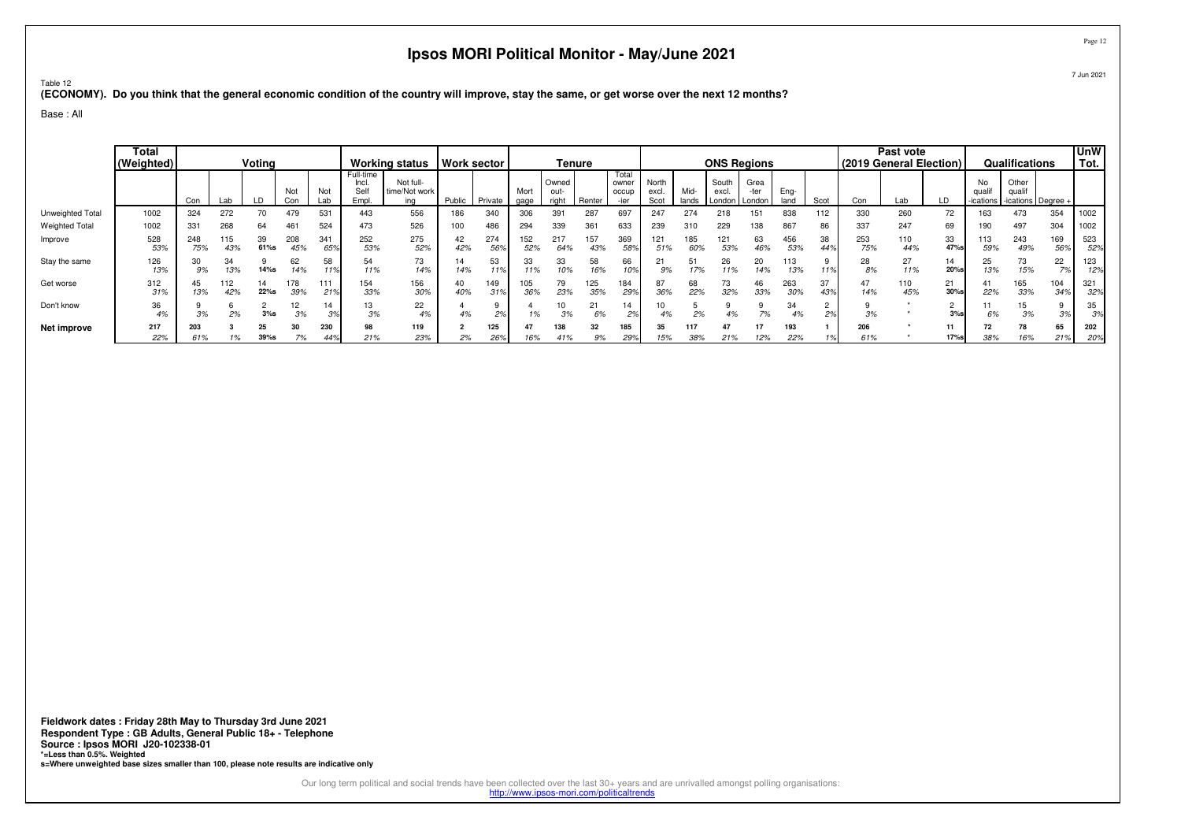# Ipsos MORI Political Monitor - May/June 2021

Table 12

**(ECONOMY). Do you think that the general economic condition of the country will improve, stay the same, or get worse over the next 12 months?**

Base : All

| | Total (Weighted) | Voting | | | | | Working status | | Work sector | | Tenure | | | | ONS Regions | | | | | | Past vote (2019 General Election) | | | Qualifications | | | UnW Tot. |
|---|---|---|---|---|---|---|---|---|---|---|---|---|---|---|---|---|---|---|---|---|---|---|---|---|---|---|---|
| | | Con | Lab | LD | Not Con | Not Lab | Full-time Incl. Self Empl. | Not full-time/Not working | Public | Private | Mortgage | Owned outright | Renter | Total owner occupier | North excl. Scot | Mid-lands | South excl. London | Greater London | England | Scot | Con | Lab | LD | No qualifications | Other qualifications | Degree + | |
| Unweighted Total | 1002 | 324 | 272 | 70 | 479 | 531 | 443 | 556 | 186 | 340 | 306 | 391 | 287 | 697 | 247 | 274 | 218 | 151 | 838 | 112 | 330 | 260 | 72 | 163 | 473 | 354 | 1002 |
| Weighted Total | 1002 | 331 | 268 | 64 | 461 | 524 | 473 | 526 | 100 | 486 | 294 | 339 | 361 | 633 | 239 | 310 | 229 | 138 | 867 | 86 | 337 | 247 | 69 | 190 | 497 | 304 | 1002 |
| Improve | 528<br>53% | 248<br>75% | 115<br>43% | 39<br>61%s | 208<br>45% | 341<br>65% | 252<br>53% | 275<br>52% | 42<br>42% | 274<br>56% | 152<br>52% | 217<br>64% | 157<br>43% | 369<br>58% | 121<br>51% | 185<br>60% | 121<br>53% | 63<br>46% | 456<br>53% | 38<br>44% | 253<br>75% | 110<br>44% | 33<br>47%s | 113<br>59% | 243<br>49% | 169<br>56% | 523<br>52% |
| Stay the same | 126<br>13% | 30<br>9% | 34<br>13% | 9<br>14%s | 62<br>14% | 58<br>11% | 54<br>11% | 73<br>14% | 14<br>14% | 53<br>11% | 33<br>11% | 33<br>10% | 58<br>16% | 66<br>10% | 21<br>9% | 51<br>17% | 26<br>11% | 20<br>14% | 113<br>13% | 9<br>11% | 28<br>8% | 27<br>11% | 14<br>20%s | 25<br>13% | 73<br>15% | 22<br>7% | 123<br>12% |
| Get worse | 312<br>31% | 45<br>13% | 112<br>42% | 14<br>22%s | 178<br>39% | 111<br>21% | 154<br>33% | 156<br>30% | 40<br>40% | 149<br>31% | 105<br>36% | 79<br>23% | 125<br>35% | 184<br>29% | 87<br>36% | 68<br>22% | 73<br>32% | 46<br>33% | 263<br>30% | 37<br>43% | 47<br>14% | 110<br>45% | 21<br>30%s | 41<br>22% | 165<br>33% | 104<br>34% | 321<br>32% |
| Don't know | 36<br>4% | 9<br>3% | 6<br>2% | 2<br>3%s | 12<br>3% | 14<br>3% | 13<br>3% | 22<br>4% | 4<br>4% | 9<br>2% | 4<br>1% | 10<br>3% | 21<br>6% | 14<br>2% | 10<br>4% | 5<br>2% | 9<br>4% | 9<br>7% | 34<br>4% | 2<br>2% | 9<br>3% | *<br>* | 2<br>3%s | 11<br>6% | 15<br>3% | 9<br>3% | 35<br>3% |
| **Net improve** | **217**<br>22% | **203**<br>61% | **3**<br>1% | **25**<br>39%s | **30**<br>7% | **230**<br>44% | **98**<br>21% | **119**<br>23% | **2**<br>2% | **125**<br>26% | **47**<br>16% | **138**<br>41% | **32**<br>9% | **185**<br>29% | **35**<br>15% | **117**<br>38% | **47**<br>21% | **17**<br>12% | **193**<br>22% | **1**<br>1% | **206**<br>61% | *<br>* | **11**<br>17%s | **72**<br>38% | **78**<br>16% | **65**<br>21% | **202**<br>20% |

**Fieldwork dates : Friday 28th May to Thursday 3rd June 2021**
**Respondent Type : GB Adults, General Public 18+ - Telephone**
**Source : Ipsos MORI J20-102338-01**
***=Less than 0.5%. Weighted**
**s=Where unweighted base sizes smaller than 100, please note results are indicative only**

Our long term political and social trends have been collected over the last 30+ years and are unrivalled amongst polling organisations:
http://www.ipsos-mori.com/politicaltrends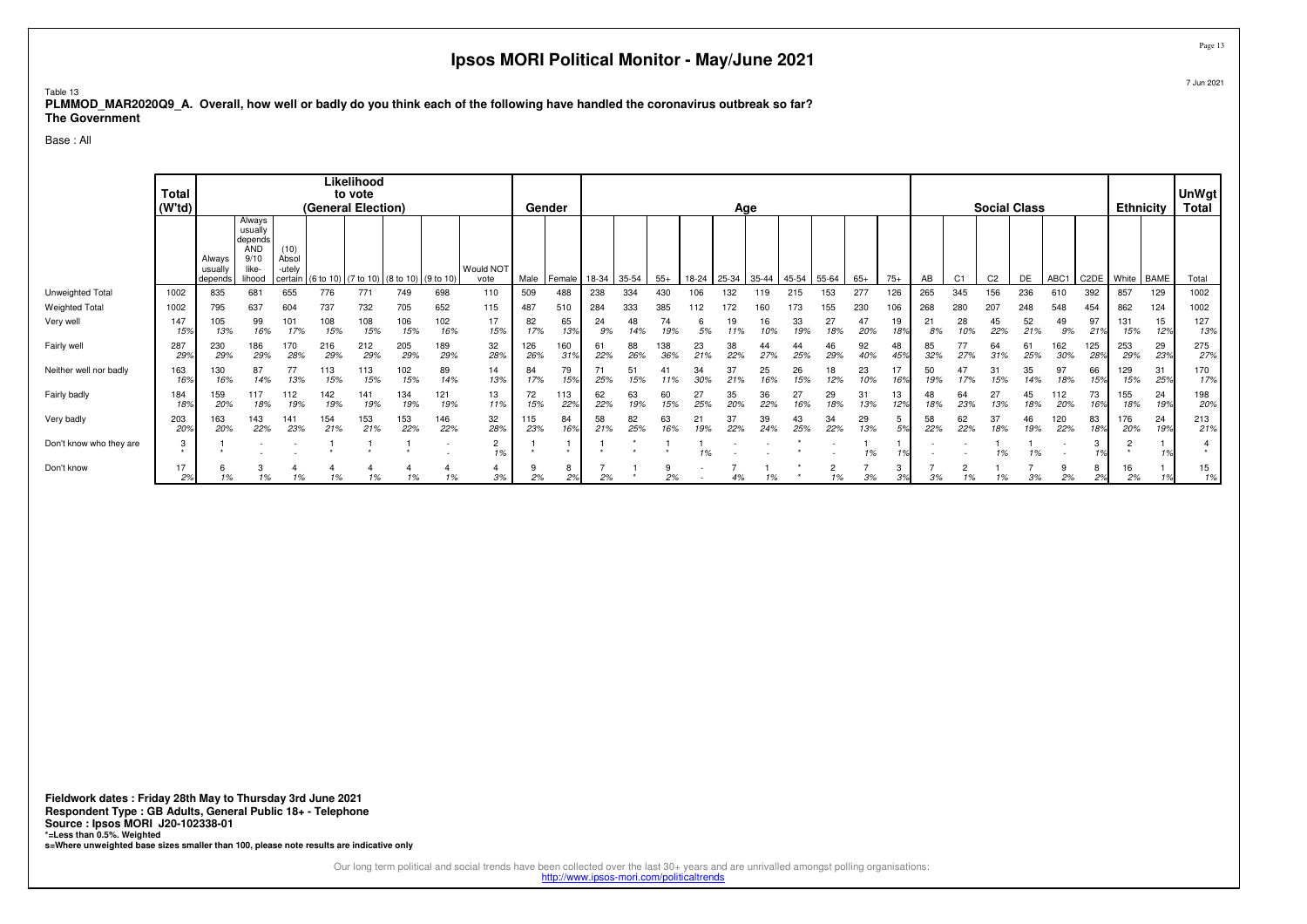# Ipsos MORI Political Monitor - May/June 2021

Table 13
**PLMMOD_MAR2020Q9_A. Overall, how well or badly do you think each of the following have handled the coronavirus outbreak so far?**
**The Government**

Base : All

| | Total (W'td) | Likelihood to vote (General Election) | | | | | | | | Gender | | Age | | | | | | | | | | Social Class | | | | | | Ethnicity | | UnWgt Total |
|---|---|---|---|---|---|---|---|---|---|---|---|---|---|---|---|---|---|---|---|---|---|---|---|---|---|---|---|---|---|---|
| | | Always usually depends | Always usually depends AND 9/10 like-lihood | (10) Absol-utely certain | (6 to 10) | (7 to 10) | (8 to 10) | (9 to 10) | Would NOT vote | Male | Female | 18-34 | 35-54 | 55+ | 18-24 | 25-34 | 35-44 | 45-54 | 55-64 | 65+ | 75+ | AB | C1 | C2 | DE | ABC1 | C2DE | White | BAME | Total |
| Unweighted Total | 1002 | 835 | 681 | 655 | 776 | 771 | 749 | 698 | 110 | 509 | 488 | 238 | 334 | 430 | 106 | 132 | 119 | 215 | 153 | 277 | 126 | 265 | 345 | 156 | 236 | 610 | 392 | 857 | 129 | 1002 |
| Weighted Total | 1002 | 795 | 637 | 604 | 737 | 732 | 705 | 652 | 115 | 487 | 510 | 284 | 333 | 385 | 112 | 172 | 160 | 173 | 155 | 230 | 106 | 268 | 280 | 207 | 248 | 548 | 454 | 862 | 124 | 1002 |
| Very well | 147 15% | 105 13% | 99 16% | 101 17% | 108 15% | 108 15% | 106 15% | 102 16% | 17 15% | 82 17% | 65 13% | 24 9% | 48 14% | 74 19% | 6 5% | 19 11% | 16 10% | 33 19% | 27 18% | 47 20% | 19 18% | 21 8% | 28 10% | 45 22% | 52 21% | 49 9% | 97 21% | 131 15% | 15 12% | 127 13% |
| Fairly well | 287 29% | 230 29% | 186 29% | 170 28% | 216 29% | 212 29% | 205 29% | 189 29% | 32 28% | 126 26% | 160 31% | 61 22% | 88 26% | 138 36% | 23 21% | 38 22% | 44 27% | 44 25% | 46 29% | 92 40% | 48 45% | 85 32% | 77 27% | 64 31% | 61 25% | 162 30% | 125 28% | 253 29% | 29 23% | 275 27% |
| Neither well nor badly | 163 16% | 130 16% | 87 14% | 77 13% | 113 15% | 113 15% | 102 15% | 89 14% | 14 13% | 84 17% | 79 15% | 71 25% | 51 15% | 41 11% | 34 30% | 37 21% | 25 16% | 26 15% | 18 12% | 23 10% | 17 16% | 50 19% | 47 17% | 31 15% | 35 14% | 97 18% | 66 15% | 129 15% | 31 25% | 170 17% |
| Fairly badly | 184 18% | 159 20% | 117 18% | 112 19% | 142 19% | 141 19% | 134 19% | 121 19% | 13 11% | 72 15% | 113 22% | 62 22% | 63 19% | 60 15% | 27 25% | 35 20% | 36 22% | 27 16% | 29 18% | 31 13% | 13 12% | 48 18% | 64 23% | 27 13% | 45 18% | 112 20% | 73 16% | 155 18% | 24 19% | 198 20% |
| Very badly | 203 20% | 163 20% | 143 22% | 141 23% | 154 21% | 153 21% | 153 22% | 146 22% | 32 28% | 115 23% | 84 16% | 58 21% | 82 25% | 63 16% | 21 19% | 37 22% | 39 24% | 43 25% | 34 22% | 29 13% | 5 5% | 58 22% | 62 22% | 37 18% | 46 19% | 120 22% | 83 18% | 176 20% | 24 19% | 213 21% |
| Don't know who they are | 3 * | 1 * | - | - | 1 * | 1 * | 1 * | - | 2 1% | 1 * | 1 * | 1 * | * * | 1 * | 1 1% | - | - | * * | - | 1 1% | 1 1% | - | - | 1 1% | 1 1% | - | 3 1% | 2 * | 1 1% | 4 * |
| Don't know | 17 2% | 6 1% | 3 1% | 4 1% | 4 1% | 4 1% | 4 1% | 4 1% | 4 3% | 9 2% | 8 2% | 7 2% | 1 * | 9 2% | - | 7 4% | 1 1% | * * | 2 1% | 7 3% | 3 3% | 7 3% | 2 1% | 1 1% | 7 3% | 9 2% | 8 2% | 16 2% | 1 1% | 15 1% |

**Fieldwork dates : Friday 28th May to Thursday 3rd June 2021**
**Respondent Type : GB Adults, General Public 18+ - Telephone**
**Source : Ipsos MORI J20-102338-01**
***=Less than 0.5%. Weighted**
**s=Where unweighted base sizes smaller than 100, please note results are indicative only**

Our long term political and social trends have been collected over the last 30+ years and are unrivalled amongst polling organisations:
http://www.ipsos-mori.com/politicaltrends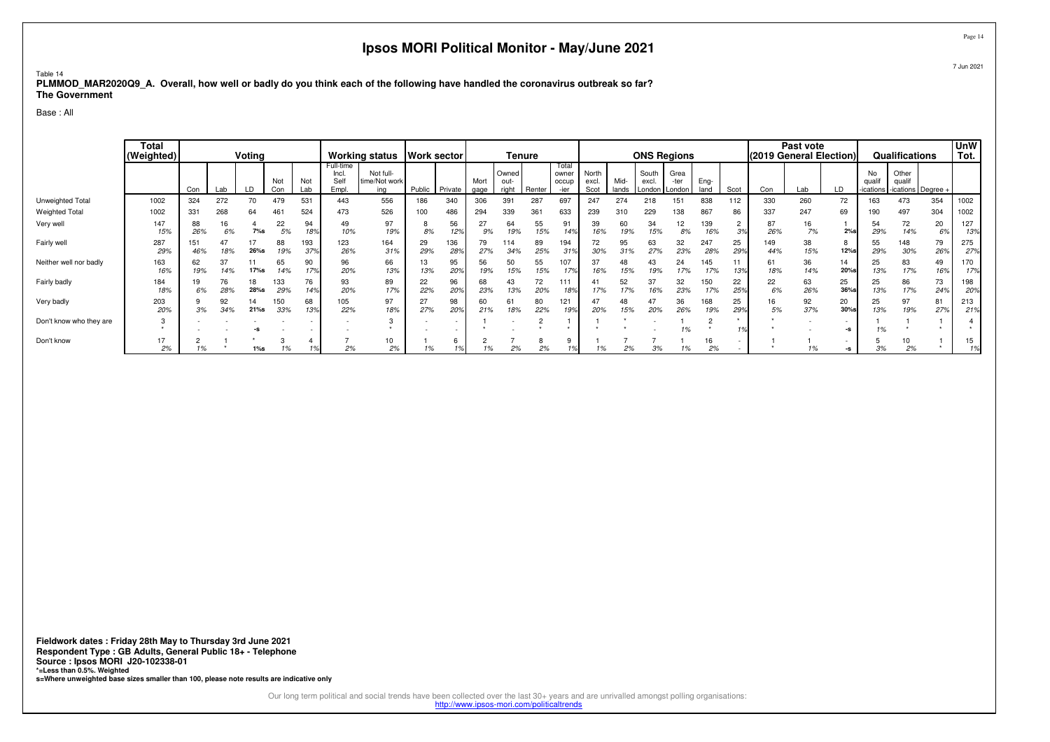# Ipsos MORI Political Monitor - May/June 2021

Table 14
**PLMMOD_MAR2020Q9_A. Overall, how well or badly do you think each of the following have handled the coronavirus outbreak so far?**
**The Government**

Base : All

| | Total (Weighted) | Voting | | | | | Working status | | Work sector | | Tenure | | | | ONS Regions | | | | | | Past vote (2019 General Election) | | | Qualifications | | | UnW Tot. |
|---|---|---|---|---|---|---|---|---|---|---|---|---|---|---|---|---|---|---|---|---|---|---|---|---|---|---|---|
| | | Con | Lab | LD | Not Con | Not Lab | Full-time Incl. Self Empl. | Not full-time/Not working | Public | Private | Mort gage | Owned out-right | Renter | Total owner occup -ier | North excl. Scot | Mid-lands | South excl. London | Grea -ter London | Eng-land | Scot | Con | Lab | LD | No qualif -ications | Other qualif -ications | Degree + | |
| Unweighted Total | 1002 | 324 | 272 | 70 | 479 | 531 | 443 | 556 | 186 | 340 | 306 | 391 | 287 | 697 | 247 | 274 | 218 | 151 | 838 | 112 | 330 | 260 | 72 | 163 | 473 | 354 | 1002 |
| Weighted Total | 1002 | 331 | 268 | 64 | 461 | 524 | 473 | 526 | 100 | 486 | 294 | 339 | 361 | 633 | 239 | 310 | 229 | 138 | 867 | 86 | 337 | 247 | 69 | 190 | 497 | 304 | 1002 |
| Very well | 147 15% | 88 26% | 16 6% | 4 7%s | 22 5% | 94 18% | 49 10% | 97 19% | 8 8% | 56 12% | 27 9% | 64 19% | 55 15% | 91 14% | 39 16% | 60 19% | 34 15% | 12 8% | 139 16% | 2 3% | 87 26% | 16 7% | 1 2%s | 54 29% | 72 14% | 20 6% | 127 13% |
| Fairly well | 287 29% | 151 46% | 47 18% | 17 26%s | 88 19% | 193 37% | 123 26% | 164 31% | 29 29% | 136 28% | 79 27% | 114 34% | 89 25% | 194 31% | 72 30% | 95 31% | 63 27% | 32 23% | 247 28% | 25 29% | 149 44% | 38 15% | 8 12%s | 55 29% | 148 30% | 79 26% | 275 27% |
| Neither well nor badly | 163 16% | 62 19% | 37 14% | 11 17%s | 65 14% | 90 17% | 96 20% | 66 13% | 13 13% | 95 20% | 56 19% | 50 15% | 55 15% | 107 17% | 37 16% | 48 15% | 43 19% | 24 17% | 145 17% | 11 13% | 61 18% | 36 14% | 14 20%s | 25 13% | 83 17% | 49 16% | 170 17% |
| Fairly badly | 184 18% | 19 6% | 76 28% | 18 28%s | 133 29% | 76 14% | 93 20% | 89 17% | 22 22% | 96 20% | 68 23% | 43 13% | 72 20% | 111 18% | 41 17% | 52 17% | 37 16% | 32 23% | 150 17% | 22 25% | 22 6% | 63 26% | 25 36%s | 25 13% | 86 17% | 73 24% | 198 20% |
| Very badly | 203 20% | 9 3% | 92 34% | 14 21%s | 150 33% | 68 13% | 105 22% | 97 18% | 27 27% | 98 20% | 60 21% | 61 18% | 80 22% | 121 19% | 47 20% | 48 15% | 47 20% | 36 26% | 168 19% | 25 29% | 16 5% | 92 37% | 20 30%s | 25 13% | 97 19% | 81 27% | 213 21% |
| Don't know who they are | 3 * | - - | - - | - -s | - - | - - | - - | 3 * | - - | - - | 1 * | - - | 2 * | 1 * | 1 * | * * | - - | 1 1% | 2 * | * 1% | * * | - - | - -s | 1 1% | 1 * | 1 * | 4 * |
| Don't know | 17 2% | 2 1% | 1 * | * 1%s | 3 1% | 4 1% | 7 2% | 10 2% | 1 1% | 6 1% | 2 1% | 7 2% | 8 2% | 9 1% | 1 1% | 7 2% | 7 3% | 1 1% | 16 2% | - - | 1 * | 1 1% | - -s | 5 3% | 10 2% | 1 * | 15 1% |

**Fieldwork dates : Friday 28th May to Thursday 3rd June 2021**
**Respondent Type : GB Adults, General Public 18+ - Telephone**
**Source : Ipsos MORI J20-102338-01**
***=Less than 0.5%. Weighted**
**s=Where unweighted base sizes smaller than 100, please note results are indicative only**

Our long term political and social trends have been collected over the last 30+ years and are unrivalled amongst polling organisations:
http://www.ipsos-mori.com/politicaltrends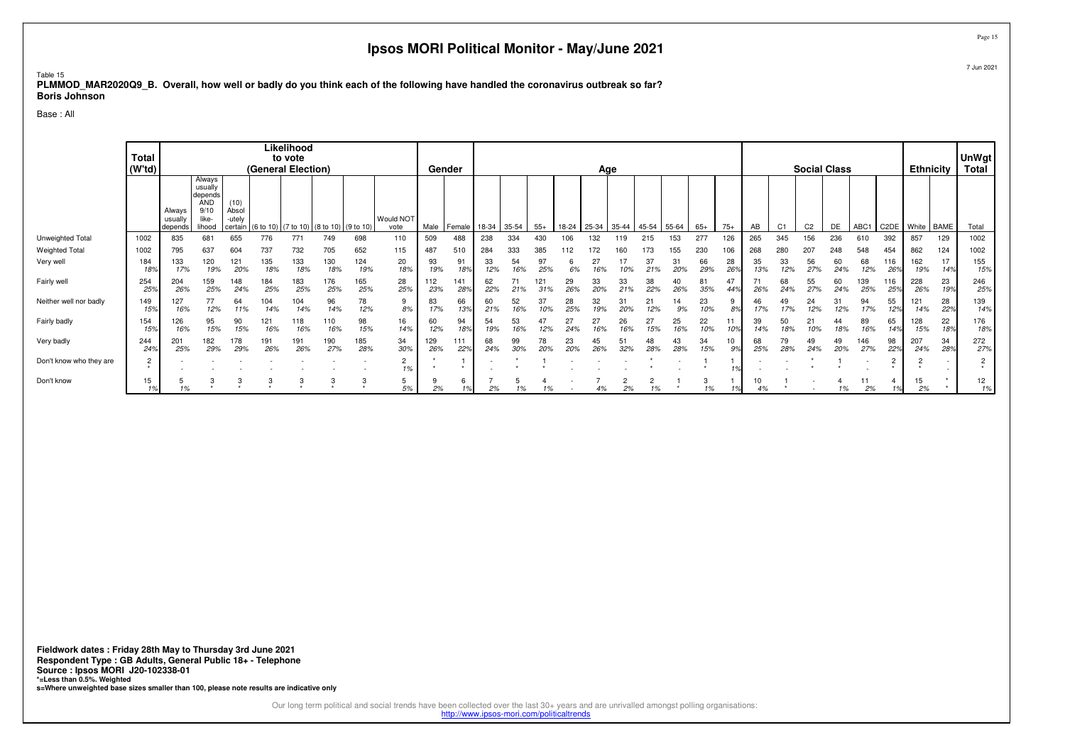# Ipsos MORI Political Monitor - May/June 2021

Table 15
**PLMMOD_MAR2020Q9_B. Overall, how well or badly do you think each of the following have handled the coronavirus outbreak so far?**
**Boris Johnson**

Base : All

| | Total (W'td) | Likelihood to vote (General Election) | | | | | | | | Gender | | Age | | | | | | | | | | Social Class | | | | | | Ethnicity | | UnWgt Total |
|---|---|---|---|---|---|---|---|---|---|---|---|---|---|---|---|---|---|---|---|---|---|---|---|---|---|---|---|---|---|---|
| | | Always usually depends | Always usually depends AND 9/10 like-lihood | (10) Absol-utely certain | (6 to 10) | (7 to 10) | (8 to 10) | (9 to 10) | Would NOT vote | Male | Female | 18-34 | 35-54 | 55+ | 18-24 | 25-34 | 35-44 | 45-54 | 55-64 | 65+ | 75+ | AB | C1 | C2 | DE | ABC1 | C2DE | White | BAME | Total |
| Unweighted Total | 1002 | 835 | 681 | 655 | 776 | 771 | 749 | 698 | 110 | 509 | 488 | 238 | 334 | 430 | 106 | 132 | 119 | 215 | 153 | 277 | 126 | 265 | 345 | 156 | 236 | 610 | 392 | 857 | 129 | 1002 |
| Weighted Total | 1002 | 795 | 637 | 604 | 737 | 732 | 705 | 652 | 115 | 487 | 510 | 284 | 333 | 385 | 112 | 172 | 160 | 173 | 155 | 230 | 106 | 268 | 280 | 207 | 248 | 548 | 454 | 862 | 124 | 1002 |
| Very well | 184<br>18% | 133<br>17% | 120<br>19% | 121<br>20% | 135<br>18% | 133<br>18% | 130<br>18% | 124<br>19% | 20<br>18% | 93<br>19% | 91<br>18% | 33<br>12% | 54<br>16% | 97<br>25% | 6<br>6% | 27<br>16% | 17<br>10% | 37<br>21% | 31<br>20% | 66<br>29% | 28<br>26% | 35<br>13% | 33<br>12% | 56<br>27% | 60<br>24% | 68<br>12% | 116<br>26% | 162<br>19% | 17<br>14% | 155<br>15% |
| Fairly well | 254<br>25% | 204<br>26% | 159<br>25% | 148<br>24% | 184<br>25% | 183<br>25% | 176<br>25% | 165<br>25% | 28<br>25% | 112<br>23% | 141<br>28% | 62<br>22% | 71<br>21% | 121<br>31% | 29<br>26% | 33<br>20% | 33<br>21% | 38<br>22% | 40<br>26% | 81<br>35% | 47<br>44% | 71<br>26% | 68<br>24% | 55<br>27% | 60<br>24% | 139<br>25% | 116<br>25% | 228<br>26% | 23<br>19% | 246<br>25% |
| Neither well nor badly | 149<br>15% | 127<br>16% | 77<br>12% | 64<br>11% | 104<br>14% | 104<br>14% | 96<br>14% | 78<br>12% | 9<br>8% | 83<br>17% | 66<br>13% | 60<br>21% | 52<br>16% | 37<br>10% | 28<br>25% | 32<br>19% | 31<br>20% | 21<br>12% | 14<br>9% | 23<br>10% | 9<br>8% | 46<br>17% | 49<br>17% | 24<br>12% | 31<br>12% | 94<br>17% | 55<br>12% | 121<br>14% | 28<br>22% | 139<br>14% |
| Fairly badly | 154<br>15% | 126<br>16% | 95<br>15% | 90<br>15% | 121<br>16% | 118<br>16% | 110<br>16% | 98<br>15% | 16<br>14% | 60<br>12% | 94<br>18% | 54<br>19% | 53<br>16% | 47<br>12% | 27<br>24% | 27<br>16% | 26<br>16% | 27<br>15% | 25<br>16% | 22<br>10% | 11<br>10% | 39<br>14% | 50<br>18% | 21<br>10% | 44<br>18% | 89<br>16% | 65<br>14% | 128<br>15% | 22<br>18% | 176<br>18% |
| Very badly | 244<br>24% | 201<br>25% | 182<br>29% | 178<br>29% | 191<br>26% | 191<br>26% | 190<br>27% | 185<br>28% | 34<br>30% | 129<br>26% | 111<br>22% | 68<br>24% | 99<br>30% | 78<br>20% | 23<br>20% | 45<br>26% | 51<br>32% | 48<br>28% | 43<br>28% | 34<br>15% | 10<br>9% | 68<br>25% | 79<br>28% | 49<br>24% | 49<br>20% | 146<br>27% | 98<br>22% | 207<br>24% | 34<br>28% | 272<br>27% |
| Don't know who they are | 2<br>* | -<br>- | -<br>- | -<br>- | -<br>- | -<br>- | -<br>- | -<br>- | 2<br>1% | *<br>* | 1<br>* | -<br>- | *<br>* | 1<br>* | -<br>- | -<br>- | -<br>- | *<br>* | -<br>- | 1<br>* | 1<br>1% | -<br>- | -<br>- | *<br>* | 1<br>* | -<br>- | 2<br>* | 2<br>* | -<br>- | 2<br>* |
| Don't know | 15<br>1% | 5<br>1% | 3<br>* | 3<br>* | 3<br>* | 3<br>* | 3<br>* | 3<br>* | 5<br>5% | 9<br>2% | 6<br>1% | 7<br>2% | 5<br>1% | 4<br>1% | -<br>- | 7<br>4% | 2<br>2% | 2<br>1% | 1<br>* | 3<br>1% | 1<br>1% | 10<br>4% | 1<br>* | -<br>- | 4<br>1% | 11<br>2% | 4<br>1% | 15<br>2% | *<br>* | 12<br>1% |

**Fieldwork dates : Friday 28th May to Thursday 3rd June 2021**
**Respondent Type : GB Adults, General Public 18+ - Telephone**
**Source : Ipsos MORI J20-102338-01**
***=Less than 0.5%. Weighted**
**s=Where unweighted base sizes smaller than 100, please note results are indicative only**

Our long term political and social trends have been collected over the last 30+ years and are unrivalled amongst polling organisations:
http://www.ipsos-mori.com/politicaltrends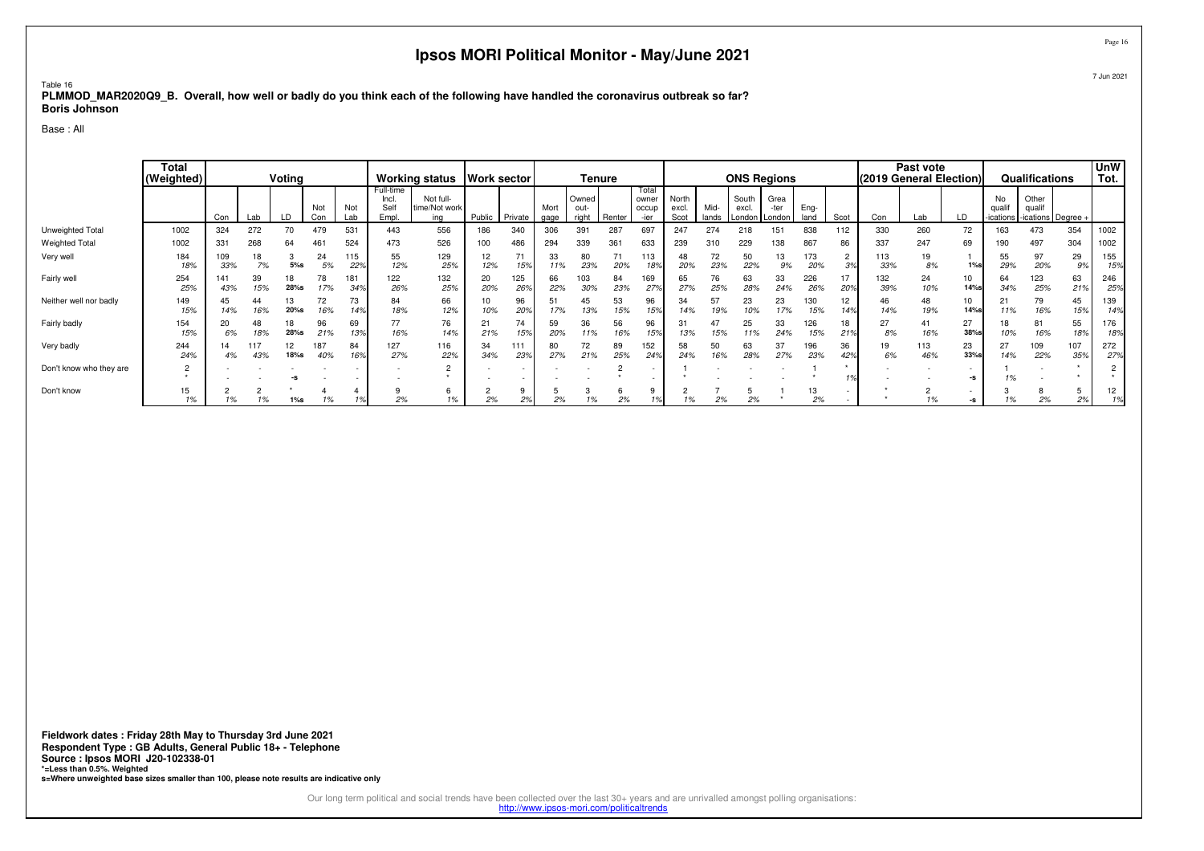# Ipsos MORI Political Monitor - May/June 2021

Table 16

**PLMMOD_MAR2020Q9_B. Overall, how well or badly do you think each of the following have handled the coronavirus outbreak so far?**
**Boris Johnson**

Base : All

| | Total (Weighted) | Voting | | | | | Working status | | Work sector | | Tenure | | | | ONS Regions | | | | | | Past vote (2019 General Election) | | | Qualifications | | | UnW Tot. |
|---|---|---|---|---|---|---|---|---|---|---|---|---|---|---|---|---|---|---|---|---|---|---|---|---|---|---|---|
| | | Con | Lab | LD | Not Con | Not Lab | Full-time Incl. Self Empl. | Not full-time/Not working | Public | Private | Mortgage | Owned outright | Renter | Total owner occupier | North excl. Scot | Midlands | South excl. London | Greater London | England | Scot | Con | Lab | LD | No qualifications | Other qualifications | Degree + | |
| Unweighted Total | 1002 | 324 | 272 | 70 | 479 | 531 | 443 | 556 | 186 | 340 | 306 | 391 | 287 | 697 | 247 | 274 | 218 | 151 | 838 | 112 | 330 | 260 | 72 | 163 | 473 | 354 | 1002 |
| Weighted Total | 1002 | 331 | 268 | 64 | 461 | 524 | 473 | 526 | 100 | 486 | 294 | 339 | 361 | 633 | 239 | 310 | 229 | 138 | 867 | 86 | 337 | 247 | 69 | 190 | 497 | 304 | 1002 |
| Very well | 184 | 109 | 18 | 3 | 24 | 115 | 55 | 129 | 12 | 71 | 33 | 80 | 71 | 113 | 48 | 72 | 50 | 13 | 173 | 2 | 113 | 19 | 1 | 55 | 97 | 29 | 155 |
| | 18% | 33% | 7% | 5%s | 5% | 22% | 12% | 25% | 12% | 15% | 11% | 23% | 20% | 18% | 20% | 23% | 22% | 9% | 20% | 3% | 33% | 8% | 1%s | 29% | 20% | 9% | 15% |
| Fairly well | 254 | 141 | 39 | 18 | 78 | 181 | 122 | 132 | 20 | 125 | 66 | 103 | 84 | 169 | 65 | 76 | 63 | 33 | 226 | 17 | 132 | 24 | 10 | 64 | 123 | 63 | 246 |
| | 25% | 43% | 15% | 28%s | 17% | 34% | 26% | 25% | 20% | 26% | 22% | 30% | 23% | 27% | 27% | 25% | 28% | 24% | 26% | 20% | 39% | 10% | 14%s | 34% | 25% | 21% | 25% |
| Neither well nor badly | 149 | 45 | 44 | 13 | 72 | 73 | 84 | 66 | 10 | 96 | 51 | 45 | 53 | 96 | 34 | 57 | 23 | 23 | 130 | 12 | 46 | 48 | 10 | 21 | 79 | 45 | 139 |
| | 15% | 14% | 16% | 20%s | 16% | 14% | 18% | 12% | 10% | 20% | 17% | 13% | 15% | 15% | 14% | 19% | 10% | 17% | 15% | 14% | 14% | 19% | 14%s | 11% | 16% | 15% | 14% |
| Fairly badly | 154 | 20 | 48 | 18 | 96 | 69 | 77 | 76 | 21 | 74 | 59 | 36 | 56 | 96 | 31 | 47 | 25 | 33 | 126 | 18 | 27 | 41 | 27 | 18 | 81 | 55 | 176 |
| | 15% | 6% | 18% | 28%s | 21% | 13% | 16% | 14% | 21% | 15% | 20% | 11% | 16% | 15% | 13% | 15% | 11% | 24% | 15% | 21% | 8% | 16% | 38%s | 10% | 16% | 18% | 18% |
| Very badly | 244 | 14 | 117 | 12 | 187 | 84 | 127 | 116 | 34 | 111 | 80 | 72 | 89 | 152 | 58 | 50 | 63 | 37 | 196 | 36 | 19 | 113 | 23 | 27 | 109 | 107 | 272 |
| | 24% | 4% | 43% | 18%s | 40% | 16% | 27% | 22% | 34% | 23% | 27% | 21% | 25% | 24% | 24% | 16% | 28% | 27% | 23% | 42% | 6% | 46% | 33%s | 14% | 22% | 35% | 27% |
| Don't know who they are | 2 | - | - | - | - | - | - | 2 | - | - | - | - | 2 | - | 1 | - | - | - | 1 | * | - | - | - | 1 | - | * | 2 |
| | * | - | - | -s | - | - | - | * | - | - | - | - | * | - | * | - | - | - | * | 1% | - | - | -s | 1% | - | * | * |
| Don't know | 15 | 2 | 2 | * | 4 | 4 | 9 | 6 | 2 | 9 | 5 | 3 | 6 | 9 | 2 | 7 | 5 | 1 | 13 | - | * | 2 | - | 3 | 8 | 5 | 12 |
| | 1% | 1% | 1% | 1%s | 1% | 1% | 2% | 1% | 2% | 2% | 2% | 1% | 2% | 1% | 1% | 2% | 2% | * | 2% | - | * | 1% | -s | 1% | 2% | 2% | 1% |

**Fieldwork dates : Friday 28th May to Thursday 3rd June 2021**
**Respondent Type : GB Adults, General Public 18+ - Telephone**
**Source : Ipsos MORI J20-102338-01**
***=Less than 0.5%. Weighted**
**s=Where unweighted base sizes smaller than 100, please note results are indicative only**

Our long term political and social trends have been collected over the last 30+ years and are unrivalled amongst polling organisations:
http://www.ipsos-mori.com/politicaltrends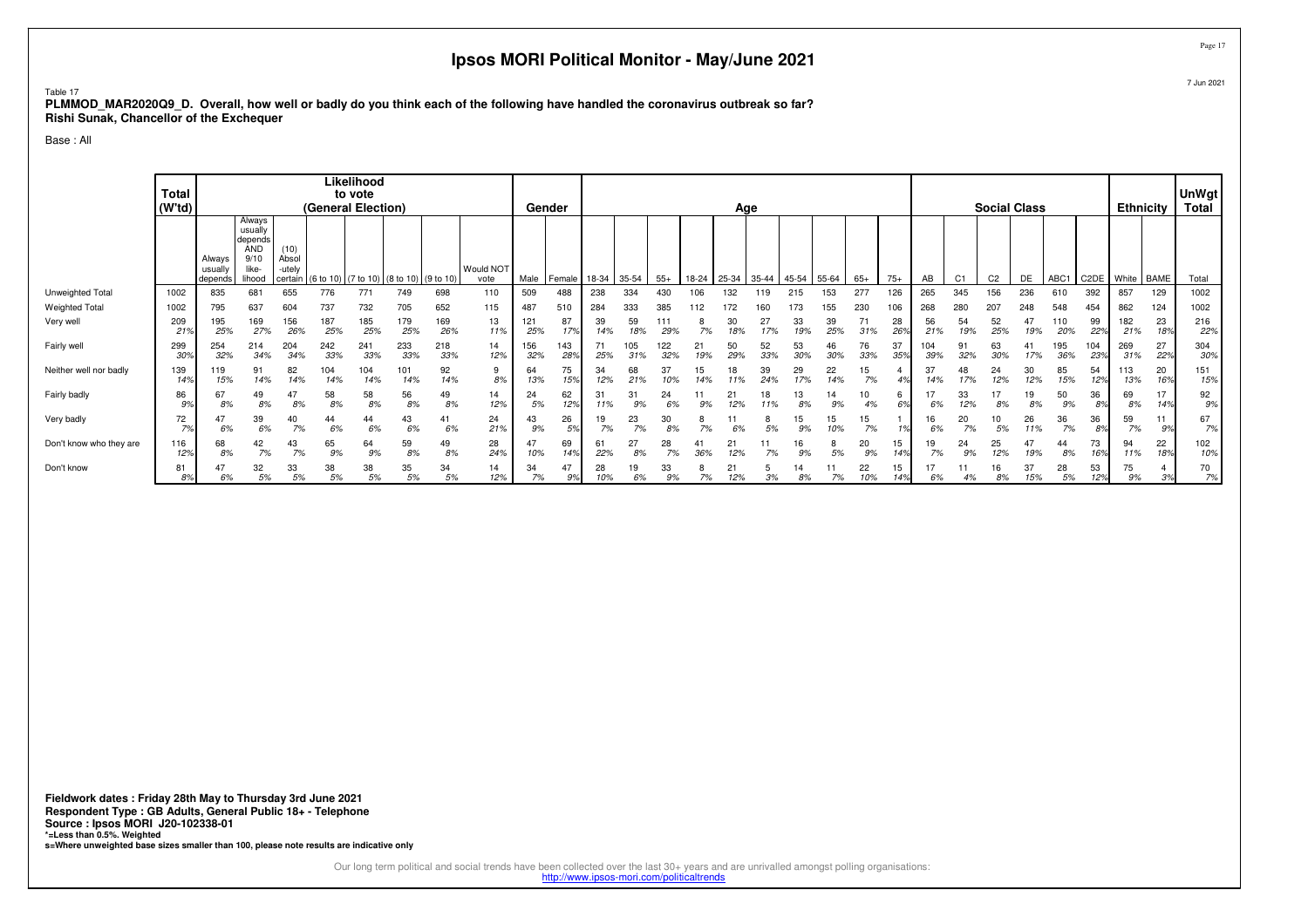# Ipsos MORI Political Monitor - May/June 2021

Table 17

**PLMMOD_MAR2020Q9_D. Overall, how well or badly do you think each of the following have handled the coronavirus outbreak so far?**
**Rishi Sunak, Chancellor of the Exchequer**

Base : All

| | Total (W'td) | Likelihood to vote (General Election) | | | | | | | | Gender | | Age | | | | | | | | | | Social Class | | | | | | Ethnicity | | UnWgt Total |
|---|---|---|---|---|---|---|---|---|---|---|---|---|---|---|---|---|---|---|---|---|---|---|---|---|---|---|---|---|---|---|
| | | Always usually depends | Always usually depends AND 9/10 like-lihood | (10) Absol-utely certain | (6 to 10) | (7 to 10) | (8 to 10) | (9 to 10) | Would NOT vote | Male | Female | 18-34 | 35-54 | 55+ | 18-24 | 25-34 | 35-44 | 45-54 | 55-64 | 65+ | 75+ | AB | C1 | C2 | DE | ABC1 | C2DE | White | BAME | Total |
| Unweighted Total | 1002 | 835 | 681 | 655 | 776 | 771 | 749 | 698 | 110 | 509 | 488 | 238 | 334 | 430 | 106 | 132 | 119 | 215 | 153 | 277 | 126 | 265 | 345 | 156 | 236 | 610 | 392 | 857 | 129 | 1002 |
| Weighted Total | 1002 | 795 | 637 | 604 | 737 | 732 | 705 | 652 | 115 | 487 | 510 | 284 | 333 | 385 | 112 | 172 | 160 | 173 | 155 | 230 | 106 | 268 | 280 | 207 | 248 | 548 | 454 | 862 | 124 | 1002 |
| Very well | 209 21% | 195 25% | 169 27% | 156 26% | 187 25% | 185 25% | 179 25% | 169 26% | 13 11% | 121 25% | 87 17% | 39 14% | 59 18% | 111 29% | 8 7% | 30 18% | 27 17% | 33 19% | 39 25% | 71 31% | 28 26% | 56 21% | 54 19% | 52 25% | 47 19% | 110 20% | 99 22% | 182 21% | 23 18% | 216 22% |
| Fairly well | 299 30% | 254 32% | 214 34% | 204 34% | 242 33% | 241 33% | 233 33% | 218 33% | 14 12% | 156 32% | 143 28% | 71 25% | 105 31% | 122 32% | 21 19% | 50 29% | 52 33% | 53 30% | 46 30% | 76 33% | 37 35% | 104 39% | 91 32% | 63 30% | 41 17% | 195 36% | 104 23% | 269 31% | 27 22% | 304 30% |
| Neither well nor badly | 139 14% | 119 15% | 91 14% | 82 14% | 104 14% | 104 14% | 101 14% | 92 14% | 9 8% | 64 13% | 75 15% | 34 12% | 68 21% | 37 10% | 15 14% | 18 11% | 39 24% | 29 17% | 22 14% | 15 7% | 4 4% | 37 14% | 48 17% | 24 12% | 30 12% | 85 15% | 54 12% | 113 13% | 20 16% | 151 15% |
| Fairly badly | 86 9% | 67 8% | 49 8% | 47 8% | 58 8% | 58 8% | 56 8% | 49 8% | 14 12% | 24 5% | 62 12% | 31 11% | 31 9% | 24 6% | 11 9% | 21 12% | 18 11% | 13 8% | 14 9% | 10 4% | 6 6% | 17 6% | 33 12% | 17 8% | 19 8% | 50 9% | 36 8% | 69 8% | 17 14% | 92 9% |
| Very badly | 72 7% | 47 6% | 39 6% | 40 7% | 44 6% | 44 6% | 43 6% | 41 6% | 24 21% | 43 9% | 26 5% | 19 7% | 23 7% | 30 8% | 8 7% | 11 6% | 8 5% | 15 9% | 15 10% | 15 7% | 1 1% | 16 6% | 20 7% | 10 5% | 26 11% | 36 7% | 36 8% | 59 7% | 11 9% | 67 7% |
| Don't know who they are | 116 12% | 68 8% | 42 7% | 43 7% | 65 9% | 64 9% | 59 8% | 49 8% | 28 24% | 47 10% | 69 14% | 61 22% | 27 8% | 28 7% | 41 36% | 21 12% | 11 7% | 16 9% | 8 5% | 20 9% | 15 14% | 19 7% | 24 9% | 25 12% | 47 19% | 44 8% | 73 16% | 94 11% | 22 18% | 102 10% |
| Don't know | 81 8% | 47 6% | 32 5% | 33 5% | 38 5% | 38 5% | 35 5% | 34 5% | 14 12% | 34 7% | 47 9% | 28 10% | 19 6% | 33 9% | 8 7% | 21 12% | 5 3% | 14 8% | 11 7% | 22 10% | 15 14% | 17 6% | 11 4% | 16 8% | 37 15% | 28 5% | 53 12% | 75 9% | 4 3% | 70 7% |

**Fieldwork dates : Friday 28th May to Thursday 3rd June 2021**
**Respondent Type : GB Adults, General Public 18+ - Telephone**
**Source : Ipsos MORI J20-102338-01**
***=Less than 0.5%. Weighted**
**s=Where unweighted base sizes smaller than 100, please note results are indicative only**

Our long term political and social trends have been collected over the last 30+ years and are unrivalled amongst polling organisations:
http://www.ipsos-mori.com/politicaltrends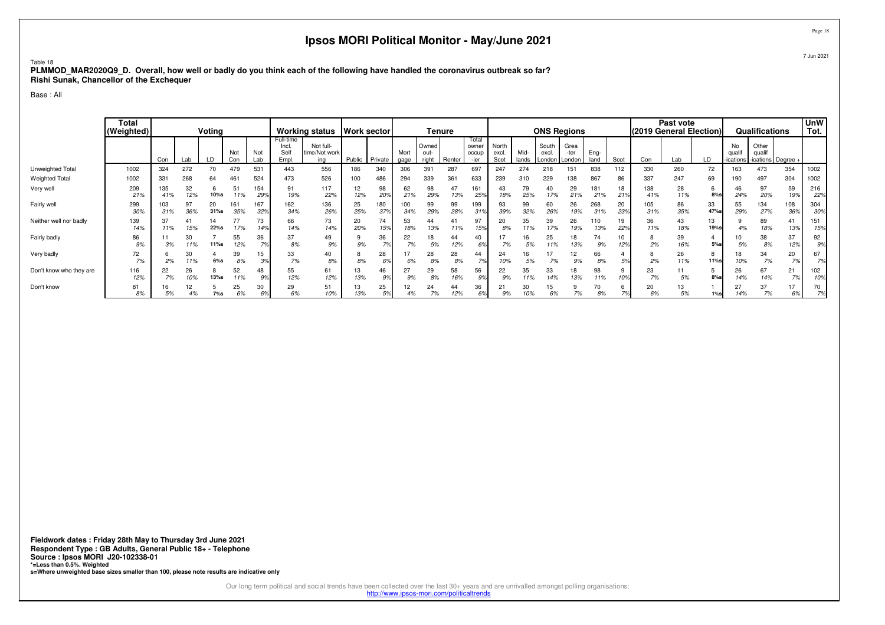# Ipsos MORI Political Monitor - May/June 2021

Table 18
**PLMMOD_MAR2020Q9_D. Overall, how well or badly do you think each of the following have handled the coronavirus outbreak so far?**
**Rishi Sunak, Chancellor of the Exchequer**

Base : All

| | Total (Weighted) | Voting | | | | | Working status | | Work sector | | Tenure | | | | ONS Regions | | | | | | Past vote (2019 General Election) | | | Qualifications | | | UnW Tot. |
|---|---|---|---|---|---|---|---|---|---|---|---|---|---|---|---|---|---|---|---|---|---|---|---|---|---|---|---|
| | | Con | Lab | LD | Not Con | Not Lab | Full-time Incl. Self Empl. | Not full-time/Not working | Public | Private | Mort gage | Owned out-right | Renter | Total owner occup-ier | North excl. Scot | Mid-lands | South excl. London | Grea-ter London | Eng-land | Scot | Con | Lab | LD | No qualif-ications | Other qualif-ications | Degree + | |
| Unweighted Total | 1002 | 324 | 272 | 70 | 479 | 531 | 443 | 556 | 186 | 340 | 306 | 391 | 287 | 697 | 247 | 274 | 218 | 151 | 838 | 112 | 330 | 260 | 72 | 163 | 473 | 354 | 1002 |
| Weighted Total | 1002 | 331 | 268 | 64 | 461 | 524 | 473 | 526 | 100 | 486 | 294 | 339 | 361 | 633 | 239 | 310 | 229 | 138 | 867 | 86 | 337 | 247 | 69 | 190 | 497 | 304 | 1002 |
| Very well | 209<br>21% | 135<br>41% | 32<br>12% | 6<br>10%s | 51<br>11% | 154<br>29% | 91<br>19% | 117<br>22% | 12<br>12% | 98<br>20% | 62<br>21% | 98<br>29% | 47<br>13% | 161<br>25% | 43<br>18% | 79<br>25% | 40<br>17% | 29<br>21% | 181<br>21% | 18<br>21% | 138<br>41% | 28<br>11% | 6<br>8%s | 46<br>24% | 97<br>20% | 59<br>19% | 216<br>22% |
| Fairly well | 299<br>30% | 103<br>31% | 97<br>36% | 20<br>31%s | 161<br>35% | 167<br>32% | 162<br>34% | 136<br>26% | 25<br>25% | 180<br>37% | 100<br>34% | 99<br>29% | 99<br>28% | 199<br>31% | 93<br>39% | 99<br>32% | 60<br>26% | 26<br>19% | 268<br>31% | 20<br>23% | 105<br>31% | 86<br>35% | 33<br>47%s | 55<br>29% | 134<br>27% | 108<br>36% | 304<br>30% |
| Neither well nor badly | 139<br>14% | 37<br>11% | 41<br>15% | 14<br>22%s | 77<br>17% | 73<br>14% | 66<br>14% | 73<br>14% | 20<br>20% | 74<br>15% | 53<br>18% | 44<br>13% | 41<br>11% | 97<br>15% | 20<br>8% | 35<br>11% | 39<br>17% | 26<br>19% | 110<br>13% | 19<br>22% | 36<br>11% | 43<br>18% | 13<br>19%s | 9<br>4% | 89<br>18% | 41<br>13% | 151<br>15% |
| Fairly badly | 86<br>9% | 11<br>3% | 30<br>11% | 7<br>11%s | 55<br>12% | 36<br>7% | 37<br>8% | 49<br>9% | 9<br>9% | 36<br>7% | 22<br>7% | 18<br>5% | 44<br>12% | 40<br>6% | 17<br>7% | 16<br>5% | 25<br>11% | 18<br>13% | 74<br>9% | 10<br>12% | 8<br>2% | 39<br>16% | 4<br>5%s | 10<br>5% | 38<br>8% | 37<br>12% | 92<br>9% |
| Very badly | 72<br>7% | 6<br>2% | 30<br>11% | 4<br>6%s | 39<br>8% | 15<br>3% | 33<br>7% | 40<br>8% | 8<br>8% | 28<br>6% | 17<br>6% | 28<br>8% | 28<br>8% | 44<br>7% | 24<br>10% | 16<br>5% | 17<br>7% | 12<br>9% | 66<br>8% | 4<br>5% | 8<br>2% | 26<br>11% | 8<br>11%s | 18<br>10% | 34<br>7% | 20<br>7% | 67<br>7% |
| Don't know who they are | 116<br>12% | 22<br>7% | 26<br>10% | 8<br>13%s | 52<br>11% | 48<br>9% | 55<br>12% | 61<br>12% | 13<br>13% | 46<br>9% | 27<br>9% | 29<br>8% | 58<br>16% | 56<br>9% | 22<br>9% | 35<br>11% | 33<br>14% | 18<br>13% | 98<br>11% | 9<br>10% | 23<br>7% | 11<br>5% | 5<br>8%s | 26<br>14% | 67<br>14% | 21<br>7% | 102<br>10% |
| Don't know | 81<br>8% | 16<br>5% | 12<br>4% | 5<br>7%s | 25<br>6% | 30<br>6% | 29<br>6% | 51<br>10% | 13<br>13% | 25<br>5% | 12<br>4% | 24<br>7% | 44<br>12% | 36<br>6% | 21<br>9% | 30<br>10% | 15<br>6% | 9<br>7% | 70<br>8% | 6<br>7% | 20<br>6% | 13<br>5% | 1<br>1%s | 27<br>14% | 37<br>7% | 17<br>6% | 70<br>7% |

**Fieldwork dates : Friday 28th May to Thursday 3rd June 2021**
**Respondent Type : GB Adults, General Public 18+ - Telephone**
**Source : Ipsos MORI J20-102338-01**
**\*=Less than 0.5%. Weighted**
**s=Where unweighted base sizes smaller than 100, please note results are indicative only**

Our long term political and social trends have been collected over the last 30+ years and are unrivalled amongst polling organisations:
http://www.ipsos-mori.com/politicaltrends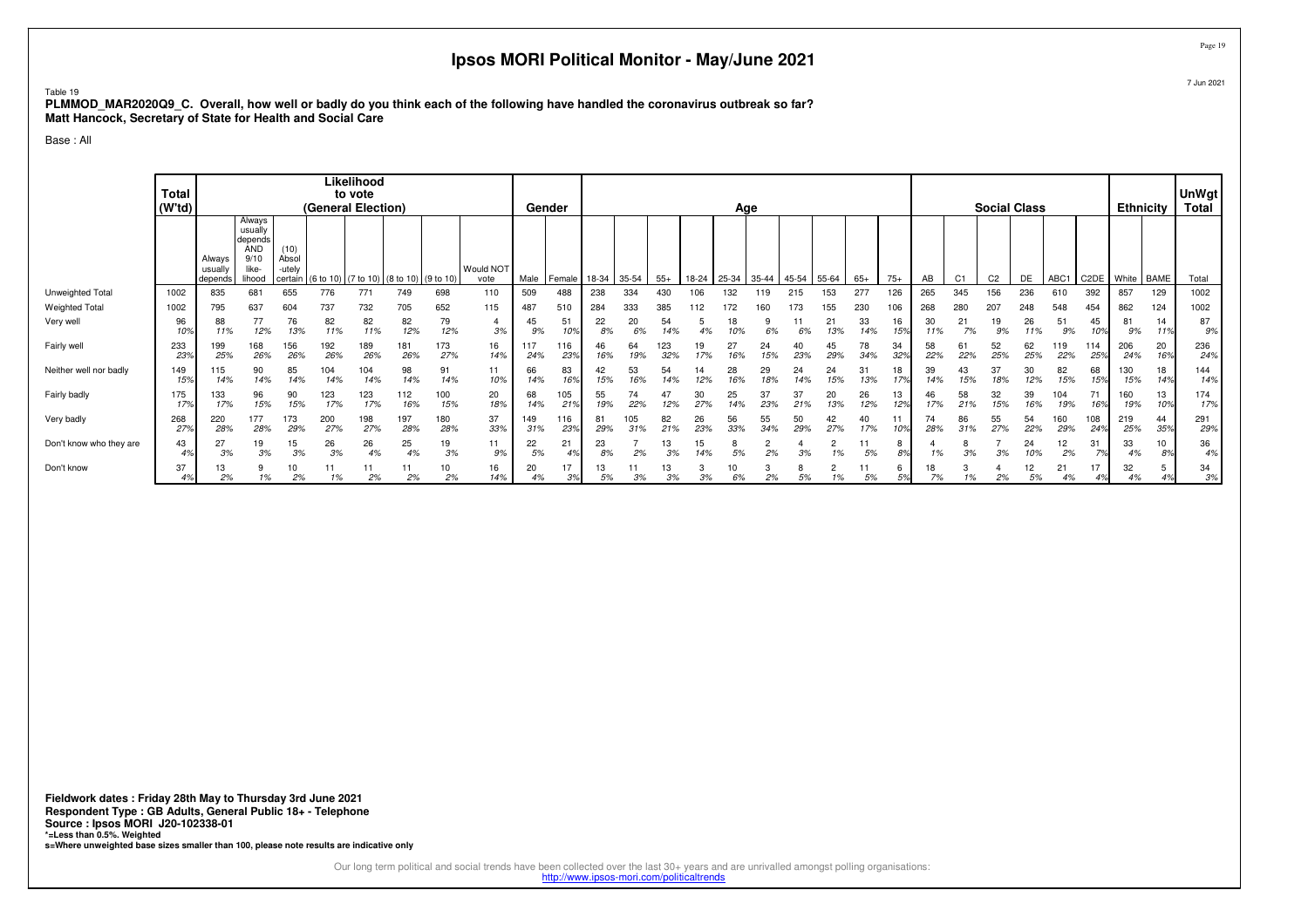# Ipsos MORI Political Monitor - May/June 2021

7 Jun 2021

Table 19

**PLMMOD_MAR2020Q9_C. Overall, how well or badly do you think each of the following have handled the coronavirus outbreak so far?**
**Matt Hancock, Secretary of State for Health and Social Care**

Base : All

| | Total (W'td) | Likelihood to vote (General Election) | | | | | | | | Gender | | Age | | | | | | | | | | Social Class | | | | | | Ethnicity | | UnWgt Total |
|---|---|---|---|---|---|---|---|---|---|---|---|---|---|---|---|---|---|---|---|---|---|---|---|---|---|---|---|---|---|---|
| | | Always usually depends | Always usually depends AND 9/10 like-lihood | (10) Absol-utely certain | (6 to 10) | (7 to 10) | (8 to 10) | (9 to 10) | Would NOT vote | Male | Female | 18-34 | 35-54 | 55+ | 18-24 | 25-34 | 35-44 | 45-54 | 55-64 | 65+ | 75+ | AB | C1 | C2 | DE | ABC1 | C2DE | White | BAME | Total |
| Unweighted Total | 1002 | 835 | 681 | 655 | 776 | 771 | 749 | 698 | 110 | 509 | 488 | 238 | 334 | 430 | 106 | 132 | 119 | 215 | 153 | 277 | 126 | 265 | 345 | 156 | 236 | 610 | 392 | 857 | 129 | 1002 |
| Weighted Total | 1002 | 795 | 637 | 604 | 737 | 732 | 705 | 652 | 115 | 487 | 510 | 284 | 333 | 385 | 112 | 172 | 160 | 173 | 155 | 230 | 106 | 268 | 280 | 207 | 248 | 548 | 454 | 862 | 124 | 1002 |
| Very well | 96 | 88 | 77 | 76 | 82 | 82 | 82 | 79 | 4 | 45 | 51 | 22 | 20 | 54 | 5 | 18 | 9 | 11 | 21 | 33 | 16 | 30 | 21 | 19 | 26 | 51 | 45 | 81 | 14 | 87 |
| | 10% | 11% | 12% | 13% | 11% | 11% | 12% | 12% | 3% | 9% | 10% | 8% | 6% | 14% | 4% | 10% | 6% | 6% | 13% | 14% | 15% | 11% | 7% | 9% | 11% | 9% | 10% | 9% | 11% | 9% |
| Fairly well | 233 | 199 | 168 | 156 | 192 | 189 | 181 | 173 | 16 | 117 | 116 | 46 | 64 | 123 | 19 | 27 | 24 | 40 | 45 | 78 | 34 | 58 | 61 | 52 | 62 | 119 | 114 | 206 | 20 | 236 |
| | 23% | 25% | 26% | 26% | 26% | 26% | 26% | 27% | 14% | 24% | 23% | 16% | 19% | 32% | 17% | 16% | 15% | 23% | 29% | 34% | 32% | 22% | 22% | 25% | 25% | 22% | 25% | 24% | 16% | 24% |
| Neither well nor badly | 149 | 115 | 90 | 85 | 104 | 104 | 98 | 91 | 11 | 66 | 83 | 42 | 53 | 54 | 14 | 28 | 29 | 24 | 24 | 31 | 18 | 39 | 43 | 37 | 30 | 82 | 68 | 130 | 18 | 144 |
| | 15% | 14% | 14% | 14% | 14% | 14% | 14% | 14% | 10% | 14% | 16% | 15% | 16% | 14% | 12% | 16% | 18% | 14% | 15% | 13% | 17% | 14% | 15% | 18% | 12% | 15% | 15% | 15% | 14% | 14% |
| Fairly badly | 175 | 133 | 96 | 90 | 123 | 123 | 112 | 100 | 20 | 68 | 105 | 55 | 74 | 47 | 30 | 25 | 37 | 37 | 20 | 26 | 13 | 46 | 58 | 32 | 39 | 104 | 71 | 160 | 13 | 174 |
| | 17% | 17% | 15% | 15% | 17% | 17% | 16% | 15% | 18% | 14% | 21% | 19% | 22% | 12% | 27% | 14% | 23% | 21% | 13% | 12% | 12% | 17% | 21% | 15% | 16% | 19% | 16% | 19% | 10% | 17% |
| Very badly | 268 | 220 | 177 | 173 | 200 | 198 | 197 | 180 | 37 | 149 | 116 | 81 | 105 | 82 | 26 | 56 | 55 | 50 | 42 | 40 | 11 | 74 | 86 | 55 | 54 | 160 | 108 | 219 | 44 | 291 |
| | 27% | 28% | 28% | 29% | 27% | 27% | 28% | 28% | 33% | 31% | 23% | 29% | 31% | 21% | 23% | 33% | 34% | 29% | 27% | 17% | 10% | 28% | 31% | 27% | 22% | 29% | 24% | 25% | 35% | 29% |
| Don't know who they are | 43 | 27 | 19 | 15 | 26 | 26 | 25 | 19 | 11 | 22 | 21 | 23 | 7 | 13 | 15 | 8 | 2 | 4 | 2 | 11 | 8 | 4 | 8 | 7 | 24 | 12 | 31 | 33 | 10 | 36 |
| | 4% | 3% | 3% | 3% | 3% | 4% | 4% | 3% | 9% | 5% | 4% | 8% | 2% | 3% | 14% | 5% | 2% | 3% | 1% | 5% | 8% | 1% | 3% | 3% | 10% | 2% | 7% | 4% | 8% | 4% |
| Don't know | 37 | 13 | 9 | 10 | 11 | 11 | 11 | 10 | 16 | 20 | 17 | 13 | 11 | 13 | 3 | 10 | 3 | 8 | 2 | 11 | 6 | 18 | 3 | 4 | 12 | 21 | 17 | 32 | 5 | 34 |
| | 4% | 2% | 1% | 2% | 1% | 1% | 2% | 2% | 14% | 4% | 3% | 5% | 3% | 3% | 3% | 6% | 2% | 5% | 1% | 5% | 5% | 7% | 1% | 2% | 5% | 4% | 4% | 4% | 4% | 3% |

**Fieldwork dates : Friday 28th May to Thursday 3rd June 2021**
**Respondent Type : GB Adults, General Public 18+ - Telephone**
**Source : Ipsos MORI J20-102338-01**
***=Less than 0.5%. Weighted**
**s=Where unweighted base sizes smaller than 100, please note results are indicative only**

Our long term political and social trends have been collected over the last 30+ years and are unrivalled amongst polling organisations:
http://www.ipsos-mori.com/politicaltrends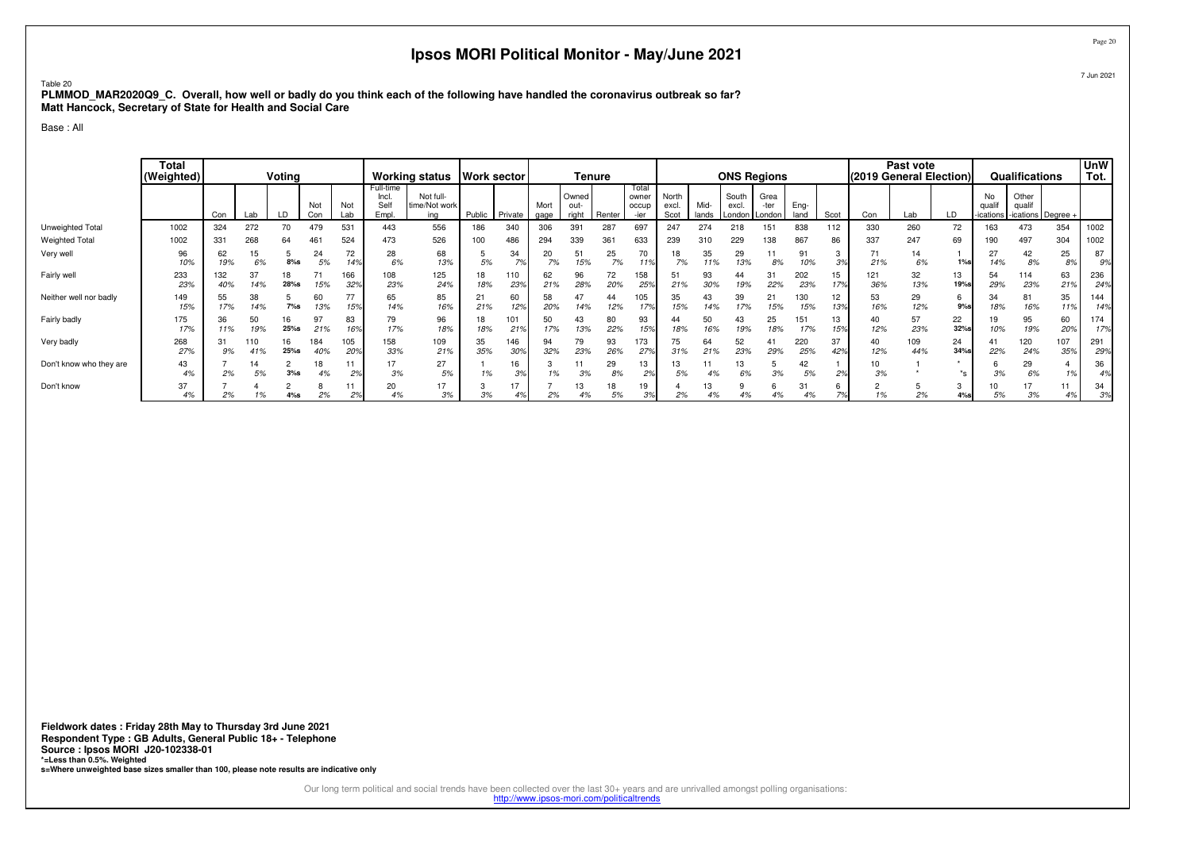# Ipsos MORI Political Monitor - May/June 2021

Table 20
**PLMMOD_MAR2020Q9_C. Overall, how well or badly do you think each of the following have handled the coronavirus outbreak so far?**
**Matt Hancock, Secretary of State for Health and Social Care**

Base : All

| | Total (Weighted) | Voting | | | | | Working status | | Work sector | | Tenure | | | | ONS Regions | | | | | | Past vote (2019 General Election) | | | Qualifications | | | UnW Tot. |
|---|---|---|---|---|---|---|---|---|---|---|---|---|---|---|---|---|---|---|---|---|---|---|---|---|---|---|---|
| | | Con | Lab | LD | Not Con | Not Lab | Full-time Incl. Self Empl. | Not full-time/Not working | Public | Private | Mort gage | Owned out-right | Renter | Total owner occup -ier | North excl. Scot | Mid-lands | South excl. London | Grea -ter London | Eng-land | Scot | Con | Lab | LD | No qualif -ications | Other qualif -ications | Degree + | |
| Unweighted Total | 1002 | 324 | 272 | 70 | 479 | 531 | 443 | 556 | 186 | 340 | 306 | 391 | 287 | 697 | 247 | 274 | 218 | 151 | 838 | 112 | 330 | 260 | 72 | 163 | 473 | 354 | 1002 |
| Weighted Total | 1002 | 331 | 268 | 64 | 461 | 524 | 473 | 526 | 100 | 486 | 294 | 339 | 361 | 633 | 239 | 310 | 229 | 138 | 867 | 86 | 337 | 247 | 69 | 190 | 497 | 304 | 1002 |
| Very well | 96<br>10% | 62<br>19% | 15<br>6% | 5<br>8%s | 24<br>5% | 72<br>14% | 28<br>6% | 68<br>13% | 5<br>5% | 34<br>7% | 20<br>7% | 51<br>15% | 25<br>7% | 70<br>11% | 18<br>7% | 35<br>11% | 29<br>13% | 11<br>8% | 91<br>10% | 3<br>3% | 71<br>21% | 14<br>6% | 1<br>1%s | 27<br>14% | 42<br>8% | 25<br>8% | 87<br>9% |
| Fairly well | 233<br>23% | 132<br>40% | 37<br>14% | 18<br>28%s | 71<br>15% | 166<br>32% | 108<br>23% | 125<br>24% | 18<br>18% | 110<br>23% | 62<br>21% | 96<br>28% | 72<br>20% | 158<br>25% | 51<br>21% | 93<br>30% | 44<br>19% | 31<br>22% | 202<br>23% | 15<br>17% | 121<br>36% | 32<br>13% | 13<br>19%s | 54<br>29% | 114<br>23% | 63<br>21% | 236<br>24% |
| Neither well nor badly | 149<br>15% | 55<br>17% | 38<br>14% | 5<br>7%s | 60<br>13% | 77<br>15% | 65<br>14% | 85<br>16% | 21<br>21% | 60<br>12% | 58<br>20% | 47<br>14% | 44<br>12% | 105<br>17% | 35<br>15% | 43<br>14% | 39<br>17% | 21<br>15% | 130<br>15% | 12<br>13% | 53<br>16% | 29<br>12% | 6<br>9%s | 34<br>18% | 81<br>16% | 35<br>11% | 144<br>14% |
| Fairly badly | 175<br>17% | 36<br>11% | 50<br>19% | 16<br>25%s | 97<br>21% | 83<br>16% | 79<br>17% | 96<br>18% | 18<br>18% | 101<br>21% | 50<br>17% | 43<br>13% | 80<br>22% | 93<br>15% | 44<br>18% | 50<br>16% | 43<br>19% | 25<br>18% | 151<br>17% | 13<br>15% | 40<br>12% | 57<br>23% | 22<br>32%s | 19<br>10% | 95<br>19% | 60<br>20% | 174<br>17% |
| Very badly | 268<br>27% | 31<br>9% | 110<br>41% | 16<br>25%s | 184<br>40% | 105<br>20% | 158<br>33% | 109<br>21% | 35<br>35% | 146<br>30% | 94<br>32% | 79<br>23% | 93<br>26% | 173<br>27% | 75<br>31% | 64<br>21% | 52<br>23% | 41<br>29% | 220<br>25% | 37<br>42% | 40<br>12% | 109<br>44% | 24<br>34%s | 41<br>22% | 120<br>24% | 107<br>35% | 291<br>29% |
| Don't know who they are | 43<br>4% | 7<br>2% | 14<br>5% | 2<br>3%s | 18<br>4% | 11<br>2% | 17<br>3% | 27<br>5% | 1<br>1% | 16<br>3% | 3<br>1% | 11<br>3% | 29<br>8% | 13<br>2% | 13<br>5% | 11<br>4% | 13<br>6% | 5<br>3% | 42<br>5% | 1<br>2% | 10<br>3% | 1<br>* | *<br>*s | 6<br>3% | 29<br>6% | 4<br>1% | 36<br>4% |
| Don't know | 37<br>4% | 7<br>2% | 4<br>1% | 2<br>4%s | 8<br>2% | 11<br>2% | 20<br>4% | 17<br>3% | 3<br>3% | 17<br>4% | 7<br>2% | 13<br>4% | 18<br>5% | 19<br>3% | 4<br>2% | 13<br>4% | 9<br>4% | 6<br>4% | 31<br>4% | 6<br>7% | 2<br>1% | 5<br>2% | 3<br>4%s | 10<br>5% | 17<br>3% | 11<br>4% | 34<br>3% |

**Fieldwork dates : Friday 28th May to Thursday 3rd June 2021**
**Respondent Type : GB Adults, General Public 18+ - Telephone**
**Source : Ipsos MORI J20-102338-01**
***=Less than 0.5%. Weighted**
**s=Where unweighted base sizes smaller than 100, please note results are indicative only**

Our long term political and social trends have been collected over the last 30+ years and are unrivalled amongst polling organisations:
http://www.ipsos-mori.com/politicaltrends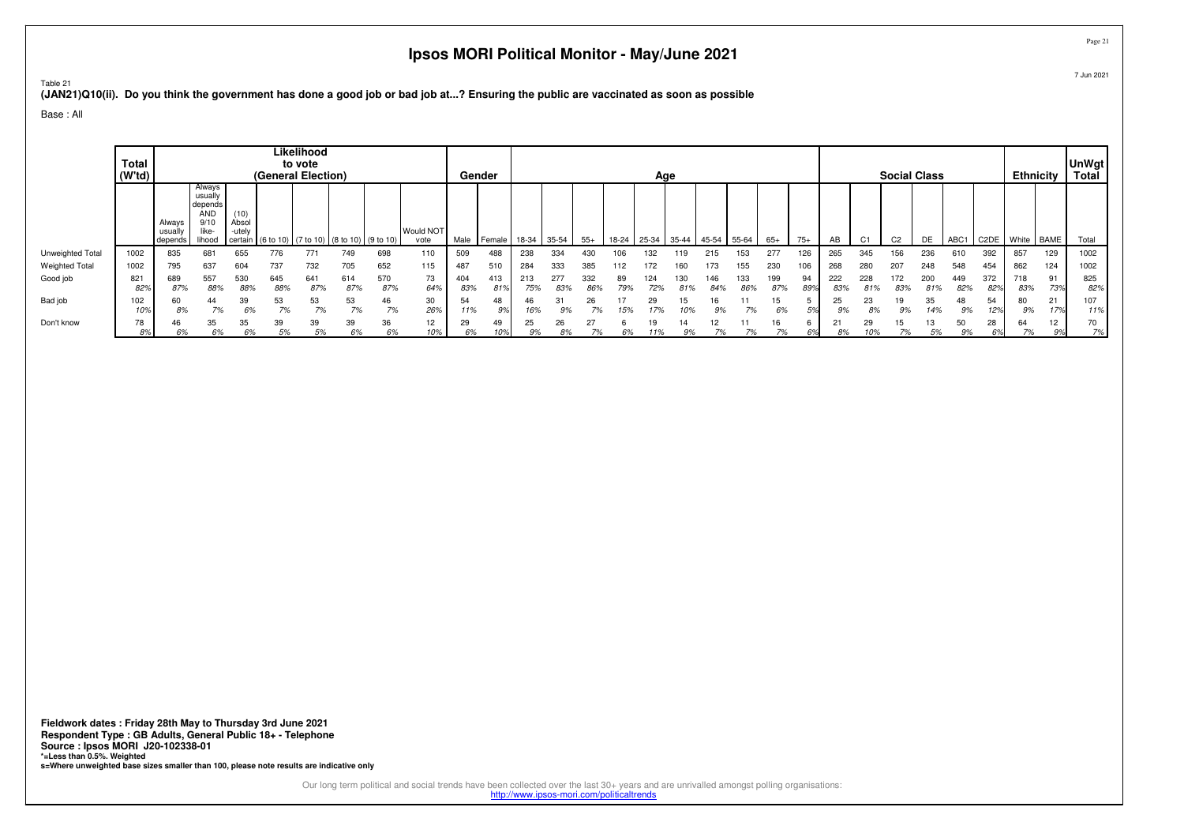# Ipsos MORI Political Monitor - May/June 2021

Table 21

**(JAN21)Q10(ii). Do you think the government has done a good job or bad job at...? Ensuring the public are vaccinated as soon as possible**

Base : All

| | Total (W'td) | Likelihood to vote (General Election) | | | | | | | | Gender | | Age | | | | | | | | | | Social Class | | | | | | Ethnicity | | UnWgt Total |
|---|---|---|---|---|---|---|---|---|---|---|---|---|---|---|---|---|---|---|---|---|---|---|---|---|---|---|---|---|---|---|
| | | Always usually depends | Always usually depends AND 9/10 like-lihood | (10) Absol-utely certain | (6 to 10) | (7 to 10) | (8 to 10) | (9 to 10) | Would NOT vote | Male | Female | 18-34 | 35-54 | 55+ | 18-24 | 25-34 | 35-44 | 45-54 | 55-64 | 65+ | 75+ | AB | C1 | C2 | DE | ABC1 | C2DE | White | BAME | Total |
| Unweighted Total | 1002 | 835 | 681 | 655 | 776 | 771 | 749 | 698 | 110 | 509 | 488 | 238 | 334 | 430 | 106 | 132 | 119 | 215 | 153 | 277 | 126 | 265 | 345 | 156 | 236 | 610 | 392 | 857 | 129 | 1002 |
| Weighted Total | 1002 | 795 | 637 | 604 | 737 | 732 | 705 | 652 | 115 | 487 | 510 | 284 | 333 | 385 | 112 | 172 | 160 | 173 | 155 | 230 | 106 | 268 | 280 | 207 | 248 | 548 | 454 | 862 | 124 | 1002 |
| Good job | 821 | 689 | 557 | 530 | 645 | 641 | 614 | 570 | 73 | 404 | 413 | 213 | 277 | 332 | 89 | 124 | 130 | 146 | 133 | 199 | 94 | 222 | 228 | 172 | 200 | 449 | 372 | 718 | 91 | 825 |
| | 82% | 87% | 88% | 88% | 88% | 87% | 87% | 87% | 64% | 83% | 81% | 75% | 83% | 86% | 79% | 72% | 81% | 84% | 86% | 87% | 89% | 83% | 81% | 83% | 81% | 82% | 82% | 83% | 73% | 82% |
| Bad job | 102 | 60 | 44 | 39 | 53 | 53 | 53 | 46 | 30 | 54 | 48 | 46 | 31 | 26 | 17 | 29 | 15 | 16 | 11 | 15 | 5 | 25 | 23 | 19 | 35 | 48 | 54 | 80 | 21 | 107 |
| | 10% | 8% | 7% | 6% | 7% | 7% | 7% | 7% | 26% | 11% | 9% | 16% | 9% | 7% | 15% | 17% | 10% | 9% | 7% | 6% | 5% | 9% | 8% | 9% | 14% | 9% | 12% | 9% | 17% | 11% |
| Don't know | 78 | 46 | 35 | 35 | 39 | 39 | 39 | 36 | 12 | 29 | 49 | 25 | 26 | 27 | 6 | 19 | 14 | 12 | 11 | 16 | 6 | 21 | 29 | 15 | 13 | 50 | 28 | 64 | 12 | 70 |
| | 8% | 6% | 6% | 6% | 5% | 5% | 6% | 6% | 10% | 6% | 10% | 9% | 8% | 7% | 6% | 11% | 9% | 7% | 7% | 7% | 6% | 8% | 10% | 7% | 5% | 9% | 6% | 7% | 9% | 7% |

**Fieldwork dates : Friday 28th May to Thursday 3rd June 2021**
**Respondent Type : GB Adults, General Public 18+ - Telephone**
**Source : Ipsos MORI J20-102338-01**
***=Less than 0.5%. Weighted**
**s=Where unweighted base sizes smaller than 100, please note results are indicative only**

Our long term political and social trends have been collected over the last 30+ years and are unrivalled amongst polling organisations:
http://www.ipsos-mori.com/politicaltrends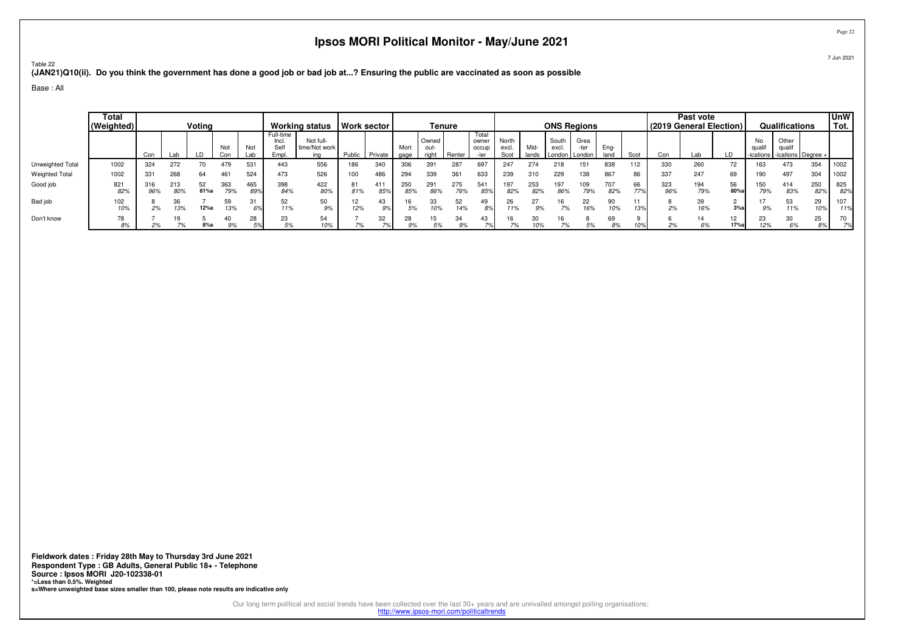# Ipsos MORI Political Monitor - May/June 2021

Table 22

**(JAN21)Q10(ii). Do you think the government has done a good job or bad job at...? Ensuring the public are vaccinated as soon as possible**

Base : All

| | Total (Weighted) | Voting | | | | | Working status | | Work sector | | Tenure | | | | ONS Regions | | | | | | Past vote (2019 General Election) | | | Qualifications | | | UnW Tot. |
|---|---|---|---|---|---|---|---|---|---|---|---|---|---|---|---|---|---|---|---|---|---|---|---|---|---|---|---|
| | | Con | Lab | LD | Not Con | Not Lab | Full-time Incl. Self Empl. | Not full-time/Not working | Public | Private | Mortgage | Owned outright | Renter | Total owner occupier | North excl. Scot | Midlands | South excl. London | Greater London | England | Scot | Con | Lab | LD | No qualifications | Other qualifications | Degree + | |
| Unweighted Total | 1002 | 324 | 272 | 70 | 479 | 531 | 443 | 556 | 186 | 340 | 306 | 391 | 287 | 697 | 247 | 274 | 218 | 151 | 838 | 112 | 330 | 260 | 72 | 163 | 473 | 354 | 1002 |
| Weighted Total | 1002 | 331 | 268 | 64 | 461 | 524 | 473 | 526 | 100 | 486 | 294 | 339 | 361 | 633 | 239 | 310 | 229 | 138 | 867 | 86 | 337 | 247 | 69 | 190 | 497 | 304 | 1002 |
| Good job | 821 | 316 | 213 | 52 | 363 | 465 | 398 | 422 | 81 | 411 | 250 | 291 | 275 | 541 | 197 | 253 | 197 | 109 | 707 | 66 | 323 | 194 | 56 | 150 | 414 | 250 | 825 |
| | 82% | 96% | 80% | 81%s | 79% | 89% | 84% | 80% | 81% | 85% | 85% | 86% | 76% | 85% | 82% | 82% | 86% | 79% | 82% | 77% | 96% | 79% | 80%s | 79% | 83% | 82% | 82% |
| Bad job | 102 | 8 | 36 | 7 | 59 | 31 | 52 | 50 | 12 | 43 | 16 | 33 | 52 | 49 | 26 | 27 | 16 | 22 | 90 | 11 | 8 | 39 | 2 | 17 | 53 | 29 | 107 |
| | 10% | 2% | 13% | 12%s | 13% | 6% | 11% | 9% | 12% | 9% | 5% | 10% | 14% | 8% | 11% | 9% | 7% | 16% | 10% | 13% | 2% | 16% | 3%s | 9% | 11% | 10% | 11% |
| Don't know | 78 | 7 | 19 | 5 | 40 | 28 | 23 | 54 | 7 | 32 | 28 | 15 | 34 | 43 | 16 | 30 | 16 | 8 | 69 | 9 | 6 | 14 | 12 | 23 | 30 | 25 | 70 |
| | 8% | 2% | 7% | 8%s | 9% | 5% | 5% | 10% | 7% | 7% | 9% | 5% | 9% | 7% | 7% | 10% | 7% | 5% | 8% | 10% | 2% | 6% | 17%s | 12% | 6% | 8% | 7% |

**Fieldwork dates : Friday 28th May to Thursday 3rd June 2021**
**Respondent Type : GB Adults, General Public 18+ - Telephone**
**Source : Ipsos MORI J20-102338-01**
***=Less than 0.5%. Weighted**
**s=Where unweighted base sizes smaller than 100, please note results are indicative only**

Our long term political and social trends have been collected over the last 30+ years and are unrivalled amongst polling organisations:
http://www.ipsos-mori.com/politicaltrends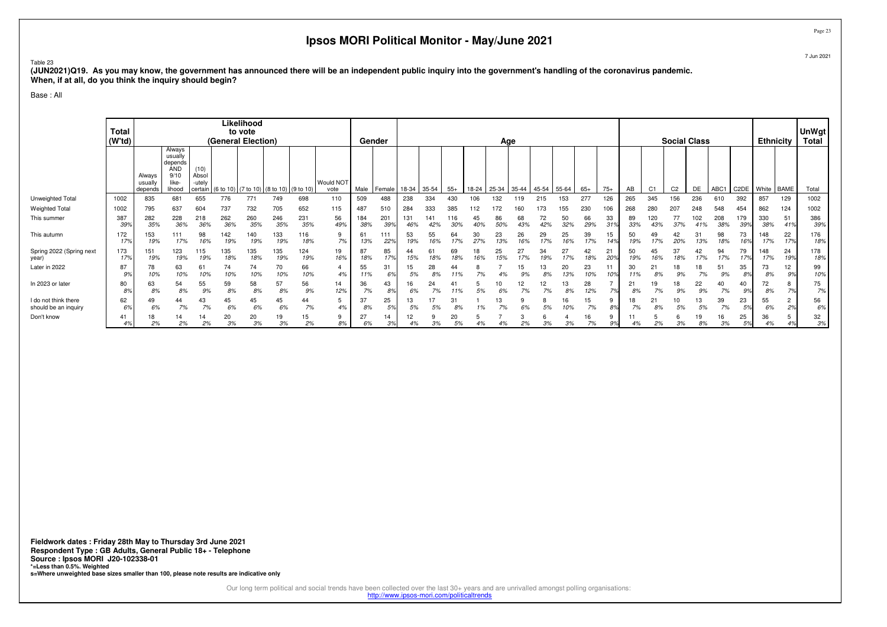# Ipsos MORI Political Monitor - May/June 2021

Table 23

**(JUN2021)Q19. As you may know, the government has announced there will be an independent public inquiry into the government's handling of the coronavirus pandemic. When, if at all, do you think the inquiry should begin?**

Base : All

| | Total (W'td) | Likelihood to vote (General Election) | | | | | | | | Gender | | Age | | | | | | | | | | Social Class | | | | | | Ethnicity | | UnWgt Total |
|---|---|---|---|---|---|---|---|---|---|---|---|---|---|---|---|---|---|---|---|---|---|---|---|---|---|---|---|---|---|---|
| | | Always usually depends | Always usually depends AND 9/10 like-lihood | (10) Absol-utely certain | (6 to 10) | (7 to 10) | (8 to 10) | (9 to 10) | Would NOT vote | Male | Female | 18-34 | 35-54 | 55+ | 18-24 | 25-34 | 35-44 | 45-54 | 55-64 | 65+ | 75+ | AB | C1 | C2 | DE | ABC1 | C2DE | White | BAME | Total |
| Unweighted Total | 1002 | 835 | 681 | 655 | 776 | 771 | 749 | 698 | 110 | 509 | 488 | 238 | 334 | 430 | 106 | 132 | 119 | 215 | 153 | 277 | 126 | 265 | 345 | 156 | 236 | 610 | 392 | 857 | 129 | 1002 |
| Weighted Total | 1002 | 795 | 637 | 604 | 737 | 732 | 705 | 652 | 115 | 487 | 510 | 284 | 333 | 385 | 112 | 172 | 160 | 173 | 155 | 230 | 106 | 268 | 280 | 207 | 248 | 548 | 454 | 862 | 124 | 1002 |
| This summer | 387 | 282 | 228 | 218 | 262 | 260 | 246 | 231 | 56 | 184 | 201 | 131 | 141 | 116 | 45 | 86 | 68 | 72 | 50 | 66 | 33 | 89 | 120 | 77 | 102 | 208 | 179 | 330 | 51 | 386 |
| | 39% | 35% | 36% | 36% | 36% | 35% | 35% | 35% | 49% | 38% | 39% | 46% | 42% | 30% | 40% | 50% | 43% | 42% | 32% | 29% | 31% | 33% | 43% | 37% | 41% | 38% | 39% | 38% | 41% | 39% |
| This autumn | 172 | 153 | 111 | 98 | 142 | 140 | 133 | 116 | 9 | 61 | 111 | 53 | 55 | 64 | 30 | 23 | 26 | 29 | 25 | 39 | 15 | 50 | 49 | 42 | 31 | 98 | 73 | 148 | 22 | 176 |
| | 17% | 19% | 17% | 16% | 19% | 19% | 19% | 18% | 7% | 13% | 22% | 19% | 16% | 17% | 27% | 13% | 16% | 17% | 16% | 17% | 14% | 19% | 17% | 20% | 13% | 18% | 16% | 17% | 17% | 18% |
| Spring 2022 (Spring next year) | 173 | 151 | 123 | 115 | 135 | 135 | 135 | 124 | 19 | 87 | 85 | 44 | 61 | 69 | 18 | 25 | 27 | 34 | 27 | 42 | 21 | 50 | 45 | 37 | 42 | 94 | 79 | 148 | 24 | 178 |
| | 17% | 19% | 19% | 19% | 18% | 18% | 19% | 19% | 16% | 18% | 17% | 15% | 18% | 18% | 16% | 15% | 17% | 19% | 17% | 18% | 20% | 19% | 16% | 18% | 17% | 17% | 17% | 17% | 19% | 18% |
| Later in 2022 | 87 | 78 | 63 | 61 | 74 | 74 | 70 | 66 | 4 | 55 | 31 | 15 | 28 | 44 | 8 | 7 | 15 | 13 | 20 | 23 | 11 | 30 | 21 | 18 | 18 | 51 | 35 | 73 | 12 | 99 |
| | 9% | 10% | 10% | 10% | 10% | 10% | 10% | 10% | 4% | 11% | 6% | 5% | 8% | 11% | 7% | 4% | 9% | 8% | 13% | 10% | 10% | 11% | 8% | 9% | 7% | 9% | 8% | 8% | 9% | 10% |
| In 2023 or later | 80 | 63 | 54 | 55 | 59 | 58 | 57 | 56 | 14 | 36 | 43 | 16 | 24 | 41 | 5 | 10 | 12 | 12 | 13 | 28 | 7 | 21 | 19 | 18 | 22 | 40 | 40 | 72 | 8 | 75 |
| | 8% | 8% | 8% | 9% | 8% | 8% | 8% | 9% | 12% | 7% | 8% | 6% | 7% | 11% | 5% | 6% | 7% | 7% | 8% | 12% | 7% | 8% | 7% | 9% | 9% | 7% | 9% | 8% | 7% | 7% |
| I do not think there should be an inquiry | 62 | 49 | 44 | 43 | 45 | 45 | 45 | 44 | 5 | 37 | 25 | 13 | 17 | 31 | 1 | 13 | 9 | 8 | 16 | 15 | 9 | 18 | 21 | 10 | 13 | 39 | 23 | 55 | 2 | 56 |
| | 6% | 6% | 7% | 7% | 6% | 6% | 6% | 7% | 4% | 8% | 5% | 5% | 5% | 8% | 1% | 7% | 6% | 5% | 10% | 7% | 8% | 7% | 8% | 5% | 5% | 7% | 5% | 6% | 2% | 6% |
| Don't know | 41 | 18 | 14 | 14 | 20 | 20 | 19 | 15 | 9 | 27 | 14 | 12 | 9 | 20 | 5 | 7 | 3 | 6 | 4 | 16 | 9 | 11 | 5 | 6 | 19 | 16 | 25 | 36 | 5 | 32 |
| | 4% | 2% | 2% | 2% | 3% | 3% | 3% | 2% | 8% | 6% | 3% | 4% | 3% | 5% | 4% | 4% | 2% | 3% | 3% | 7% | 9% | 4% | 2% | 3% | 8% | 3% | 5% | 4% | 4% | 3% |

**Fieldwork dates : Friday 28th May to Thursday 3rd June 2021**
**Respondent Type : GB Adults, General Public 18+ - Telephone**
**Source : Ipsos MORI J20-102338-01**
***=Less than 0.5%. Weighted**
**s=Where unweighted base sizes smaller than 100, please note results are indicative only**

Our long term political and social trends have been collected over the last 30+ years and are unrivalled amongst polling organisations:
http://www.ipsos-mori.com/politicaltrends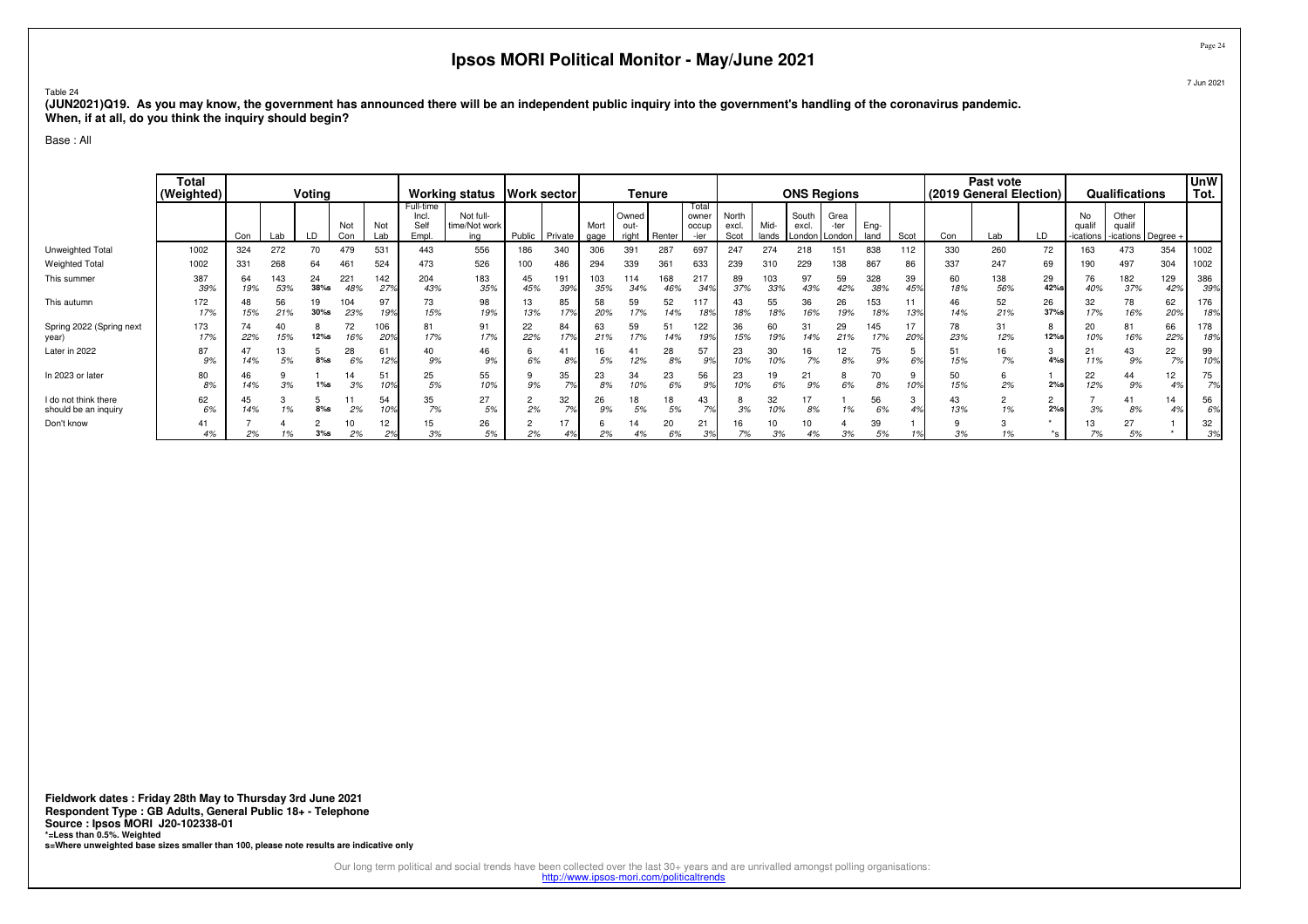# Ipsos MORI Political Monitor - May/June 2021

Table 24

**(JUN2021)Q19. As you may know, the government has announced there will be an independent public inquiry into the government's handling of the coronavirus pandemic. When, if at all, do you think the inquiry should begin?**

Base : All

| | Total (Weighted) | Voting | | | | | Working status | | Work sector | | Tenure | | | | ONS Regions | | | | | | Past vote (2019 General Election) | | | Qualifications | | | UnW Tot. |
|---|---|---|---|---|---|---|---|---|---|---|---|---|---|---|---|---|---|---|---|---|---|---|---|---|---|---|---|
| | | Con | Lab | LD | Not Con | Not Lab | Full-time Incl. Self Empl. | Not full-time/Not working | Public | Private | Mort gage | Owned out-right | Renter | Total owner occup-ier | North excl. Scot | Mid-lands | South excl. London | Grea-ter London | Eng-land | Scot | Con | Lab | LD | No qualif-ications | Other qualif-ications | Degree + | |
| Unweighted Total | 1002 | 324 | 272 | 70 | 479 | 531 | 443 | 556 | 186 | 340 | 306 | 391 | 287 | 697 | 247 | 274 | 218 | 151 | 838 | 112 | 330 | 260 | 72 | 163 | 473 | 354 | 1002 |
| Weighted Total | 1002 | 331 | 268 | 64 | 461 | 524 | 473 | 526 | 100 | 486 | 294 | 339 | 361 | 633 | 239 | 310 | 229 | 138 | 867 | 86 | 337 | 247 | 69 | 190 | 497 | 304 | 1002 |
| This summer | 387<br>39% | 64<br>19% | 143<br>53% | 24<br>38%s | 221<br>48% | 142<br>27% | 204<br>43% | 183<br>35% | 45<br>45% | 191<br>39% | 103<br>35% | 114<br>34% | 168<br>46% | 217<br>34% | 89<br>37% | 103<br>33% | 97<br>43% | 59<br>42% | 328<br>38% | 39<br>45% | 60<br>18% | 138<br>56% | 29<br>42%s | 76<br>40% | 182<br>37% | 129<br>42% | 386<br>39% |
| This autumn | 172<br>17% | 48<br>15% | 56<br>21% | 19<br>30%s | 104<br>23% | 97<br>19% | 73<br>15% | 98<br>19% | 13<br>13% | 85<br>17% | 58<br>20% | 59<br>17% | 52<br>14% | 117<br>18% | 43<br>18% | 55<br>18% | 36<br>16% | 26<br>19% | 153<br>18% | 11<br>13% | 46<br>14% | 52<br>21% | 26<br>37%s | 32<br>17% | 78<br>16% | 62<br>20% | 176<br>18% |
| Spring 2022 (Spring next year) | 173<br>17% | 74<br>22% | 40<br>15% | 8<br>12%s | 72<br>16% | 106<br>20% | 81<br>17% | 91<br>17% | 22<br>22% | 84<br>17% | 63<br>21% | 59<br>17% | 51<br>14% | 122<br>19% | 36<br>15% | 60<br>19% | 31<br>14% | 29<br>21% | 145<br>17% | 17<br>20% | 78<br>23% | 31<br>12% | 8<br>12%s | 20<br>10% | 81<br>16% | 66<br>22% | 178<br>18% |
| Later in 2022 | 87<br>9% | 47<br>14% | 13<br>5% | 5<br>8%s | 28<br>6% | 61<br>12% | 40<br>9% | 46<br>9% | 6<br>6% | 41<br>8% | 16<br>5% | 41<br>12% | 28<br>8% | 57<br>9% | 23<br>10% | 30<br>10% | 16<br>7% | 12<br>8% | 75<br>9% | 5<br>6% | 51<br>15% | 16<br>7% | 3<br>4%s | 21<br>11% | 43<br>9% | 22<br>7% | 99<br>10% |
| In 2023 or later | 80<br>8% | 46<br>14% | 9<br>3% | 1<br>1%s | 14<br>3% | 51<br>10% | 25<br>5% | 55<br>10% | 9<br>9% | 35<br>7% | 23<br>8% | 34<br>10% | 23<br>6% | 56<br>9% | 23<br>10% | 19<br>6% | 21<br>9% | 8<br>6% | 70<br>8% | 9<br>10% | 50<br>15% | 6<br>2% | 1<br>2%s | 22<br>12% | 44<br>9% | 12<br>4% | 75<br>7% |
| I do not think there should be an inquiry | 62<br>6% | 45<br>14% | 3<br>1% | 5<br>8%s | 11<br>2% | 54<br>10% | 35<br>7% | 27<br>5% | 2<br>2% | 32<br>7% | 26<br>9% | 18<br>5% | 18<br>5% | 43<br>7% | 8<br>3% | 32<br>10% | 17<br>8% | 1<br>1% | 56<br>6% | 3<br>4% | 43<br>13% | 2<br>1% | 2<br>2%s | 7<br>3% | 41<br>8% | 14<br>4% | 56<br>6% |
| Don't know | 41<br>4% | 7<br>2% | 4<br>1% | 2<br>3%s | 10<br>2% | 12<br>2% | 15<br>3% | 26<br>5% | 2<br>2% | 17<br>4% | 6<br>2% | 14<br>4% | 20<br>6% | 21<br>3% | 16<br>7% | 10<br>3% | 10<br>4% | 4<br>3% | 39<br>5% | 1<br>1% | 9<br>3% | 3<br>1% | *<br>*s | 13<br>7% | 27<br>5% | 1<br>* | 32<br>3% |

**Fieldwork dates : Friday 28th May to Thursday 3rd June 2021**
**Respondent Type : GB Adults, General Public 18+ - Telephone**
**Source : Ipsos MORI J20-102338-01**
***=Less than 0.5%. Weighted**
**s=Where unweighted base sizes smaller than 100, please note results are indicative only**

Our long term political and social trends have been collected over the last 30+ years and are unrivalled amongst polling organisations: http://www.ipsos-mori.com/politicaltrends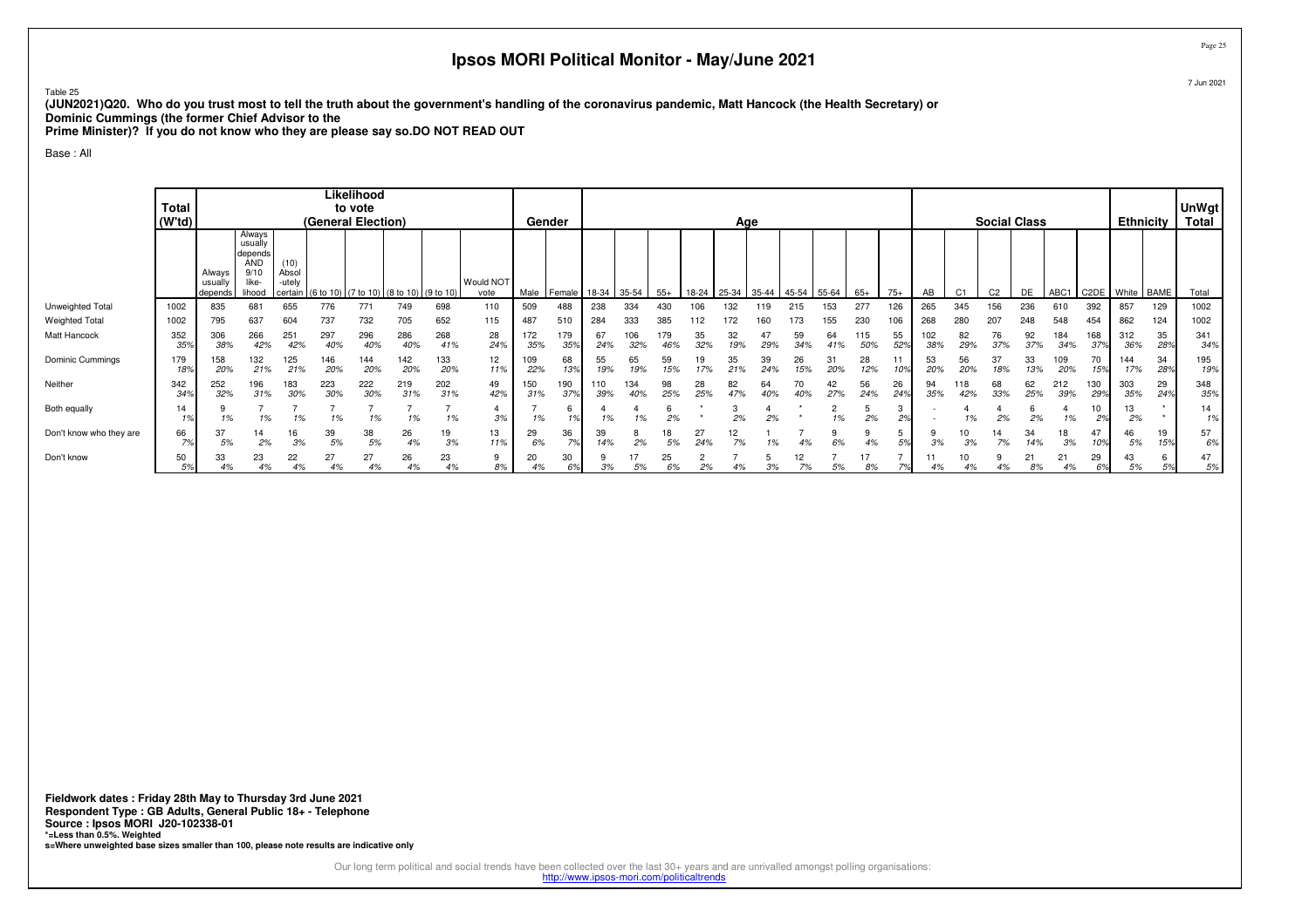# Ipsos MORI Political Monitor - May/June 2021

Table 25

**(JUN2021)Q20. Who do you trust most to tell the truth about the government's handling of the coronavirus pandemic, Matt Hancock (the Health Secretary) or Dominic Cummings (the former Chief Advisor to the Prime Minister)? If you do not know who they are please say so.DO NOT READ OUT**

Base : All

| | Total (W'td) | Likelihood to vote (General Election) | | | | | | | | | Gender | | Age | | | | | | | | | | | Social Class | | | | | | Ethnicity | | UnWgt Total |
|---|---|---|---|---|---|---|---|---|---|---|---|---|---|---|---|---|---|---|---|---|---|---|---|---|---|---|---|---|---|---|---|---|
| | | Always usually depends | Always usually depends AND 9/10 like-lihood | (10) Absol-utely certain | (6 to 10) | (7 to 10) | (8 to 10) | (9 to 10) | Would NOT vote | | Male | Female | 18-34 | 35-54 | 55+ | 18-24 | 25-34 | 35-44 | 45-54 | 55-64 | 65+ | 75+ | AB | C1 | C2 | DE | ABC1 | C2DE | White | BAME | Total |
| Unweighted Total | 1002 | 835 | 681 | 655 | 776 | 771 | 749 | 698 | 110 | | 509 | 488 | 238 | 334 | 430 | 106 | 132 | 119 | 215 | 153 | 277 | 126 | 265 | 345 | 156 | 236 | 610 | 392 | 857 | 129 | 1002 |
| Weighted Total | 1002 | 795 | 637 | 604 | 737 | 732 | 705 | 652 | 115 | | 487 | 510 | 284 | 333 | 385 | 112 | 172 | 160 | 173 | 155 | 230 | 106 | 268 | 280 | 207 | 248 | 548 | 454 | 862 | 124 | 1002 |
| Matt Hancock | 352 | 306 | 266 | 251 | 297 | 296 | 286 | 268 | 28 | | 172 | 179 | 67 | 106 | 179 | 35 | 32 | 47 | 59 | 64 | 115 | 55 | 102 | 82 | 76 | 92 | 184 | 168 | 312 | 35 | 341 |
| | 35% | 38% | 42% | 42% | 40% | 40% | 40% | 41% | 24% | | 35% | 35% | 24% | 32% | 46% | 32% | 19% | 29% | 34% | 41% | 50% | 52% | 38% | 29% | 37% | 37% | 34% | 37% | 36% | 28% | 34% |
| Dominic Cummings | 179 | 158 | 132 | 125 | 146 | 144 | 142 | 133 | 12 | | 109 | 68 | 55 | 65 | 59 | 19 | 35 | 39 | 26 | 31 | 28 | 11 | 53 | 56 | 37 | 33 | 109 | 70 | 144 | 34 | 195 |
| | 18% | 20% | 21% | 21% | 20% | 20% | 20% | 20% | 11% | | 22% | 13% | 19% | 19% | 15% | 17% | 21% | 24% | 15% | 20% | 12% | 10% | 20% | 20% | 18% | 13% | 20% | 15% | 17% | 28% | 19% |
| Neither | 342 | 252 | 196 | 183 | 223 | 222 | 219 | 202 | 49 | | 150 | 190 | 110 | 134 | 98 | 28 | 82 | 64 | 70 | 42 | 56 | 26 | 94 | 118 | 68 | 62 | 212 | 130 | 303 | 29 | 348 |
| | 34% | 32% | 31% | 30% | 30% | 30% | 31% | 31% | 42% | | 31% | 37% | 39% | 40% | 25% | 25% | 47% | 40% | 40% | 27% | 24% | 24% | 35% | 42% | 33% | 25% | 39% | 29% | 35% | 24% | 35% |
| Both equally | 14 | 9 | 7 | 7 | 7 | 7 | 7 | 7 | 4 | | 7 | 6 | 4 | 4 | 6 | * | 3 | 4 | * | 2 | 5 | 3 | - | 4 | 4 | 6 | 4 | 10 | 13 | * | 14 |
| | 1% | 1% | 1% | 1% | 1% | 1% | 1% | 1% | 3% | | 1% | 1% | 1% | 1% | 2% | * | 2% | 2% | * | 1% | 2% | 2% | - | 1% | 2% | 2% | 1% | 2% | 2% | * | 1% |
| Don't know who they are | 66 | 37 | 14 | 16 | 39 | 38 | 26 | 19 | 13 | | 29 | 36 | 39 | 8 | 18 | 27 | 12 | 1 | 7 | 9 | 9 | 5 | 9 | 10 | 14 | 34 | 18 | 47 | 46 | 19 | 57 |
| | 7% | 5% | 2% | 3% | 5% | 5% | 4% | 3% | 11% | | 6% | 7% | 14% | 2% | 5% | 24% | 7% | 1% | 4% | 6% | 4% | 5% | 3% | 3% | 7% | 14% | 3% | 10% | 5% | 15% | 6% |
| Don't know | 50 | 33 | 23 | 22 | 27 | 27 | 26 | 23 | 9 | | 20 | 30 | 9 | 17 | 25 | 2 | 7 | 5 | 12 | 7 | 17 | 7 | 11 | 10 | 9 | 21 | 21 | 29 | 43 | 6 | 47 |
| | 5% | 4% | 4% | 4% | 4% | 4% | 4% | 4% | 8% | | 4% | 6% | 3% | 5% | 6% | 2% | 4% | 3% | 7% | 5% | 8% | 7% | 4% | 4% | 4% | 8% | 4% | 6% | 5% | 5% | 5% |

**Fieldwork dates : Friday 28th May to Thursday 3rd June 2021**
**Respondent Type : GB Adults, General Public 18+ - Telephone**
**Source : Ipsos MORI J20-102338-01**
***=Less than 0.5%. Weighted**
**s=Where unweighted base sizes smaller than 100, please note results are indicative only**

Our long term political and social trends have been collected over the last 30+ years and are unrivalled amongst polling organisations:
http://www.ipsos-mori.com/politicaltrends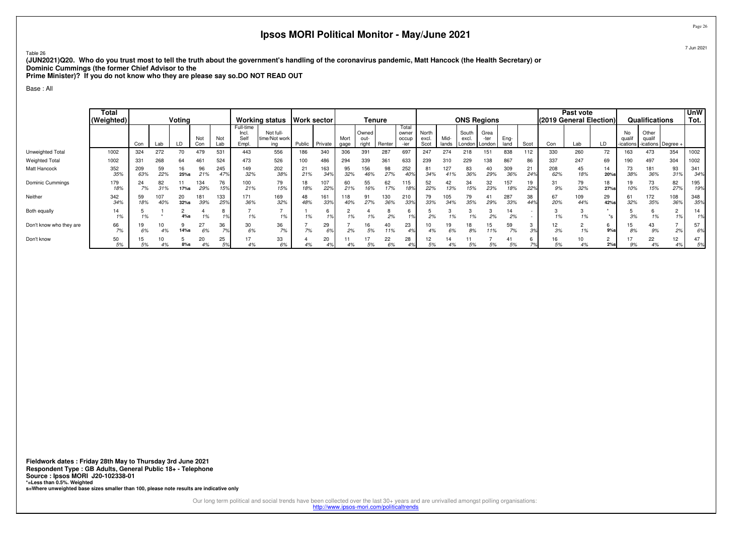# Ipsos MORI Political Monitor - May/June 2021

Table 26

**(JUN2021)Q20. Who do you trust most to tell the truth about the government's handling of the coronavirus pandemic, Matt Hancock (the Health Secretary) or Dominic Cummings (the former Chief Advisor to the Prime Minister)? If you do not know who they are please say so.DO NOT READ OUT**

Base : All

| | Total (Weighted) | Voting | | | | | Working status | | Work sector | | Tenure | | | | ONS Regions | | | | | | Past vote (2019 General Election) | | | Qualifications | | | UnW Tot. |
|---|---|---|---|---|---|---|---|---|---|---|---|---|---|---|---|---|---|---|---|---|---|---|---|---|---|---|---|
| | | Con | Lab | LD | Not Con | Not Lab | Full-time Incl. Self Empl. | Not full-time/Not working | Public | Private | Mortgage | Owned outright | Renter | Total owner occupier | North excl. Scot | Midlands | South excl. London | Greater London | England | Scot | Con | Lab | LD | No qualifications | Other qualifications | Degree + | |
| Unweighted Total | 1002 | 324 | 272 | 70 | 479 | 531 | 443 | 556 | 186 | 340 | 306 | 391 | 287 | 697 | 247 | 274 | 218 | 151 | 838 | 112 | 330 | 260 | 72 | 163 | 473 | 354 | 1002 |
| Weighted Total | 1002 | 331 | 268 | 64 | 461 | 524 | 473 | 526 | 100 | 486 | 294 | 339 | 361 | 633 | 239 | 310 | 229 | 138 | 867 | 86 | 337 | 247 | 69 | 190 | 497 | 304 | 1002 |
| Matt Hancock | 352 | 209 | 59 | 16 | 96 | 245 | 149 | 202 | 21 | 163 | 95 | 156 | 98 | 252 | 81 | 127 | 83 | 40 | 309 | 21 | 208 | 45 | 14 | 73 | 181 | 93 | 341 |
| | 35% | 63% | 22% | 25%s | 21% | 47% | 32% | 38% | 21% | 34% | 32% | 46% | 27% | 40% | 34% | 41% | 36% | 29% | 36% | 24% | 62% | 18% | 20%s | 38% | 36% | 31% | 34% |
| Dominic Cummings | 179 | 24 | 82 | 11 | 134 | 76 | 100 | 79 | 18 | 107 | 60 | 55 | 62 | 115 | 52 | 42 | 34 | 32 | 157 | 19 | 31 | 79 | 18 | 19 | 73 | 82 | 195 |
| | 18% | 7% | 31% | 17%s | 29% | 15% | 21% | 15% | 18% | 22% | 21% | 16% | 17% | 18% | 22% | 13% | 15% | 23% | 18% | 22% | 9% | 32% | 27%s | 10% | 15% | 27% | 19% |
| Neither | 342 | 59 | 107 | 20 | 181 | 133 | 171 | 169 | 48 | 161 | 118 | 91 | 130 | 210 | 79 | 105 | 79 | 41 | 287 | 38 | 67 | 109 | 29 | 61 | 172 | 108 | 348 |
| | 34% | 18% | 40% | 32%s | 39% | 25% | 36% | 32% | 48% | 33% | 40% | 27% | 36% | 33% | 33% | 34% | 35% | 29% | 33% | 44% | 20% | 44% | 42%s | 32% | 35% | 36% | 35% |
| Both equally | 14 | 5 | 1 | 2 | 4 | 8 | 7 | 7 | 1 | 6 | 2 | 4 | 8 | 6 | 5 | 3 | 3 | 3 | 14 | - | 3 | 3 | * | 5 | 6 | 2 | 14 |
| | 1% | 1% | * | 4%s | 1% | 1% | 1% | 1% | 1% | 1% | 1% | 1% | 2% | 1% | 2% | 1% | 1% | 2% | 2% | - | 1% | 1% | *s | 3% | 1% | 1% | 1% |
| Don't know who they are | 66 | 19 | 10 | 9 | 27 | 36 | 30 | 36 | 7 | 29 | 7 | 16 | 40 | 23 | 10 | 19 | 18 | 15 | 59 | 3 | 12 | 2 | 6 | 15 | 43 | 7 | 57 |
| | 7% | 6% | 4% | 14%s | 6% | 7% | 6% | 7% | 7% | 6% | 2% | 5% | 11% | 4% | 4% | 6% | 8% | 11% | 7% | 3% | 3% | 1% | 9%s | 8% | 9% | 2% | 6% |
| Don't know | 50 | 15 | 10 | 5 | 20 | 25 | 17 | 33 | 4 | 20 | 11 | 17 | 22 | 28 | 12 | 14 | 11 | 7 | 41 | 6 | 16 | 10 | 2 | 17 | 22 | 12 | 47 |
| | 5% | 5% | 4% | 8%s | 4% | 5% | 4% | 6% | 4% | 4% | 4% | 5% | 6% | 4% | 5% | 4% | 5% | 5% | 5% | 7% | 5% | 4% | 2%s | 9% | 4% | 4% | 5% |

**Fieldwork dates : Friday 28th May to Thursday 3rd June 2021**
**Respondent Type : GB Adults, General Public 18+ - Telephone**
**Source : Ipsos MORI J20-102338-01**
***=Less than 0.5%. Weighted**
**s=Where unweighted base sizes smaller than 100, please note results are indicative only**

Our long term political and social trends have been collected over the last 30+ years and are unrivalled amongst polling organisations: http://www.ipsos-mori.com/politicaltrends